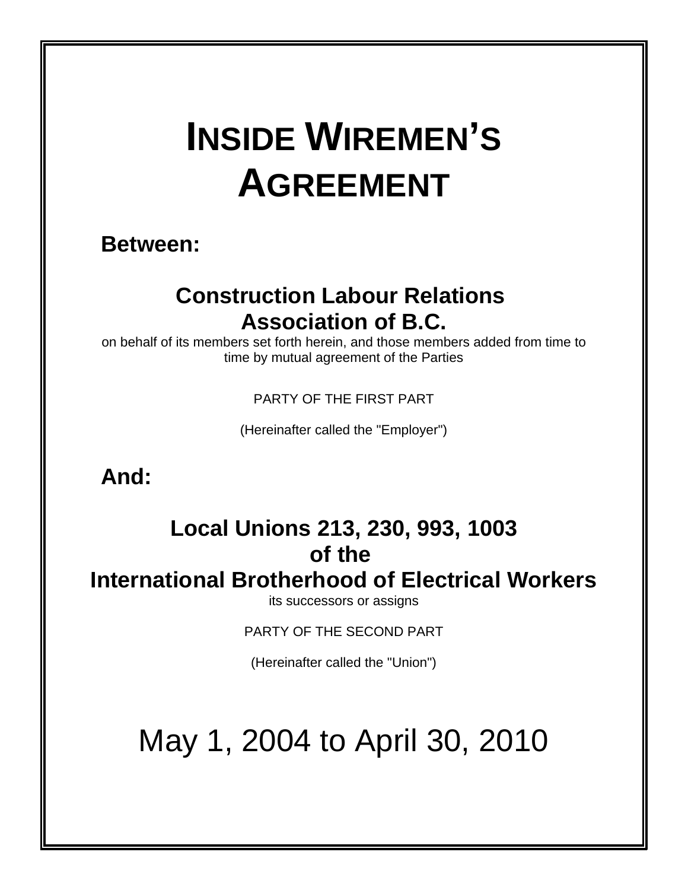# INSIDE WIREMEN'S AGREEMENT

**Between:**

## Construction Labour Relations Association of B.C.

on behalf of its members set forth herein, and those members added from time to time by mutual agreement of the Parties

PARTY OF THE FIRST PART

(Hereinafter called the "Employer")

**And:**

## Local Unions 213, 230, 993, 1003 of the International Brotherhood of Electrical Workers

its successors or assigns

PARTY OF THE SECOND PART

(Hereinafter called the "Union")

May 1, 2004 to April 30, 2010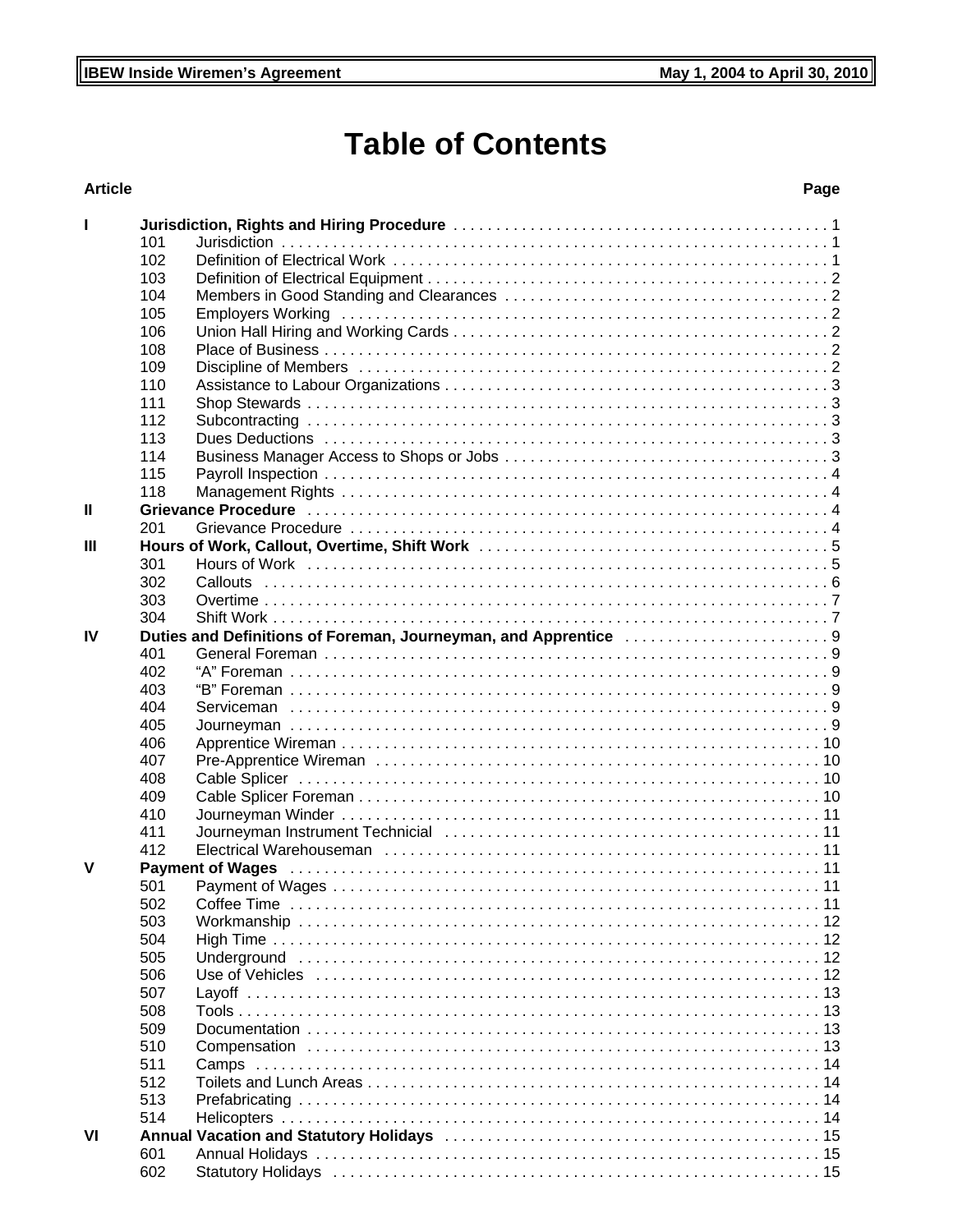# Table of Contents

| Article | | | Page |
|---|---|---|---|
| **I** | **Jurisdiction, Rights and Hiring Procedure** | | **1** |
| | 101 | Jurisdiction | 1 |
| | 102 | Definition of Electrical Work | 1 |
| | 103 | Definition of Electrical Equipment | 2 |
| | 104 | Members in Good Standing and Clearances | 2 |
| | 105 | Employers Working | 2 |
| | 106 | Union Hall Hiring and Working Cards | 2 |
| | 108 | Place of Business | 2 |
| | 109 | Discipline of Members | 2 |
| | 110 | Assistance to Labour Organizations | 3 |
| | 111 | Shop Stewards | 3 |
| | 112 | Subcontracting | 3 |
| | 113 | Dues Deductions | 3 |
| | 114 | Business Manager Access to Shops or Jobs | 3 |
| | 115 | Payroll Inspection | 4 |
| | 118 | Management Rights | 4 |
| **II** | **Grievance Procedure** | | **4** |
| | 201 | Grievance Procedure | 4 |
| **III** | **Hours of Work, Callout, Overtime, Shift Work** | | **5** |
| | 301 | Hours of Work | 5 |
| | 302 | Callouts | 6 |
| | 303 | Overtime | 7 |
| | 304 | Shift Work | 7 |
| **IV** | **Duties and Definitions of Foreman, Journeyman, and Apprentice** | | **9** |
| | 401 | General Foreman | 9 |
| | 402 | "A" Foreman | 9 |
| | 403 | "B" Foreman | 9 |
| | 404 | Serviceman | 9 |
| | 405 | Journeyman | 9 |
| | 406 | Apprentice Wireman | 10 |
| | 407 | Pre-Apprentice Wireman | 10 |
| | 408 | Cable Splicer | 10 |
| | 409 | Cable Splicer Foreman | 10 |
| | 410 | Journeyman Winder | 11 |
| | 411 | Journeyman Instrument Technicial | 11 |
| | 412 | Electrical Warehouseman | 11 |
| **V** | **Payment of Wages** | | **11** |
| | 501 | Payment of Wages | 11 |
| | 502 | Coffee Time | 11 |
| | 503 | Workmanship | 12 |
| | 504 | High Time | 12 |
| | 505 | Underground | 12 |
| | 506 | Use of Vehicles | 12 |
| | 507 | Layoff | 13 |
| | 508 | Tools | 13 |
| | 509 | Documentation | 13 |
| | 510 | Compensation | 13 |
| | 511 | Camps | 14 |
| | 512 | Toilets and Lunch Areas | 14 |
| | 513 | Prefabricating | 14 |
| | 514 | Helicopters | 14 |
| **VI** | **Annual Vacation and Statutory Holidays** | | **15** |
| | 601 | Annual Holidays | 15 |
| | 602 | Statutory Holidays | 15 |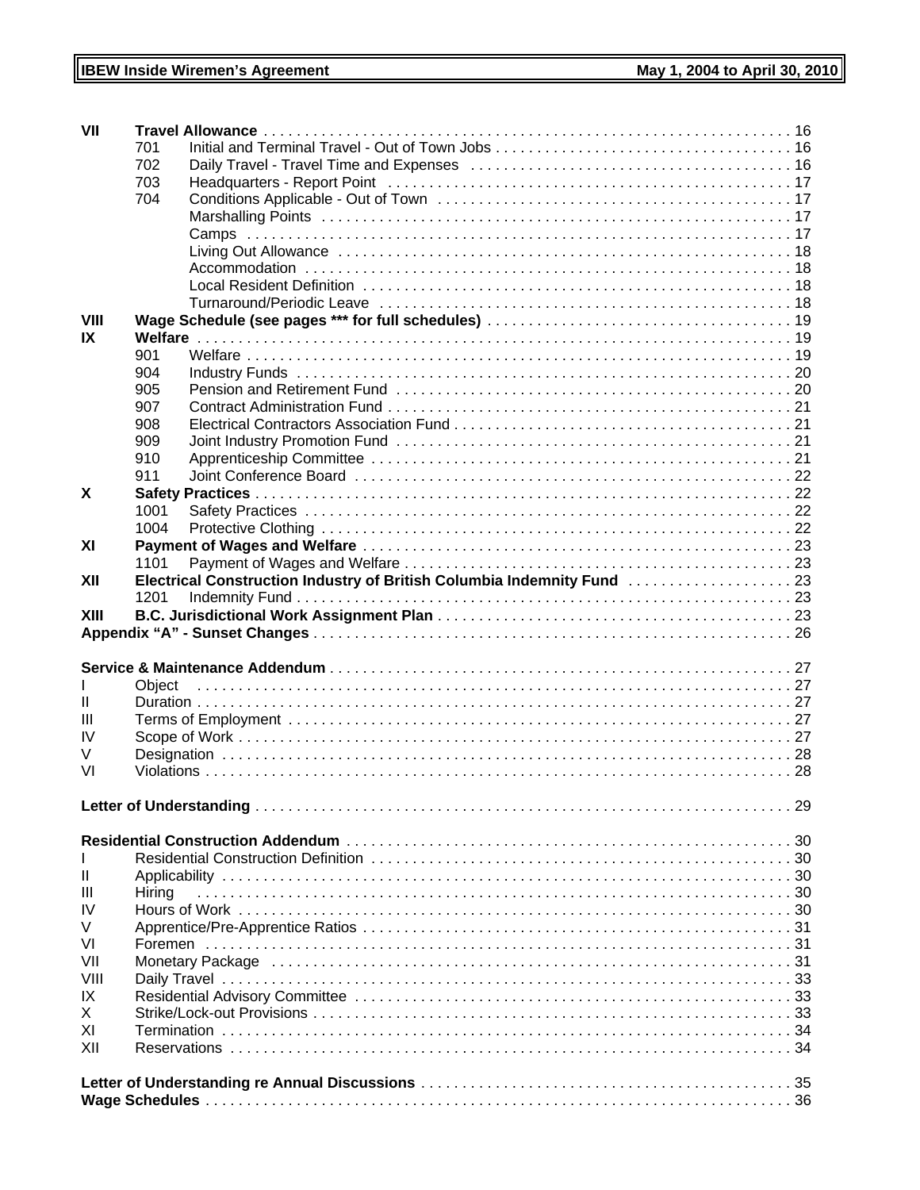| | | | |
|---|---|---|---|
| **VII** | **Travel Allowance** | | 16 |
| | 701 | Initial and Terminal Travel - Out of Town Jobs | 16 |
| | 702 | Daily Travel - Travel Time and Expenses | 16 |
| | 703 | Headquarters - Report Point | 17 |
| | 704 | Conditions Applicable - Out of Town | 17 |
| | | Marshalling Points | 17 |
| | | Camps | 17 |
| | | Living Out Allowance | 18 |
| | | Accommodation | 18 |
| | | Local Resident Definition | 18 |
| | | Turnaround/Periodic Leave | 18 |
| **VIII** | **Wage Schedule (see pages *** for full schedules)** | | 19 |
| **IX** | **Welfare** | | 19 |
| | 901 | Welfare | 19 |
| | 904 | Industry Funds | 20 |
| | 905 | Pension and Retirement Fund | 20 |
| | 907 | Contract Administration Fund | 21 |
| | 908 | Electrical Contractors Association Fund | 21 |
| | 909 | Joint Industry Promotion Fund | 21 |
| | 910 | Apprenticeship Committee | 21 |
| | 911 | Joint Conference Board | 22 |
| **X** | **Safety Practices** | | 22 |
| | 1001 | Safety Practices | 22 |
| | 1004 | Protective Clothing | 22 |
| **XI** | **Payment of Wages and Welfare** | | 23 |
| | 1101 | Payment of Wages and Welfare | 23 |
| **XII** | **Electrical Construction Industry of British Columbia Indemnity Fund** | | 23 |
| | 1201 | Indemnity Fund | 23 |
| **XIII** | **B.C. Jurisdictional Work Assignment Plan** | | 23 |
| **Appendix "A" - Sunset Changes** | | | 26 |
| | | | |
| **Service & Maintenance Addendum** | | | 27 |
| I | Object | | 27 |
| II | Duration | | 27 |
| III | Terms of Employment | | 27 |
| IV | Scope of Work | | 27 |
| V | Designation | | 28 |
| VI | Violations | | 28 |
| | | | |
| **Letter of Understanding** | | | 29 |
| | | | |
| **Residential Construction Addendum** | | | 30 |
| I | Residential Construction Definition | | 30 |
| II | Applicability | | 30 |
| III | Hiring | | 30 |
| IV | Hours of Work | | 30 |
| V | Apprentice/Pre-Apprentice Ratios | | 31 |
| VI | Foremen | | 31 |
| VII | Monetary Package | | 31 |
| VIII | Daily Travel | | 33 |
| IX | Residential Advisory Committee | | 33 |
| X | Strike/Lock-out Provisions | | 33 |
| XI | Termination | | 34 |
| XII | Reservations | | 34 |
| | | | |
| **Letter of Understanding re Annual Discussions** | | | 35 |
| **Wage Schedules** | | | 36 |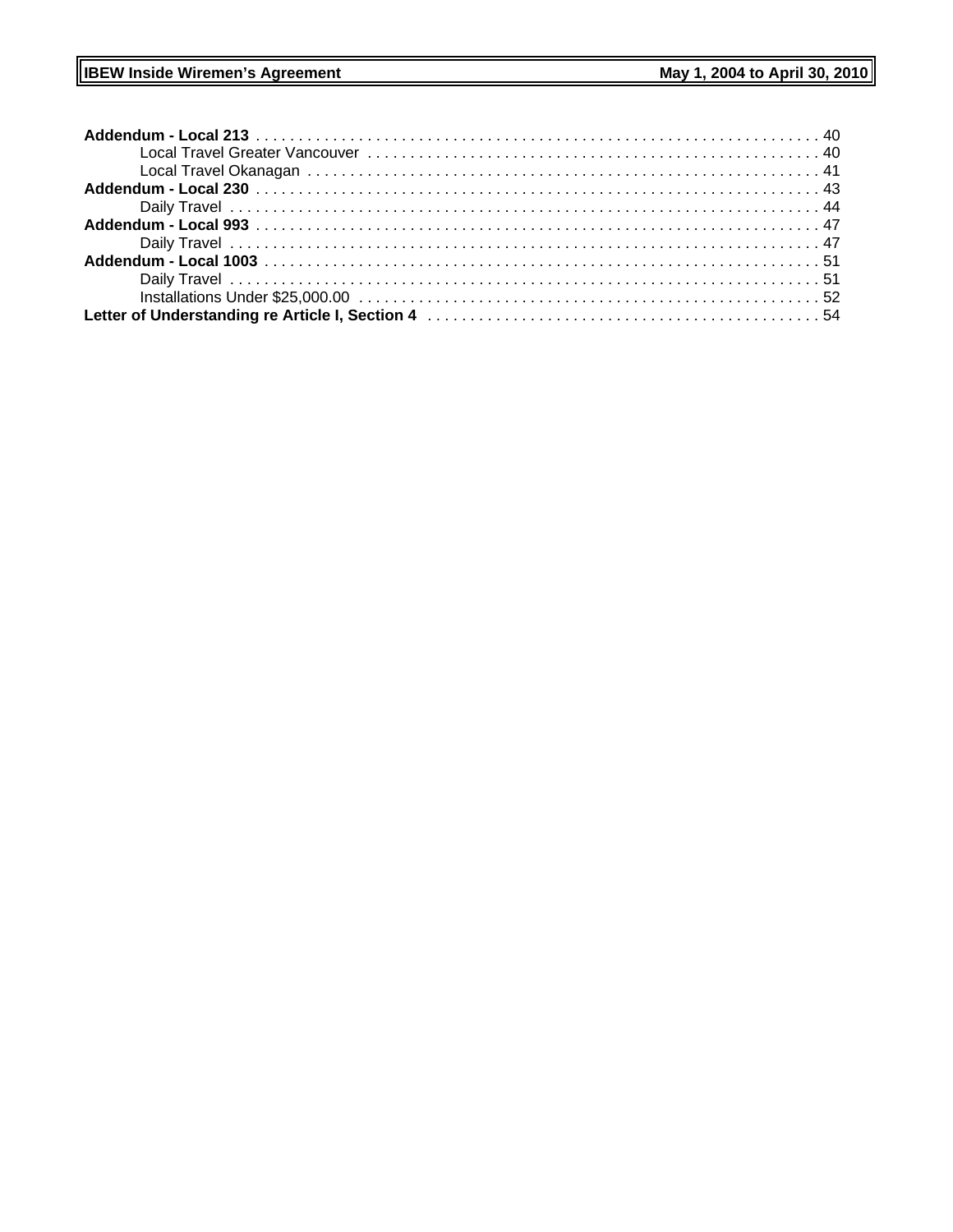**Addendum - Local 213** . . . . . . . . . . . . . . . . . . . . . . . . . . . . . . . . . . . . . . . . . . . . . . . . . . . . . . . . . . . . . . . . 40
  Local Travel Greater Vancouver . . . . . . . . . . . . . . . . . . . . . . . . . . . . . . . . . . . . . . . . . . . . . . . . . . . . . 40
  Local Travel Okanagan . . . . . . . . . . . . . . . . . . . . . . . . . . . . . . . . . . . . . . . . . . . . . . . . . . . . . . . . . . . . 41
**Addendum - Local 230** . . . . . . . . . . . . . . . . . . . . . . . . . . . . . . . . . . . . . . . . . . . . . . . . . . . . . . . . . . . . . . . . 43
  Daily Travel . . . . . . . . . . . . . . . . . . . . . . . . . . . . . . . . . . . . . . . . . . . . . . . . . . . . . . . . . . . . . . . . . . . . 44
**Addendum - Local 993** . . . . . . . . . . . . . . . . . . . . . . . . . . . . . . . . . . . . . . . . . . . . . . . . . . . . . . . . . . . . . . . . 47
  Daily Travel . . . . . . . . . . . . . . . . . . . . . . . . . . . . . . . . . . . . . . . . . . . . . . . . . . . . . . . . . . . . . . . . . . . . 47
**Addendum - Local 1003** . . . . . . . . . . . . . . . . . . . . . . . . . . . . . . . . . . . . . . . . . . . . . . . . . . . . . . . . . . . . . . . 51
  Daily Travel . . . . . . . . . . . . . . . . . . . . . . . . . . . . . . . . . . . . . . . . . . . . . . . . . . . . . . . . . . . . . . . . . . . . 51
  Installations Under $25,000.00 . . . . . . . . . . . . . . . . . . . . . . . . . . . . . . . . . . . . . . . . . . . . . . . . . . . . . 52
**Letter of Understanding re Article I, Section 4** . . . . . . . . . . . . . . . . . . . . . . . . . . . . . . . . . . . . . . . . . . . . . 54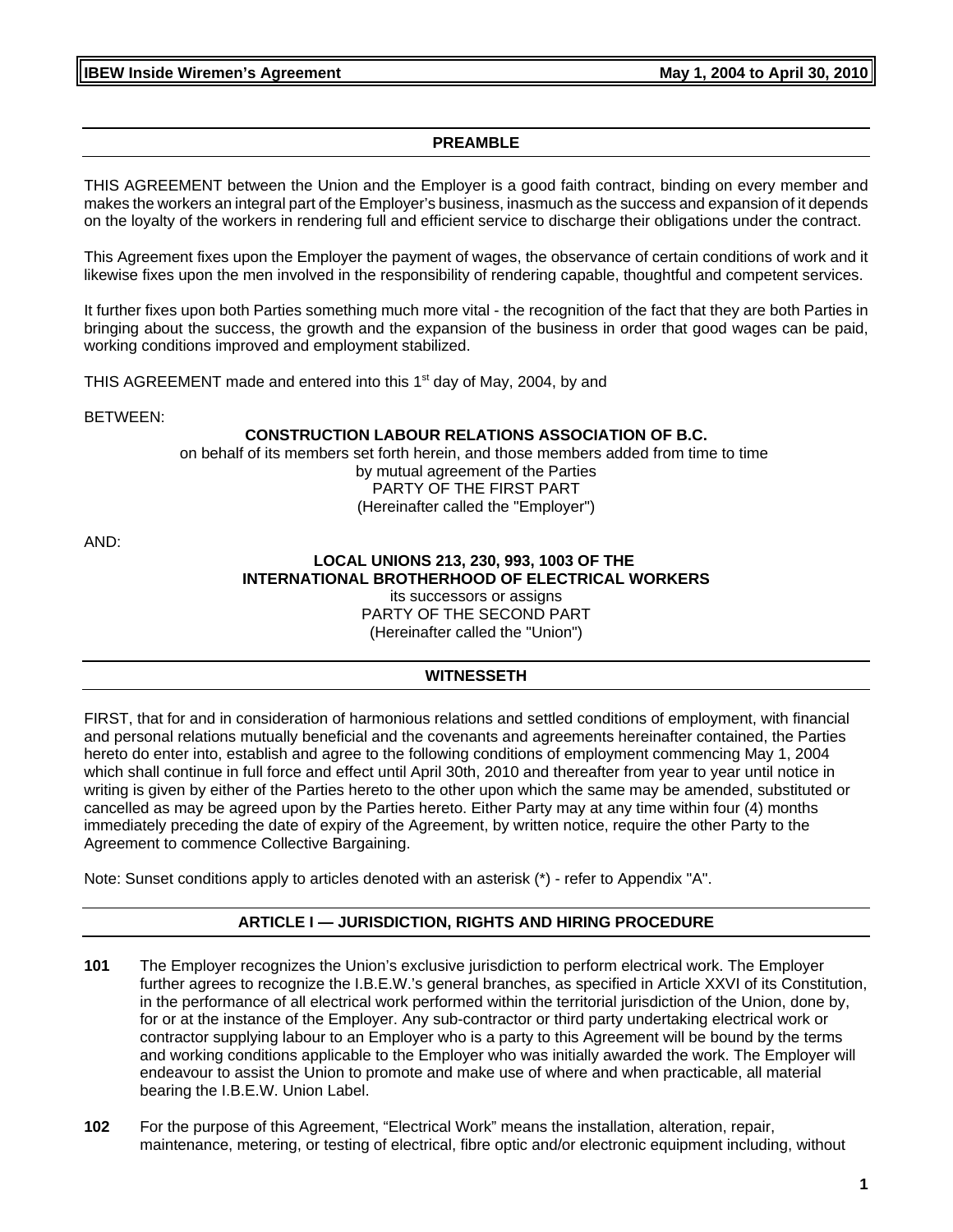## PREAMBLE

THIS AGREEMENT between the Union and the Employer is a good faith contract, binding on every member and makes the workers an integral part of the Employer's business, inasmuch as the success and expansion of it depends on the loyalty of the workers in rendering full and efficient service to discharge their obligations under the contract.

This Agreement fixes upon the Employer the payment of wages, the observance of certain conditions of work and it likewise fixes upon the men involved in the responsibility of rendering capable, thoughtful and competent services.

It further fixes upon both Parties something much more vital - the recognition of the fact that they are both Parties in bringing about the success, the growth and the expansion of the business in order that good wages can be paid, working conditions improved and employment stabilized.

THIS AGREEMENT made and entered into this 1st day of May, 2004, by and

BETWEEN:

**CONSTRUCTION LABOUR RELATIONS ASSOCIATION OF B.C.**
on behalf of its members set forth herein, and those members added from time to time
by mutual agreement of the Parties
PARTY OF THE FIRST PART
(Hereinafter called the "Employer")

AND:

**LOCAL UNIONS 213, 230, 993, 1003 OF THE**
**INTERNATIONAL BROTHERHOOD OF ELECTRICAL WORKERS**
its successors or assigns
PARTY OF THE SECOND PART
(Hereinafter called the "Union")

## WITNESSETH

FIRST, that for and in consideration of harmonious relations and settled conditions of employment, with financial and personal relations mutually beneficial and the covenants and agreements hereinafter contained, the Parties hereto do enter into, establish and agree to the following conditions of employment commencing May 1, 2004 which shall continue in full force and effect until April 30th, 2010 and thereafter from year to year until notice in writing is given by either of the Parties hereto to the other upon which the same may be amended, substituted or cancelled as may be agreed upon by the Parties hereto. Either Party may at any time within four (4) months immediately preceding the date of expiry of the Agreement, by written notice, require the other Party to the Agreement to commence Collective Bargaining.

Note: Sunset conditions apply to articles denoted with an asterisk (*) - refer to Appendix "A".

## ARTICLE I — JURISDICTION, RIGHTS AND HIRING PROCEDURE

**101** The Employer recognizes the Union's exclusive jurisdiction to perform electrical work. The Employer further agrees to recognize the I.B.E.W.'s general branches, as specified in Article XXVI of its Constitution, in the performance of all electrical work performed within the territorial jurisdiction of the Union, done by, for or at the instance of the Employer. Any sub-contractor or third party undertaking electrical work or contractor supplying labour to an Employer who is a party to this Agreement will be bound by the terms and working conditions applicable to the Employer who was initially awarded the work. The Employer will endeavour to assist the Union to promote and make use of where and when practicable, all material bearing the I.B.E.W. Union Label.

**102** For the purpose of this Agreement, "Electrical Work" means the installation, alteration, repair, maintenance, metering, or testing of electrical, fibre optic and/or electronic equipment including, without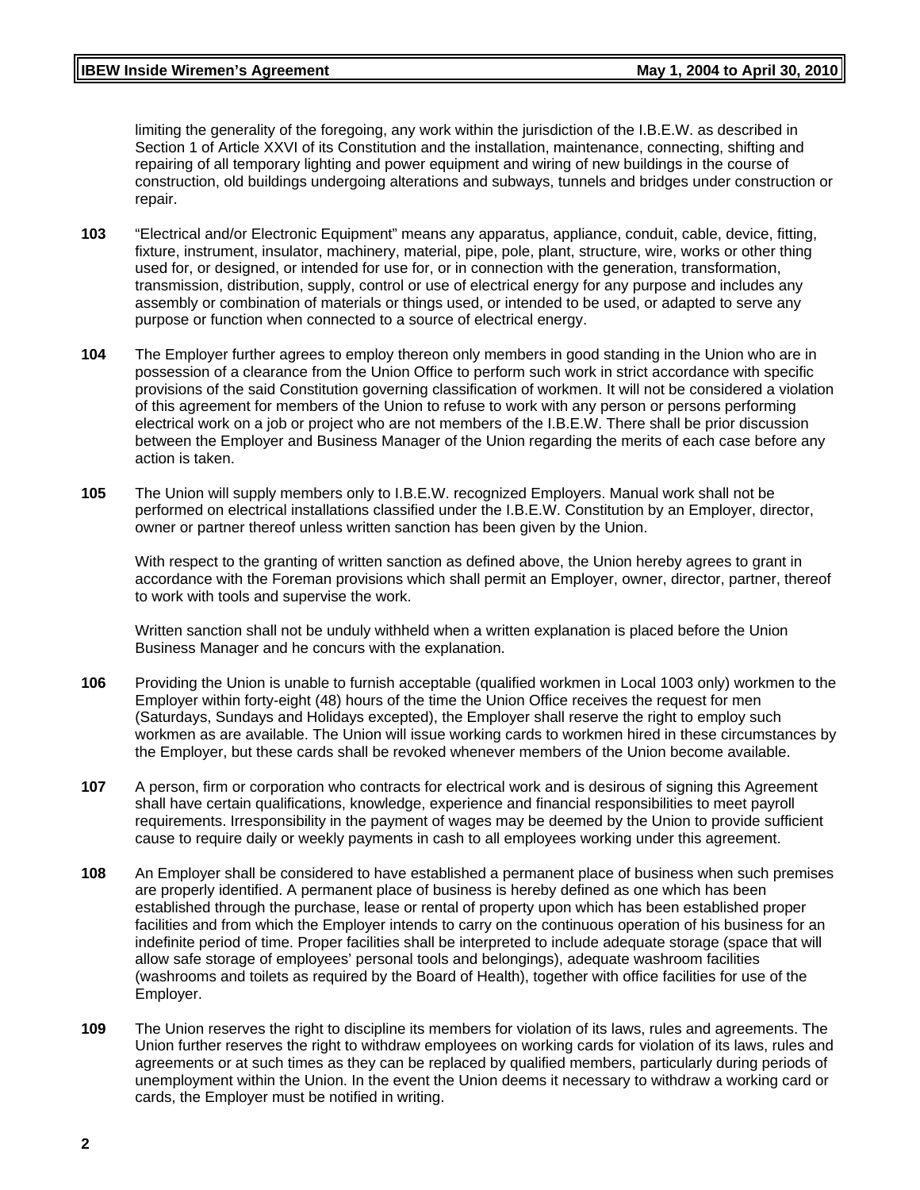limiting the generality of the foregoing, any work within the jurisdiction of the I.B.E.W. as described in Section 1 of Article XXVI of its Constitution and the installation, maintenance, connecting, shifting and repairing of all temporary lighting and power equipment and wiring of new buildings in the course of construction, old buildings undergoing alterations and subways, tunnels and bridges under construction or repair.

**103** "Electrical and/or Electronic Equipment" means any apparatus, appliance, conduit, cable, device, fitting, fixture, instrument, insulator, machinery, material, pipe, pole, plant, structure, wire, works or other thing used for, or designed, or intended for use for, or in connection with the generation, transformation, transmission, distribution, supply, control or use of electrical energy for any purpose and includes any assembly or combination of materials or things used, or intended to be used, or adapted to serve any purpose or function when connected to a source of electrical energy.

**104** The Employer further agrees to employ thereon only members in good standing in the Union who are in possession of a clearance from the Union Office to perform such work in strict accordance with specific provisions of the said Constitution governing classification of workmen. It will not be considered a violation of this agreement for members of the Union to refuse to work with any person or persons performing electrical work on a job or project who are not members of the I.B.E.W. There shall be prior discussion between the Employer and Business Manager of the Union regarding the merits of each case before any action is taken.

**105** The Union will supply members only to I.B.E.W. recognized Employers. Manual work shall not be performed on electrical installations classified under the I.B.E.W. Constitution by an Employer, director, owner or partner thereof unless written sanction has been given by the Union.

With respect to the granting of written sanction as defined above, the Union hereby agrees to grant in accordance with the Foreman provisions which shall permit an Employer, owner, director, partner, thereof to work with tools and supervise the work.

Written sanction shall not be unduly withheld when a written explanation is placed before the Union Business Manager and he concurs with the explanation.

**106** Providing the Union is unable to furnish acceptable (qualified workmen in Local 1003 only) workmen to the Employer within forty-eight (48) hours of the time the Union Office receives the request for men (Saturdays, Sundays and Holidays excepted), the Employer shall reserve the right to employ such workmen as are available. The Union will issue working cards to workmen hired in these circumstances by the Employer, but these cards shall be revoked whenever members of the Union become available.

**107** A person, firm or corporation who contracts for electrical work and is desirous of signing this Agreement shall have certain qualifications, knowledge, experience and financial responsibilities to meet payroll requirements. Irresponsibility in the payment of wages may be deemed by the Union to provide sufficient cause to require daily or weekly payments in cash to all employees working under this agreement.

**108** An Employer shall be considered to have established a permanent place of business when such premises are properly identified. A permanent place of business is hereby defined as one which has been established through the purchase, lease or rental of property upon which has been established proper facilities and from which the Employer intends to carry on the continuous operation of his business for an indefinite period of time. Proper facilities shall be interpreted to include adequate storage (space that will allow safe storage of employees' personal tools and belongings), adequate washroom facilities (washrooms and toilets as required by the Board of Health), together with office facilities for use of the Employer.

**109** The Union reserves the right to discipline its members for violation of its laws, rules and agreements. The Union further reserves the right to withdraw employees on working cards for violation of its laws, rules and agreements or at such times as they can be replaced by qualified members, particularly during periods of unemployment within the Union. In the event the Union deems it necessary to withdraw a working card or cards, the Employer must be notified in writing.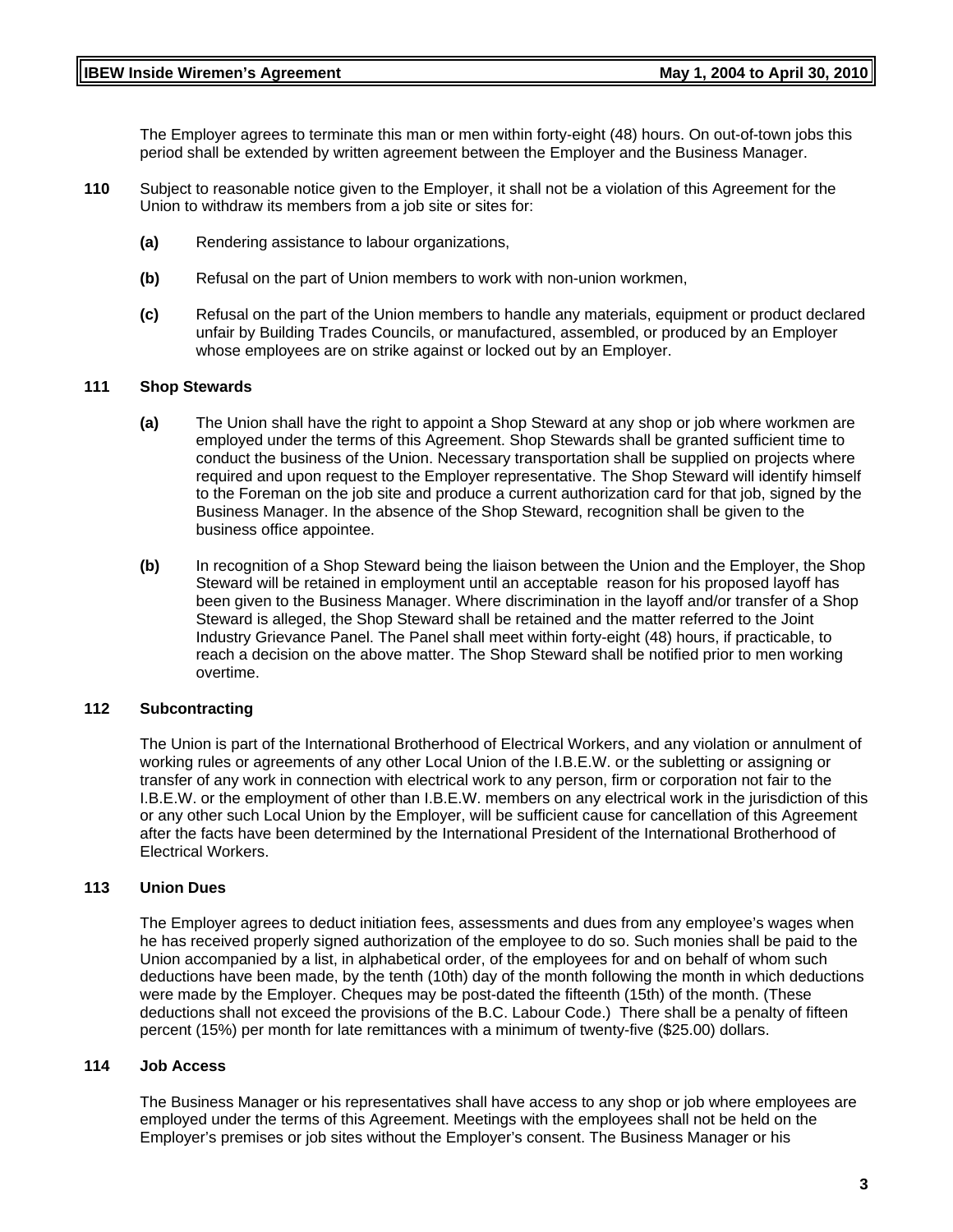The Employer agrees to terminate this man or men within forty-eight (48) hours. On out-of-town jobs this period shall be extended by written agreement between the Employer and the Business Manager.

**110** Subject to reasonable notice given to the Employer, it shall not be a violation of this Agreement for the Union to withdraw its members from a job site or sites for:

- **(a)** Rendering assistance to labour organizations,
- **(b)** Refusal on the part of Union members to work with non-union workmen,
- **(c)** Refusal on the part of the Union members to handle any materials, equipment or product declared unfair by Building Trades Councils, or manufactured, assembled, or produced by an Employer whose employees are on strike against or locked out by an Employer.

### 111 Shop Stewards

- **(a)** The Union shall have the right to appoint a Shop Steward at any shop or job where workmen are employed under the terms of this Agreement. Shop Stewards shall be granted sufficient time to conduct the business of the Union. Necessary transportation shall be supplied on projects where required and upon request to the Employer representative. The Shop Steward will identify himself to the Foreman on the job site and produce a current authorization card for that job, signed by the Business Manager. In the absence of the Shop Steward, recognition shall be given to the business office appointee.
- **(b)** In recognition of a Shop Steward being the liaison between the Union and the Employer, the Shop Steward will be retained in employment until an acceptable reason for his proposed layoff has been given to the Business Manager. Where discrimination in the layoff and/or transfer of a Shop Steward is alleged, the Shop Steward shall be retained and the matter referred to the Joint Industry Grievance Panel. The Panel shall meet within forty-eight (48) hours, if practicable, to reach a decision on the above matter. The Shop Steward shall be notified prior to men working overtime.

### 112 Subcontracting

The Union is part of the International Brotherhood of Electrical Workers, and any violation or annulment of working rules or agreements of any other Local Union of the I.B.E.W. or the subletting or assigning or transfer of any work in connection with electrical work to any person, firm or corporation not fair to the I.B.E.W. or the employment of other than I.B.E.W. members on any electrical work in the jurisdiction of this or any other such Local Union by the Employer, will be sufficient cause for cancellation of this Agreement after the facts have been determined by the International President of the International Brotherhood of Electrical Workers.

### 113 Union Dues

The Employer agrees to deduct initiation fees, assessments and dues from any employee's wages when he has received properly signed authorization of the employee to do so. Such monies shall be paid to the Union accompanied by a list, in alphabetical order, of the employees for and on behalf of whom such deductions have been made, by the tenth (10th) day of the month following the month in which deductions were made by the Employer. Cheques may be post-dated the fifteenth (15th) of the month. (These deductions shall not exceed the provisions of the B.C. Labour Code.) There shall be a penalty of fifteen percent (15%) per month for late remittances with a minimum of twenty-five ($25.00) dollars.

### 114 Job Access

The Business Manager or his representatives shall have access to any shop or job where employees are employed under the terms of this Agreement. Meetings with the employees shall not be held on the Employer's premises or job sites without the Employer's consent. The Business Manager or his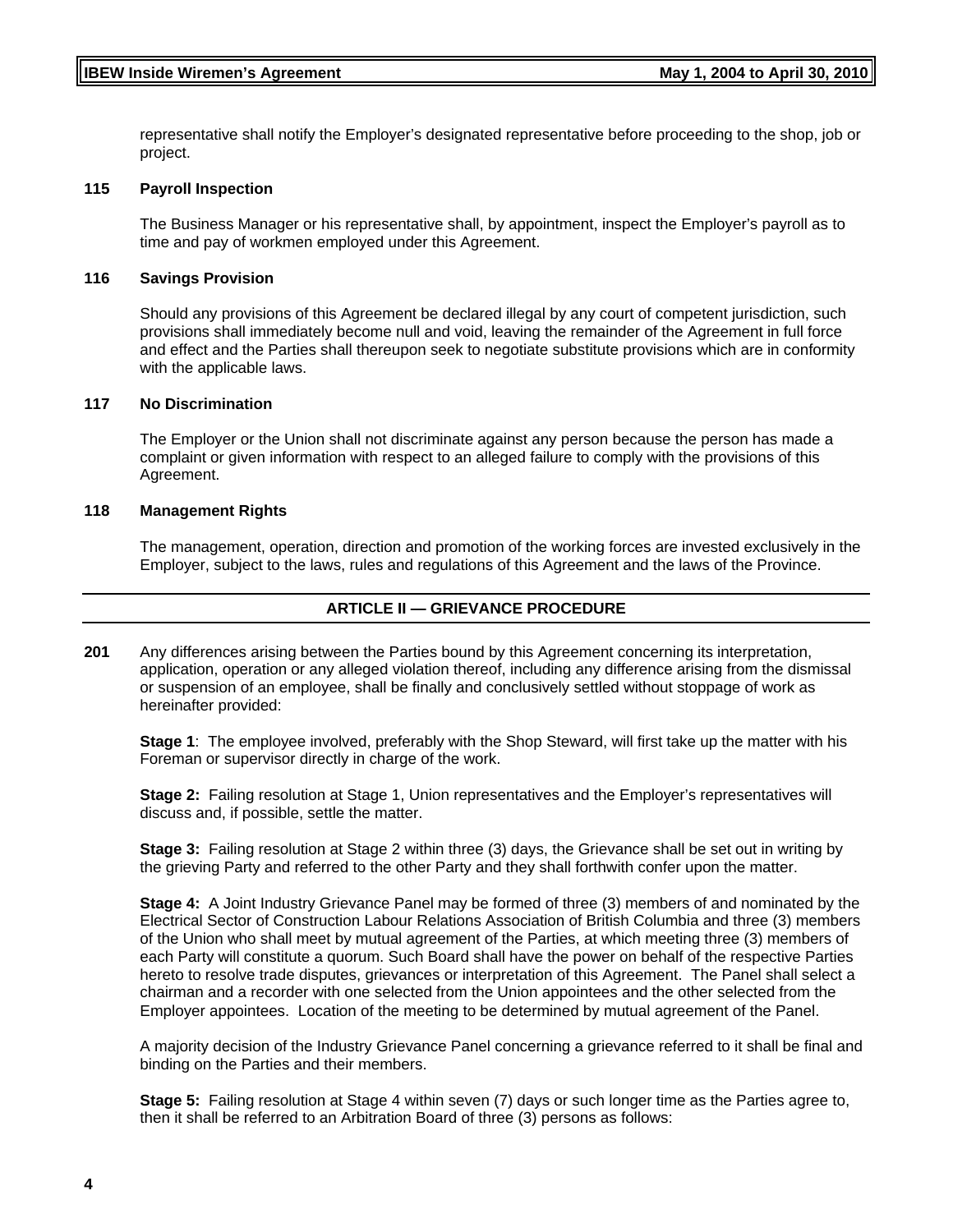representative shall notify the Employer's designated representative before proceeding to the shop, job or project.

### 115 Payroll Inspection

The Business Manager or his representative shall, by appointment, inspect the Employer's payroll as to time and pay of workmen employed under this Agreement.

### 116 Savings Provision

Should any provisions of this Agreement be declared illegal by any court of competent jurisdiction, such provisions shall immediately become null and void, leaving the remainder of the Agreement in full force and effect and the Parties shall thereupon seek to negotiate substitute provisions which are in conformity with the applicable laws.

### 117 No Discrimination

The Employer or the Union shall not discriminate against any person because the person has made a complaint or given information with respect to an alleged failure to comply with the provisions of this Agreement.

### 118 Management Rights

The management, operation, direction and promotion of the working forces are invested exclusively in the Employer, subject to the laws, rules and regulations of this Agreement and the laws of the Province.

## ARTICLE II — GRIEVANCE PROCEDURE

**201** Any differences arising between the Parties bound by this Agreement concerning its interpretation, application, operation or any alleged violation thereof, including any difference arising from the dismissal or suspension of an employee, shall be finally and conclusively settled without stoppage of work as hereinafter provided:

**Stage 1**: The employee involved, preferably with the Shop Steward, will first take up the matter with his Foreman or supervisor directly in charge of the work.

**Stage 2:** Failing resolution at Stage 1, Union representatives and the Employer's representatives will discuss and, if possible, settle the matter.

**Stage 3:** Failing resolution at Stage 2 within three (3) days, the Grievance shall be set out in writing by the grieving Party and referred to the other Party and they shall forthwith confer upon the matter.

**Stage 4:** A Joint Industry Grievance Panel may be formed of three (3) members of and nominated by the Electrical Sector of Construction Labour Relations Association of British Columbia and three (3) members of the Union who shall meet by mutual agreement of the Parties, at which meeting three (3) members of each Party will constitute a quorum. Such Board shall have the power on behalf of the respective Parties hereto to resolve trade disputes, grievances or interpretation of this Agreement. The Panel shall select a chairman and a recorder with one selected from the Union appointees and the other selected from the Employer appointees. Location of the meeting to be determined by mutual agreement of the Panel.

A majority decision of the Industry Grievance Panel concerning a grievance referred to it shall be final and binding on the Parties and their members.

**Stage 5:** Failing resolution at Stage 4 within seven (7) days or such longer time as the Parties agree to, then it shall be referred to an Arbitration Board of three (3) persons as follows: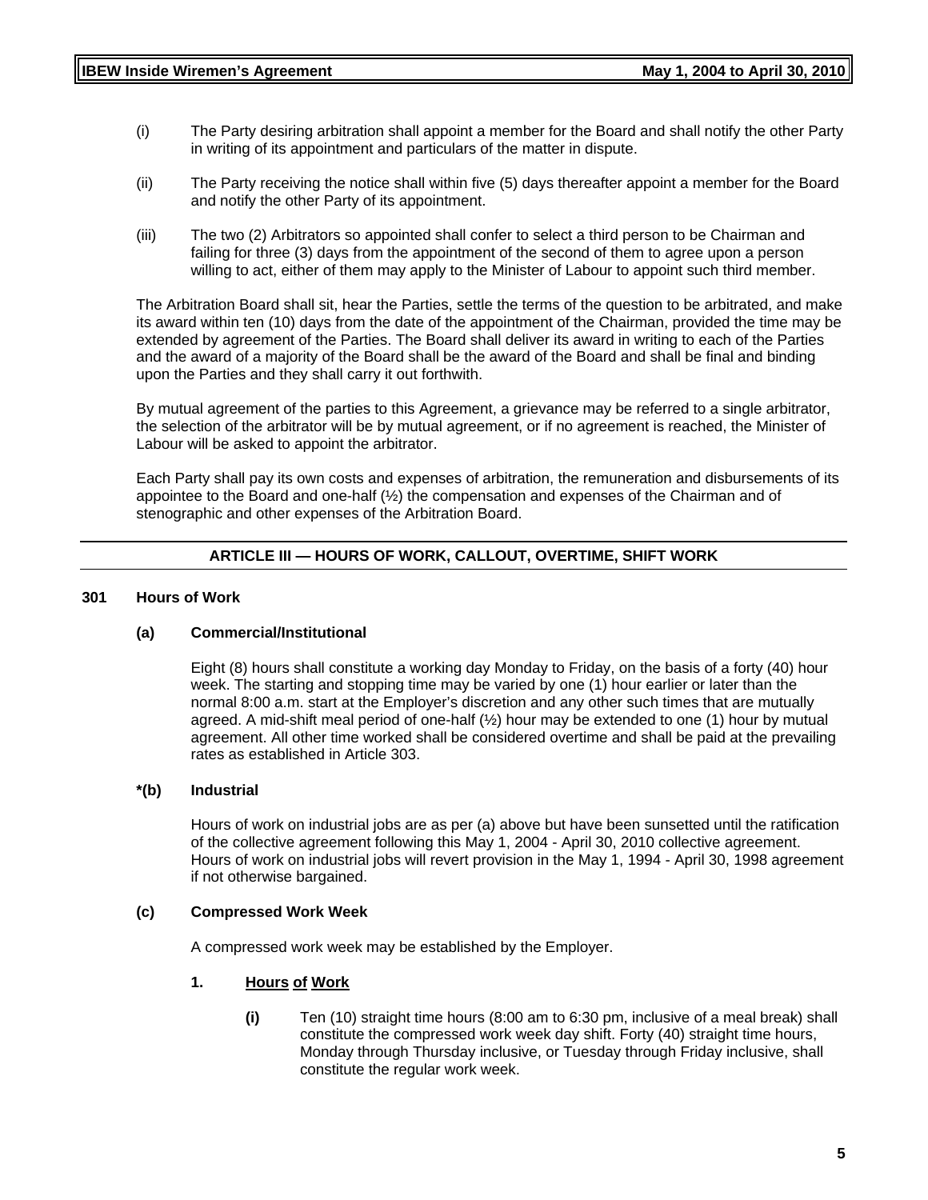(i) The Party desiring arbitration shall appoint a member for the Board and shall notify the other Party in writing of its appointment and particulars of the matter in dispute.

(ii) The Party receiving the notice shall within five (5) days thereafter appoint a member for the Board and notify the other Party of its appointment.

(iii) The two (2) Arbitrators so appointed shall confer to select a third person to be Chairman and failing for three (3) days from the appointment of the second of them to agree upon a person willing to act, either of them may apply to the Minister of Labour to appoint such third member.

The Arbitration Board shall sit, hear the Parties, settle the terms of the question to be arbitrated, and make its award within ten (10) days from the date of the appointment of the Chairman, provided the time may be extended by agreement of the Parties. The Board shall deliver its award in writing to each of the Parties and the award of a majority of the Board shall be the award of the Board and shall be final and binding upon the Parties and they shall carry it out forthwith.

By mutual agreement of the parties to this Agreement, a grievance may be referred to a single arbitrator, the selection of the arbitrator will be by mutual agreement, or if no agreement is reached, the Minister of Labour will be asked to appoint the arbitrator.

Each Party shall pay its own costs and expenses of arbitration, the remuneration and disbursements of its appointee to the Board and one-half (½) the compensation and expenses of the Chairman and of stenographic and other expenses of the Arbitration Board.

## ARTICLE III — HOURS OF WORK, CALLOUT, OVERTIME, SHIFT WORK

### 301 Hours of Work

#### (a) Commercial/Institutional

Eight (8) hours shall constitute a working day Monday to Friday, on the basis of a forty (40) hour week. The starting and stopping time may be varied by one (1) hour earlier or later than the normal 8:00 a.m. start at the Employer's discretion and any other such times that are mutually agreed. A mid-shift meal period of one-half (½) hour may be extended to one (1) hour by mutual agreement. All other time worked shall be considered overtime and shall be paid at the prevailing rates as established in Article 303.

#### *(b) Industrial

Hours of work on industrial jobs are as per (a) above but have been sunsetted until the ratification of the collective agreement following this May 1, 2004 - April 30, 2010 collective agreement. Hours of work on industrial jobs will revert provision in the May 1, 1994 - April 30, 1998 agreement if not otherwise bargained.

#### (c) Compressed Work Week

A compressed work week may be established by the Employer.

**1. <u>Hours</u> <u>of</u> <u>Work</u>**

**(i)** Ten (10) straight time hours (8:00 am to 6:30 pm, inclusive of a meal break) shall constitute the compressed work week day shift. Forty (40) straight time hours, Monday through Thursday inclusive, or Tuesday through Friday inclusive, shall constitute the regular work week.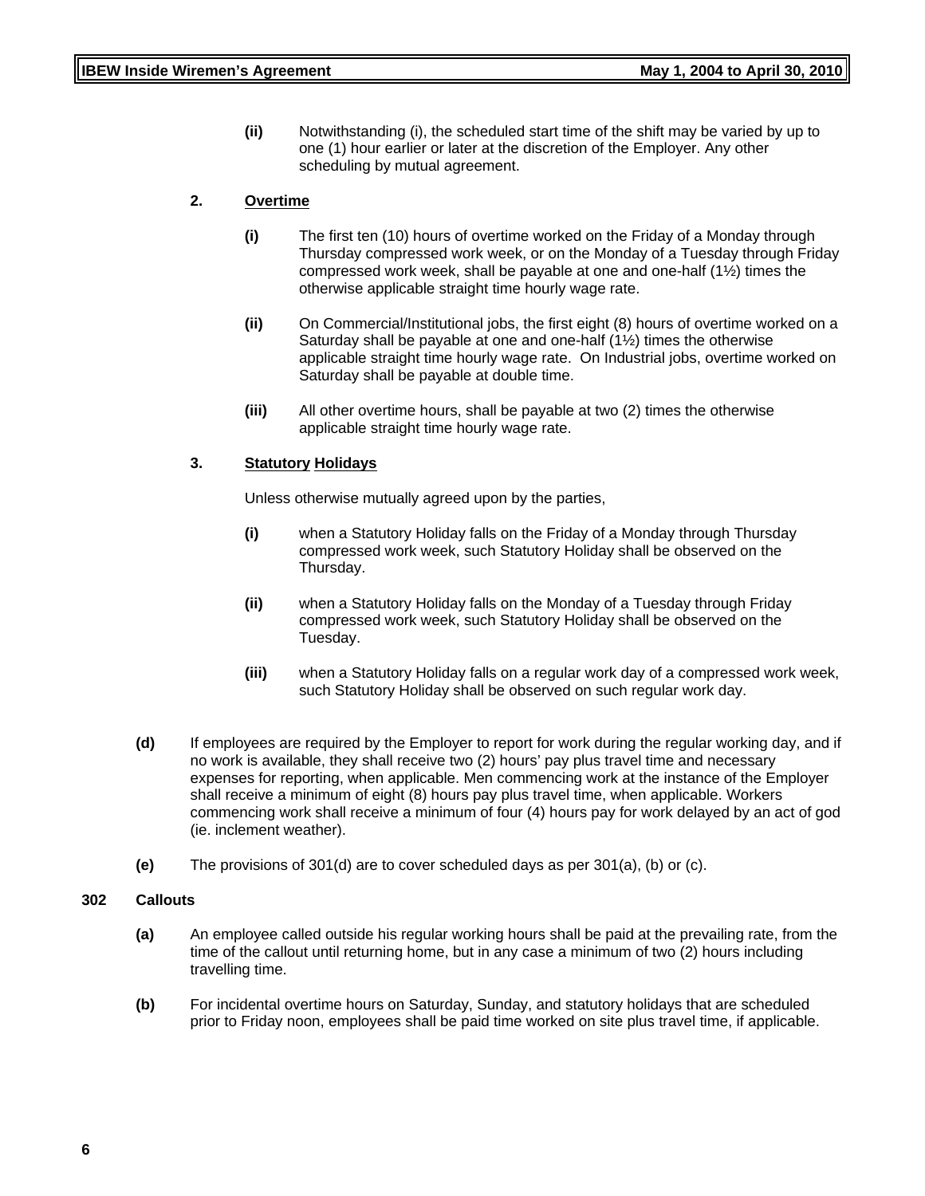**(ii)** Notwithstanding (i), the scheduled start time of the shift may be varied by up to one (1) hour earlier or later at the discretion of the Employer. Any other scheduling by mutual agreement.

**2. Overtime**

**(i)** The first ten (10) hours of overtime worked on the Friday of a Monday through Thursday compressed work week, or on the Monday of a Tuesday through Friday compressed work week, shall be payable at one and one-half (1½) times the otherwise applicable straight time hourly wage rate.

**(ii)** On Commercial/Institutional jobs, the first eight (8) hours of overtime worked on a Saturday shall be payable at one and one-half (1½) times the otherwise applicable straight time hourly wage rate. On Industrial jobs, overtime worked on Saturday shall be payable at double time.

**(iii)** All other overtime hours, shall be payable at two (2) times the otherwise applicable straight time hourly wage rate.

**3. Statutory Holidays**

Unless otherwise mutually agreed upon by the parties,

**(i)** when a Statutory Holiday falls on the Friday of a Monday through Thursday compressed work week, such Statutory Holiday shall be observed on the Thursday.

**(ii)** when a Statutory Holiday falls on the Monday of a Tuesday through Friday compressed work week, such Statutory Holiday shall be observed on the Tuesday.

**(iii)** when a Statutory Holiday falls on a regular work day of a compressed work week, such Statutory Holiday shall be observed on such regular work day.

**(d)** If employees are required by the Employer to report for work during the regular working day, and if no work is available, they shall receive two (2) hours' pay plus travel time and necessary expenses for reporting, when applicable. Men commencing work at the instance of the Employer shall receive a minimum of eight (8) hours pay plus travel time, when applicable. Workers commencing work shall receive a minimum of four (4) hours pay for work delayed by an act of god (ie. inclement weather).

**(e)** The provisions of 301(d) are to cover scheduled days as per 301(a), (b) or (c).

### 302 Callouts

**(a)** An employee called outside his regular working hours shall be paid at the prevailing rate, from the time of the callout until returning home, but in any case a minimum of two (2) hours including travelling time.

**(b)** For incidental overtime hours on Saturday, Sunday, and statutory holidays that are scheduled prior to Friday noon, employees shall be paid time worked on site plus travel time, if applicable.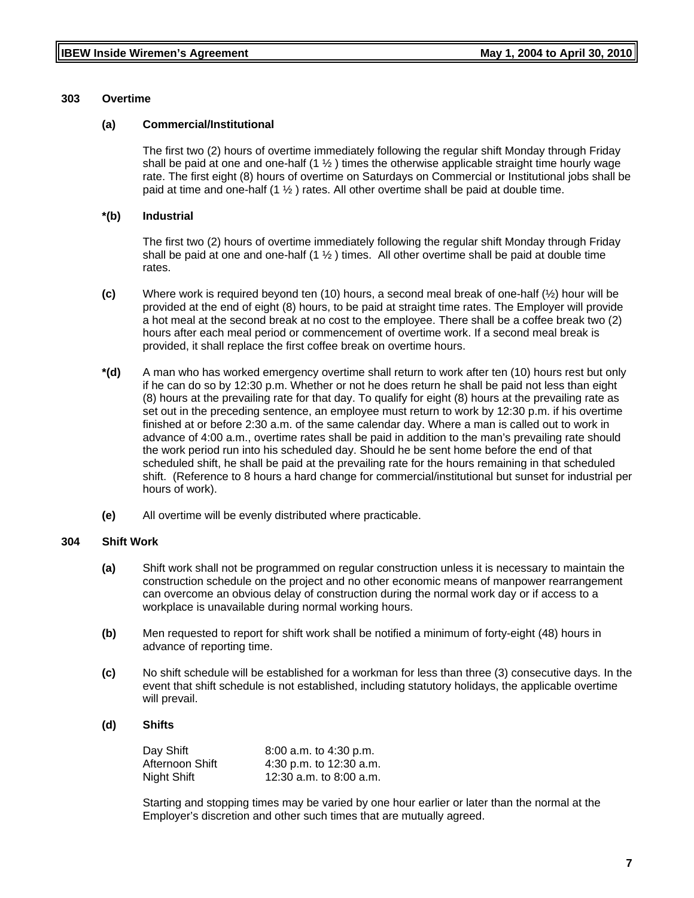### 303 Overtime

**(a) Commercial/Institutional**

The first two (2) hours of overtime immediately following the regular shift Monday through Friday shall be paid at one and one-half (1 ½ ) times the otherwise applicable straight time hourly wage rate. The first eight (8) hours of overtime on Saturdays on Commercial or Institutional jobs shall be paid at time and one-half (1 ½ ) rates. All other overtime shall be paid at double time.

**\*(b) Industrial**

The first two (2) hours of overtime immediately following the regular shift Monday through Friday shall be paid at one and one-half (1 ½ ) times. All other overtime shall be paid at double time rates.

**(c)** Where work is required beyond ten (10) hours, a second meal break of one-half (½) hour will be provided at the end of eight (8) hours, to be paid at straight time rates. The Employer will provide a hot meal at the second break at no cost to the employee. There shall be a coffee break two (2) hours after each meal period or commencement of overtime work. If a second meal break is provided, it shall replace the first coffee break on overtime hours.

**\*(d)** A man who has worked emergency overtime shall return to work after ten (10) hours rest but only if he can do so by 12:30 p.m. Whether or not he does return he shall be paid not less than eight (8) hours at the prevailing rate for that day. To qualify for eight (8) hours at the prevailing rate as set out in the preceding sentence, an employee must return to work by 12:30 p.m. if his overtime finished at or before 2:30 a.m. of the same calendar day. Where a man is called out to work in advance of 4:00 a.m., overtime rates shall be paid in addition to the man's prevailing rate should the work period run into his scheduled day. Should he be sent home before the end of that scheduled shift, he shall be paid at the prevailing rate for the hours remaining in that scheduled shift. (Reference to 8 hours a hard change for commercial/institutional but sunset for industrial per hours of work).

**(e)** All overtime will be evenly distributed where practicable.

### 304 Shift Work

**(a)** Shift work shall not be programmed on regular construction unless it is necessary to maintain the construction schedule on the project and no other economic means of manpower rearrangement can overcome an obvious delay of construction during the normal work day or if access to a workplace is unavailable during normal working hours.

**(b)** Men requested to report for shift work shall be notified a minimum of forty-eight (48) hours in advance of reporting time.

**(c)** No shift schedule will be established for a workman for less than three (3) consecutive days. In the event that shift schedule is not established, including statutory holidays, the applicable overtime will prevail.

**(d) Shifts**

| | |
|---|---|
| Day Shift | 8:00 a.m. to 4:30 p.m. |
| Afternoon Shift | 4:30 p.m. to 12:30 a.m. |
| Night Shift | 12:30 a.m. to 8:00 a.m. |

Starting and stopping times may be varied by one hour earlier or later than the normal at the Employer's discretion and other such times that are mutually agreed.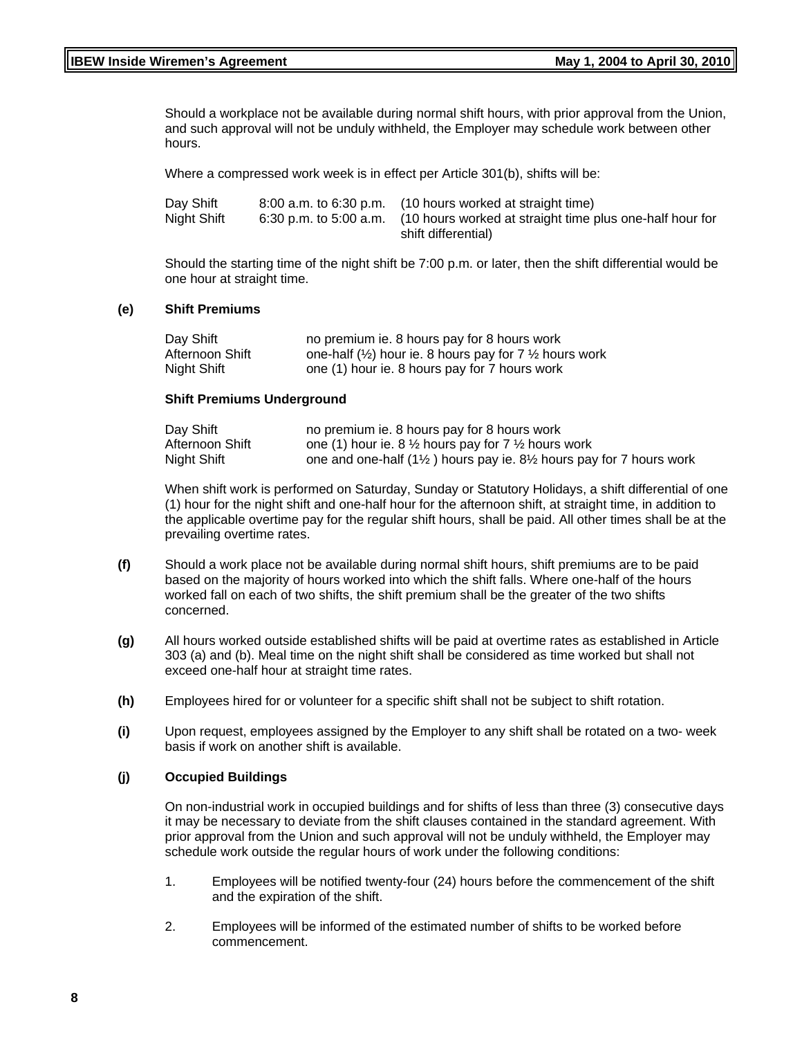Should a workplace not be available during normal shift hours, with prior approval from the Union, and such approval will not be unduly withheld, the Employer may schedule work between other hours.

Where a compressed work week is in effect per Article 301(b), shifts will be:

| | | |
|---|---|---|
| Day Shift | 8:00 a.m. to 6:30 p.m. | (10 hours worked at straight time) |
| Night Shift | 6:30 p.m. to 5:00 a.m. | (10 hours worked at straight time plus one-half hour for shift differential) |

Should the starting time of the night shift be 7:00 p.m. or later, then the shift differential would be one hour at straight time.

**(e) Shift Premiums**

| | |
|---|---|
| Day Shift | no premium ie. 8 hours pay for 8 hours work |
| Afternoon Shift | one-half (½) hour ie. 8 hours pay for 7 ½ hours work |
| Night Shift | one (1) hour ie. 8 hours pay for 7 hours work |

**Shift Premiums Underground**

| | |
|---|---|
| Day Shift | no premium ie. 8 hours pay for 8 hours work |
| Afternoon Shift | one (1) hour ie. 8 ½ hours pay for 7 ½ hours work |
| Night Shift | one and one-half (1½ ) hours pay ie. 8½ hours pay for 7 hours work |

When shift work is performed on Saturday, Sunday or Statutory Holidays, a shift differential of one (1) hour for the night shift and one-half hour for the afternoon shift, at straight time, in addition to the applicable overtime pay for the regular shift hours, shall be paid. All other times shall be at the prevailing overtime rates.

**(f)** Should a work place not be available during normal shift hours, shift premiums are to be paid based on the majority of hours worked into which the shift falls. Where one-half of the hours worked fall on each of two shifts, the shift premium shall be the greater of the two shifts concerned.

**(g)** All hours worked outside established shifts will be paid at overtime rates as established in Article 303 (a) and (b). Meal time on the night shift shall be considered as time worked but shall not exceed one-half hour at straight time rates.

**(h)** Employees hired for or volunteer for a specific shift shall not be subject to shift rotation.

**(i)** Upon request, employees assigned by the Employer to any shift shall be rotated on a two- week basis if work on another shift is available.

**(j) Occupied Buildings**

On non-industrial work in occupied buildings and for shifts of less than three (3) consecutive days it may be necessary to deviate from the shift clauses contained in the standard agreement. With prior approval from the Union and such approval will not be unduly withheld, the Employer may schedule work outside the regular hours of work under the following conditions:

1. Employees will be notified twenty-four (24) hours before the commencement of the shift and the expiration of the shift.

2. Employees will be informed of the estimated number of shifts to be worked before commencement.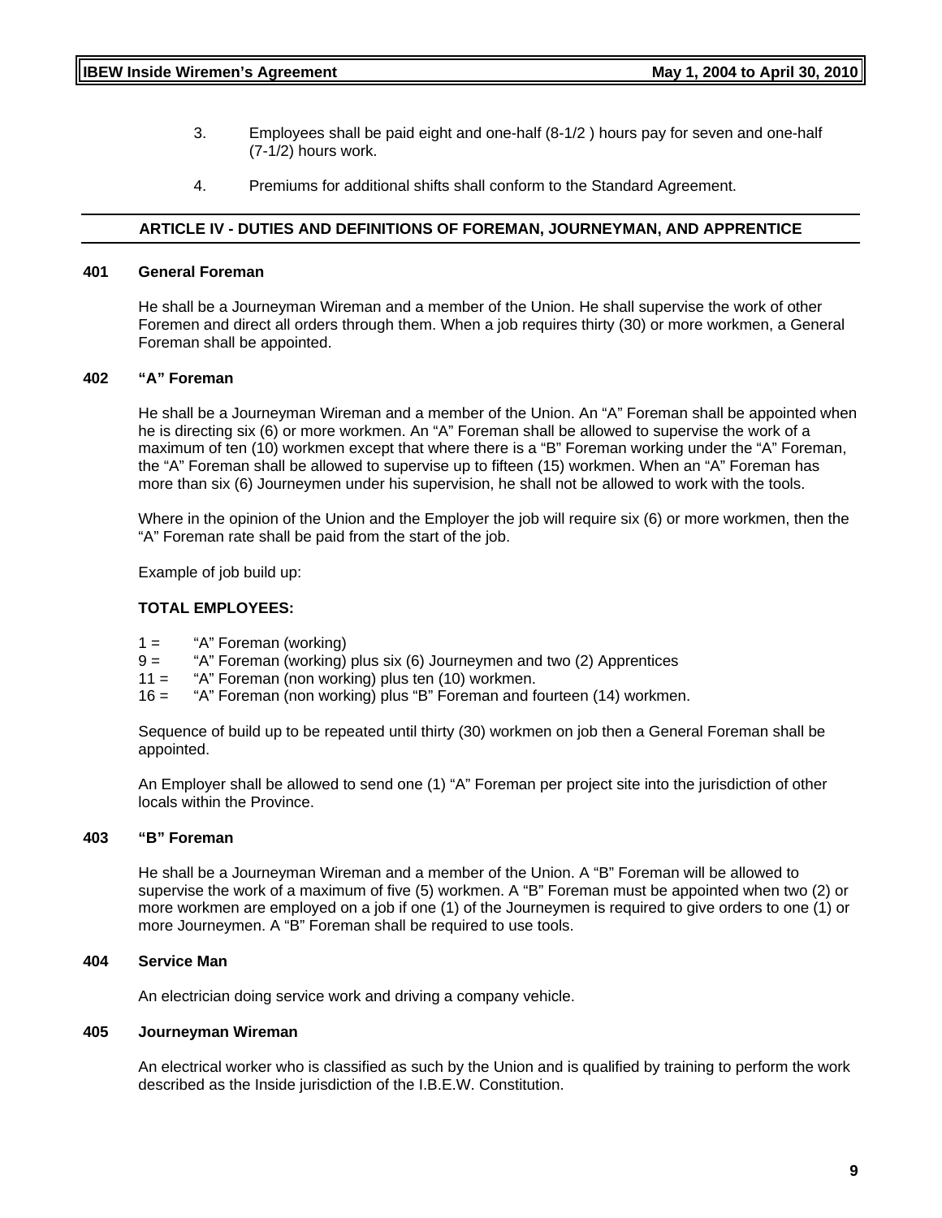3. Employees shall be paid eight and one-half (8-1/2 ) hours pay for seven and one-half (7-1/2) hours work.

4. Premiums for additional shifts shall conform to the Standard Agreement.

## ARTICLE IV - DUTIES AND DEFINITIONS OF FOREMAN, JOURNEYMAN, AND APPRENTICE

### 401 General Foreman

He shall be a Journeyman Wireman and a member of the Union. He shall supervise the work of other Foremen and direct all orders through them. When a job requires thirty (30) or more workmen, a General Foreman shall be appointed.

### 402 "A" Foreman

He shall be a Journeyman Wireman and a member of the Union. An "A" Foreman shall be appointed when he is directing six (6) or more workmen. An "A" Foreman shall be allowed to supervise the work of a maximum of ten (10) workmen except that where there is a "B" Foreman working under the "A" Foreman, the "A" Foreman shall be allowed to supervise up to fifteen (15) workmen. When an "A" Foreman has more than six (6) Journeymen under his supervision, he shall not be allowed to work with the tools.

Where in the opinion of the Union and the Employer the job will require six (6) or more workmen, then the "A" Foreman rate shall be paid from the start of the job.

Example of job build up:

**TOTAL EMPLOYEES:**

1 = "A" Foreman (working)
9 = "A" Foreman (working) plus six (6) Journeymen and two (2) Apprentices
11 = "A" Foreman (non working) plus ten (10) workmen.
16 = "A" Foreman (non working) plus "B" Foreman and fourteen (14) workmen.

Sequence of build up to be repeated until thirty (30) workmen on job then a General Foreman shall be appointed.

An Employer shall be allowed to send one (1) "A" Foreman per project site into the jurisdiction of other locals within the Province.

### 403 "B" Foreman

He shall be a Journeyman Wireman and a member of the Union. A "B" Foreman will be allowed to supervise the work of a maximum of five (5) workmen. A "B" Foreman must be appointed when two (2) or more workmen are employed on a job if one (1) of the Journeymen is required to give orders to one (1) or more Journeymen. A "B" Foreman shall be required to use tools.

### 404 Service Man

An electrician doing service work and driving a company vehicle.

### 405 Journeyman Wireman

An electrical worker who is classified as such by the Union and is qualified by training to perform the work described as the Inside jurisdiction of the I.B.E.W. Constitution.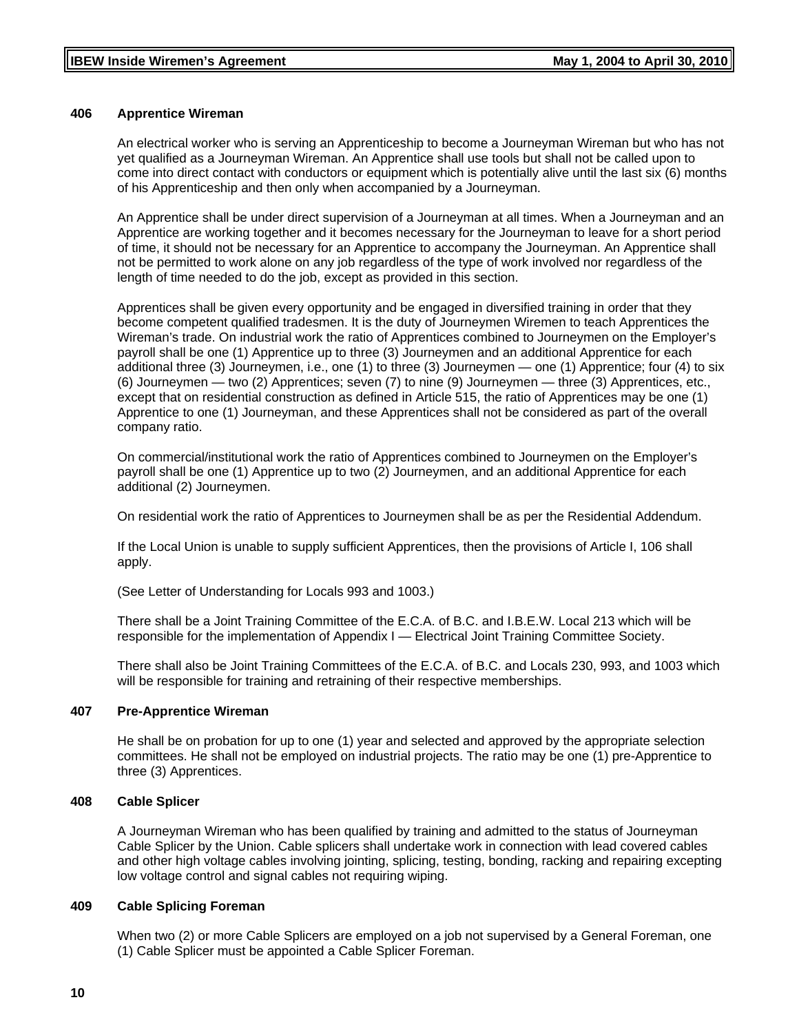### 406 Apprentice Wireman

An electrical worker who is serving an Apprenticeship to become a Journeyman Wireman but who has not yet qualified as a Journeyman Wireman. An Apprentice shall use tools but shall not be called upon to come into direct contact with conductors or equipment which is potentially alive until the last six (6) months of his Apprenticeship and then only when accompanied by a Journeyman.

An Apprentice shall be under direct supervision of a Journeyman at all times. When a Journeyman and an Apprentice are working together and it becomes necessary for the Journeyman to leave for a short period of time, it should not be necessary for an Apprentice to accompany the Journeyman. An Apprentice shall not be permitted to work alone on any job regardless of the type of work involved nor regardless of the length of time needed to do the job, except as provided in this section.

Apprentices shall be given every opportunity and be engaged in diversified training in order that they become competent qualified tradesmen. It is the duty of Journeymen Wiremen to teach Apprentices the Wireman's trade. On industrial work the ratio of Apprentices combined to Journeymen on the Employer's payroll shall be one (1) Apprentice up to three (3) Journeymen and an additional Apprentice for each additional three (3) Journeymen, i.e., one (1) to three (3) Journeymen — one (1) Apprentice; four (4) to six (6) Journeymen — two (2) Apprentices; seven (7) to nine (9) Journeymen — three (3) Apprentices, etc., except that on residential construction as defined in Article 515, the ratio of Apprentices may be one (1) Apprentice to one (1) Journeyman, and these Apprentices shall not be considered as part of the overall company ratio.

On commercial/institutional work the ratio of Apprentices combined to Journeymen on the Employer's payroll shall be one (1) Apprentice up to two (2) Journeymen, and an additional Apprentice for each additional (2) Journeymen.

On residential work the ratio of Apprentices to Journeymen shall be as per the Residential Addendum.

If the Local Union is unable to supply sufficient Apprentices, then the provisions of Article I, 106 shall apply.

(See Letter of Understanding for Locals 993 and 1003.)

There shall be a Joint Training Committee of the E.C.A. of B.C. and I.B.E.W. Local 213 which will be responsible for the implementation of Appendix I — Electrical Joint Training Committee Society.

There shall also be Joint Training Committees of the E.C.A. of B.C. and Locals 230, 993, and 1003 which will be responsible for training and retraining of their respective memberships.

### 407 Pre-Apprentice Wireman

He shall be on probation for up to one (1) year and selected and approved by the appropriate selection committees. He shall not be employed on industrial projects. The ratio may be one (1) pre-Apprentice to three (3) Apprentices.

### 408 Cable Splicer

A Journeyman Wireman who has been qualified by training and admitted to the status of Journeyman Cable Splicer by the Union. Cable splicers shall undertake work in connection with lead covered cables and other high voltage cables involving jointing, splicing, testing, bonding, racking and repairing excepting low voltage control and signal cables not requiring wiping.

### 409 Cable Splicing Foreman

When two (2) or more Cable Splicers are employed on a job not supervised by a General Foreman, one (1) Cable Splicer must be appointed a Cable Splicer Foreman.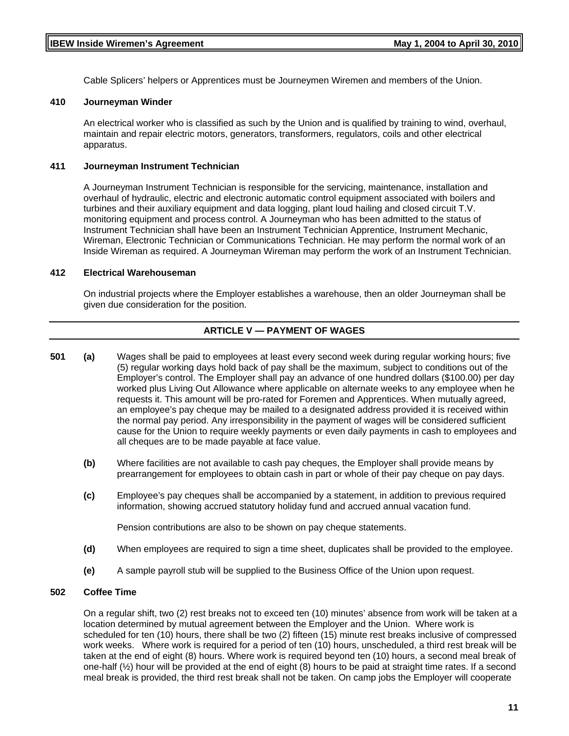Cable Splicers' helpers or Apprentices must be Journeymen Wiremen and members of the Union.

**410 Journeyman Winder**

An electrical worker who is classified as such by the Union and is qualified by training to wind, overhaul, maintain and repair electric motors, generators, transformers, regulators, coils and other electrical apparatus.

**411 Journeyman Instrument Technician**

A Journeyman Instrument Technician is responsible for the servicing, maintenance, installation and overhaul of hydraulic, electric and electronic automatic control equipment associated with boilers and turbines and their auxiliary equipment and data logging, plant loud hailing and closed circuit T.V. monitoring equipment and process control. A Journeyman who has been admitted to the status of Instrument Technician shall have been an Instrument Technician Apprentice, Instrument Mechanic, Wireman, Electronic Technician or Communications Technician. He may perform the normal work of an Inside Wireman as required. A Journeyman Wireman may perform the work of an Instrument Technician.

**412 Electrical Warehouseman**

On industrial projects where the Employer establishes a warehouse, then an older Journeyman shall be given due consideration for the position.

## ARTICLE V — PAYMENT OF WAGES

**501** **(a)** Wages shall be paid to employees at least every second week during regular working hours; five (5) regular working days hold back of pay shall be the maximum, subject to conditions out of the Employer's control. The Employer shall pay an advance of one hundred dollars ($100.00) per day worked plus Living Out Allowance where applicable on alternate weeks to any employee when he requests it. This amount will be pro-rated for Foremen and Apprentices. When mutually agreed, an employee's pay cheque may be mailed to a designated address provided it is received within the normal pay period. Any irresponsibility in the payment of wages will be considered sufficient cause for the Union to require weekly payments or even daily payments in cash to employees and all cheques are to be made payable at face value.

**(b)** Where facilities are not available to cash pay cheques, the Employer shall provide means by prearrangement for employees to obtain cash in part or whole of their pay cheque on pay days.

**(c)** Employee's pay cheques shall be accompanied by a statement, in addition to previous required information, showing accrued statutory holiday fund and accrued annual vacation fund.

Pension contributions are also to be shown on pay cheque statements.

**(d)** When employees are required to sign a time sheet, duplicates shall be provided to the employee.

**(e)** A sample payroll stub will be supplied to the Business Office of the Union upon request.

**502 Coffee Time**

On a regular shift, two (2) rest breaks not to exceed ten (10) minutes' absence from work will be taken at a location determined by mutual agreement between the Employer and the Union. Where work is scheduled for ten (10) hours, there shall be two (2) fifteen (15) minute rest breaks inclusive of compressed work weeks. Where work is required for a period of ten (10) hours, unscheduled, a third rest break will be taken at the end of eight (8) hours. Where work is required beyond ten (10) hours, a second meal break of one-half (½) hour will be provided at the end of eight (8) hours to be paid at straight time rates. If a second meal break is provided, the third rest break shall not be taken. On camp jobs the Employer will cooperate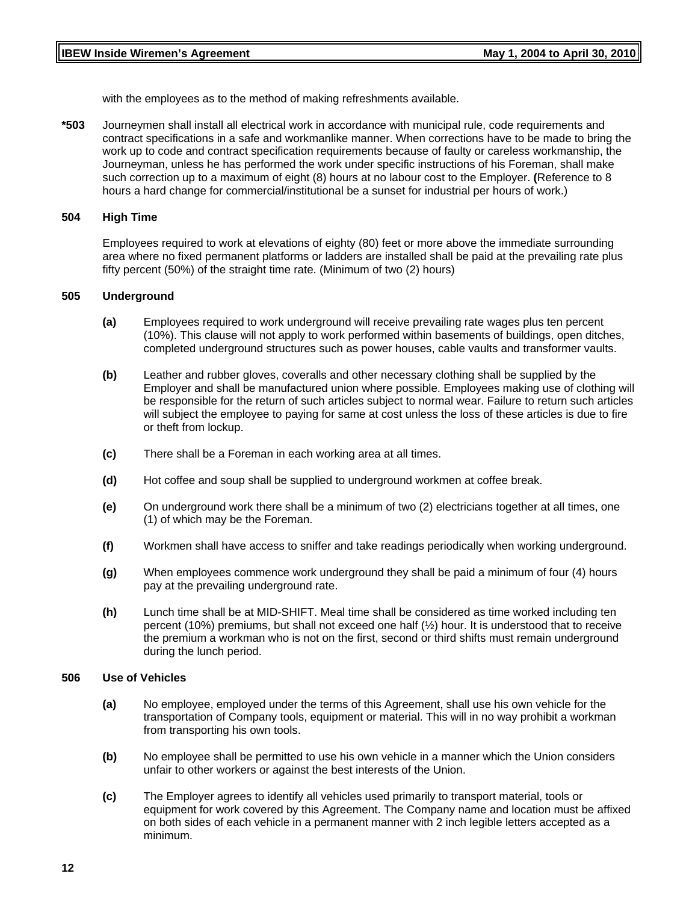with the employees as to the method of making refreshments available.

**\*503** Journeymen shall install all electrical work in accordance with municipal rule, code requirements and contract specifications in a safe and workmanlike manner. When corrections have to be made to bring the work up to code and contract specification requirements because of faulty or careless workmanship, the Journeyman, unless he has performed the work under specific instructions of his Foreman, shall make such correction up to a maximum of eight (8) hours at no labour cost to the Employer. **(**Reference to 8 hours a hard change for commercial/institutional be a sunset for industrial per hours of work.)

**504 High Time**

Employees required to work at elevations of eighty (80) feet or more above the immediate surrounding area where no fixed permanent platforms or ladders are installed shall be paid at the prevailing rate plus fifty percent (50%) of the straight time rate. (Minimum of two (2) hours)

**505 Underground**

**(a)** Employees required to work underground will receive prevailing rate wages plus ten percent (10%). This clause will not apply to work performed within basements of buildings, open ditches, completed underground structures such as power houses, cable vaults and transformer vaults.

**(b)** Leather and rubber gloves, coveralls and other necessary clothing shall be supplied by the Employer and shall be manufactured union where possible. Employees making use of clothing will be responsible for the return of such articles subject to normal wear. Failure to return such articles will subject the employee to paying for same at cost unless the loss of these articles is due to fire or theft from lockup.

**(c)** There shall be a Foreman in each working area at all times.

**(d)** Hot coffee and soup shall be supplied to underground workmen at coffee break.

**(e)** On underground work there shall be a minimum of two (2) electricians together at all times, one (1) of which may be the Foreman.

**(f)** Workmen shall have access to sniffer and take readings periodically when working underground.

**(g)** When employees commence work underground they shall be paid a minimum of four (4) hours pay at the prevailing underground rate.

**(h)** Lunch time shall be at MID-SHIFT. Meal time shall be considered as time worked including ten percent (10%) premiums, but shall not exceed one half (½) hour. It is understood that to receive the premium a workman who is not on the first, second or third shifts must remain underground during the lunch period.

**506 Use of Vehicles**

**(a)** No employee, employed under the terms of this Agreement, shall use his own vehicle for the transportation of Company tools, equipment or material. This will in no way prohibit a workman from transporting his own tools.

**(b)** No employee shall be permitted to use his own vehicle in a manner which the Union considers unfair to other workers or against the best interests of the Union.

**(c)** The Employer agrees to identify all vehicles used primarily to transport material, tools or equipment for work covered by this Agreement. The Company name and location must be affixed on both sides of each vehicle in a permanent manner with 2 inch legible letters accepted as a minimum.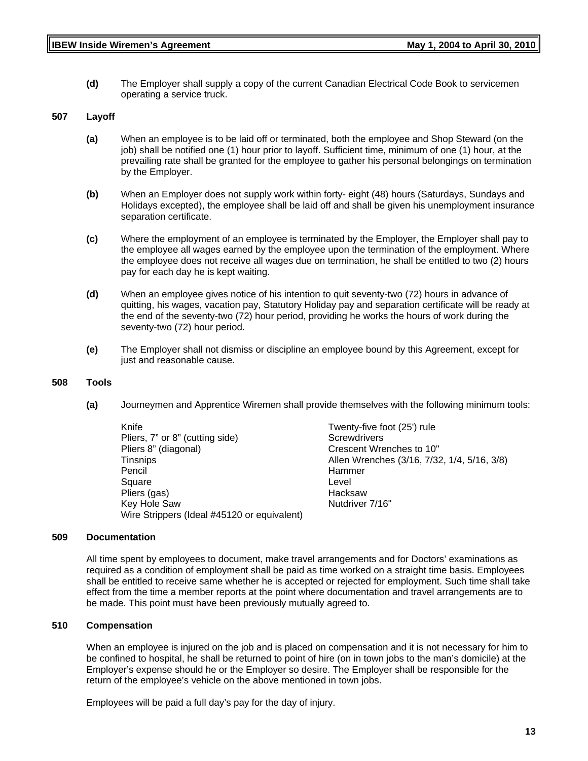**(d)** The Employer shall supply a copy of the current Canadian Electrical Code Book to servicemen operating a service truck.

## 507 Layoff

**(a)** When an employee is to be laid off or terminated, both the employee and Shop Steward (on the job) shall be notified one (1) hour prior to layoff. Sufficient time, minimum of one (1) hour, at the prevailing rate shall be granted for the employee to gather his personal belongings on termination by the Employer.

**(b)** When an Employer does not supply work within forty- eight (48) hours (Saturdays, Sundays and Holidays excepted), the employee shall be laid off and shall be given his unemployment insurance separation certificate.

**(c)** Where the employment of an employee is terminated by the Employer, the Employer shall pay to the employee all wages earned by the employee upon the termination of the employment. Where the employee does not receive all wages due on termination, he shall be entitled to two (2) hours pay for each day he is kept waiting.

**(d)** When an employee gives notice of his intention to quit seventy-two (72) hours in advance of quitting, his wages, vacation pay, Statutory Holiday pay and separation certificate will be ready at the end of the seventy-two (72) hour period, providing he works the hours of work during the seventy-two (72) hour period.

**(e)** The Employer shall not dismiss or discipline an employee bound by this Agreement, except for just and reasonable cause.

## 508 Tools

**(a)** Journeymen and Apprentice Wiremen shall provide themselves with the following minimum tools:

- Knife
- Pliers, 7” or 8” (cutting side)
- Pliers 8” (diagonal)
- Tinsnips
- Pencil
- Square
- Pliers (gas)
- Key Hole Saw
- Wire Strippers (Ideal #45120 or equivalent)
- Twenty-five foot (25') rule
- Screwdrivers
- Crescent Wrenches to 10"
- Allen Wrenches (3/16, 7/32, 1/4, 5/16, 3/8)
- Hammer
- Level
- Hacksaw
- Nutdriver 7/16"

## 509 Documentation

All time spent by employees to document, make travel arrangements and for Doctors’ examinations as required as a condition of employment shall be paid as time worked on a straight time basis. Employees shall be entitled to receive same whether he is accepted or rejected for employment. Such time shall take effect from the time a member reports at the point where documentation and travel arrangements are to be made. This point must have been previously mutually agreed to.

## 510 Compensation

When an employee is injured on the job and is placed on compensation and it is not necessary for him to be confined to hospital, he shall be returned to point of hire (on in town jobs to the man’s domicile) at the Employer’s expense should he or the Employer so desire. The Employer shall be responsible for the return of the employee’s vehicle on the above mentioned in town jobs.

Employees will be paid a full day’s pay for the day of injury.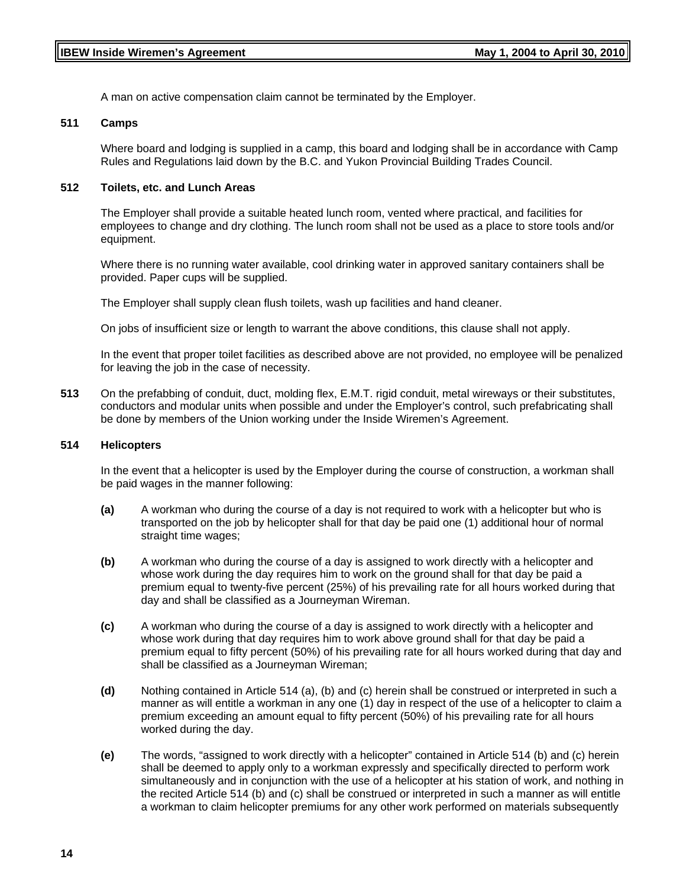A man on active compensation claim cannot be terminated by the Employer.

### 511 Camps

Where board and lodging is supplied in a camp, this board and lodging shall be in accordance with Camp Rules and Regulations laid down by the B.C. and Yukon Provincial Building Trades Council.

### 512 Toilets, etc. and Lunch Areas

The Employer shall provide a suitable heated lunch room, vented where practical, and facilities for employees to change and dry clothing. The lunch room shall not be used as a place to store tools and/or equipment.

Where there is no running water available, cool drinking water in approved sanitary containers shall be provided. Paper cups will be supplied.

The Employer shall supply clean flush toilets, wash up facilities and hand cleaner.

On jobs of insufficient size or length to warrant the above conditions, this clause shall not apply.

In the event that proper toilet facilities as described above are not provided, no employee will be penalized for leaving the job in the case of necessity.

**513** On the prefabbing of conduit, duct, molding flex, E.M.T. rigid conduit, metal wireways or their substitutes, conductors and modular units when possible and under the Employer's control, such prefabricating shall be done by members of the Union working under the Inside Wiremen's Agreement.

### 514 Helicopters

In the event that a helicopter is used by the Employer during the course of construction, a workman shall be paid wages in the manner following:

**(a)** A workman who during the course of a day is not required to work with a helicopter but who is transported on the job by helicopter shall for that day be paid one (1) additional hour of normal straight time wages;

**(b)** A workman who during the course of a day is assigned to work directly with a helicopter and whose work during the day requires him to work on the ground shall for that day be paid a premium equal to twenty-five percent (25%) of his prevailing rate for all hours worked during that day and shall be classified as a Journeyman Wireman.

**(c)** A workman who during the course of a day is assigned to work directly with a helicopter and whose work during that day requires him to work above ground shall for that day be paid a premium equal to fifty percent (50%) of his prevailing rate for all hours worked during that day and shall be classified as a Journeyman Wireman;

**(d)** Nothing contained in Article 514 (a), (b) and (c) herein shall be construed or interpreted in such a manner as will entitle a workman in any one (1) day in respect of the use of a helicopter to claim a premium exceeding an amount equal to fifty percent (50%) of his prevailing rate for all hours worked during the day.

**(e)** The words, "assigned to work directly with a helicopter" contained in Article 514 (b) and (c) herein shall be deemed to apply only to a workman expressly and specifically directed to perform work simultaneously and in conjunction with the use of a helicopter at his station of work, and nothing in the recited Article 514 (b) and (c) shall be construed or interpreted in such a manner as will entitle a workman to claim helicopter premiums for any other work performed on materials subsequently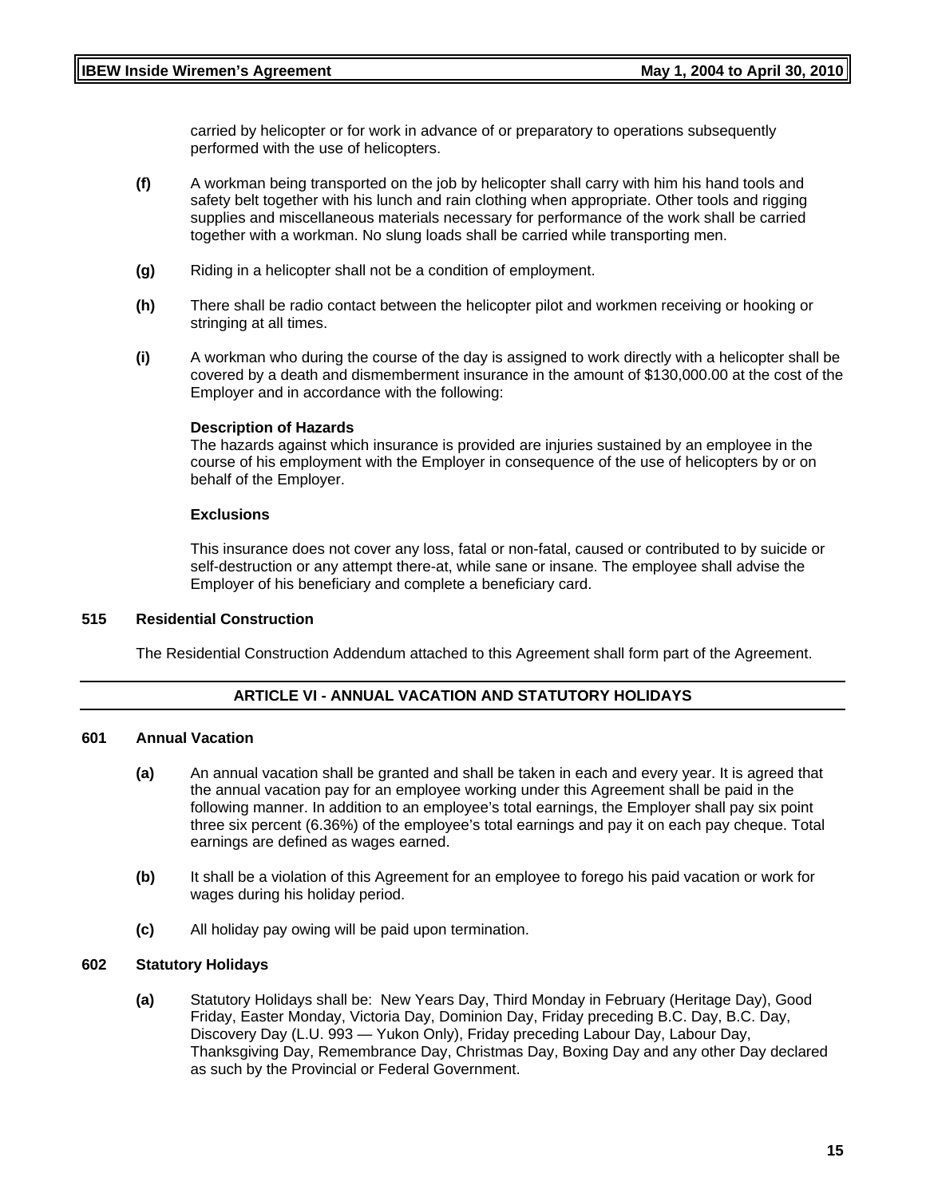carried by helicopter or for work in advance of or preparatory to operations subsequently performed with the use of helicopters.

**(f)** A workman being transported on the job by helicopter shall carry with him his hand tools and safety belt together with his lunch and rain clothing when appropriate. Other tools and rigging supplies and miscellaneous materials necessary for performance of the work shall be carried together with a workman. No slung loads shall be carried while transporting men.

**(g)** Riding in a helicopter shall not be a condition of employment.

**(h)** There shall be radio contact between the helicopter pilot and workmen receiving or hooking or stringing at all times.

**(i)** A workman who during the course of the day is assigned to work directly with a helicopter shall be covered by a death and dismemberment insurance in the amount of $130,000.00 at the cost of the Employer and in accordance with the following:

**Description of Hazards**
The hazards against which insurance is provided are injuries sustained by an employee in the course of his employment with the Employer in consequence of the use of helicopters by or on behalf of the Employer.

**Exclusions**

This insurance does not cover any loss, fatal or non-fatal, caused or contributed to by suicide or self-destruction or any attempt there-at, while sane or insane. The employee shall advise the Employer of his beneficiary and complete a beneficiary card.

### 515 Residential Construction

The Residential Construction Addendum attached to this Agreement shall form part of the Agreement.

## ARTICLE VI - ANNUAL VACATION AND STATUTORY HOLIDAYS

### 601 Annual Vacation

**(a)** An annual vacation shall be granted and shall be taken in each and every year. It is agreed that the annual vacation pay for an employee working under this Agreement shall be paid in the following manner. In addition to an employee's total earnings, the Employer shall pay six point three six percent (6.36%) of the employee's total earnings and pay it on each pay cheque. Total earnings are defined as wages earned.

**(b)** It shall be a violation of this Agreement for an employee to forego his paid vacation or work for wages during his holiday period.

**(c)** All holiday pay owing will be paid upon termination.

### 602 Statutory Holidays

**(a)** Statutory Holidays shall be: New Years Day, Third Monday in February (Heritage Day), Good Friday, Easter Monday, Victoria Day, Dominion Day, Friday preceding B.C. Day, B.C. Day, Discovery Day (L.U. 993 — Yukon Only), Friday preceding Labour Day, Labour Day, Thanksgiving Day, Remembrance Day, Christmas Day, Boxing Day and any other Day declared as such by the Provincial or Federal Government.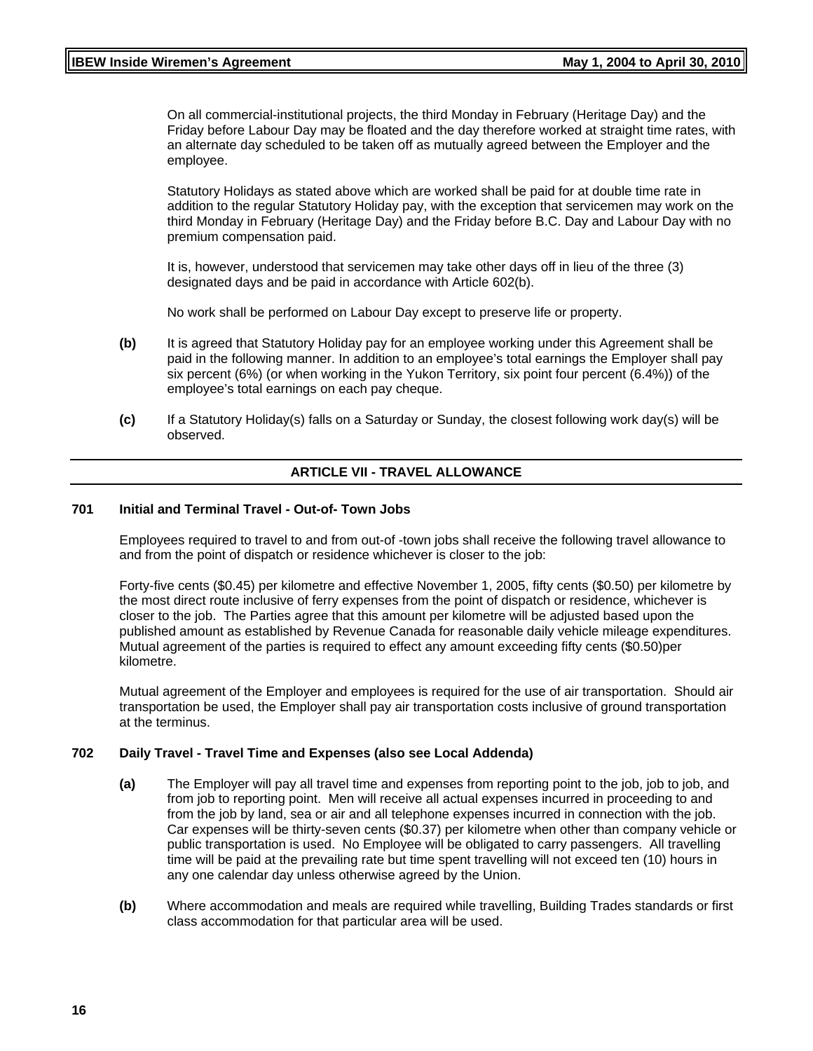On all commercial-institutional projects, the third Monday in February (Heritage Day) and the Friday before Labour Day may be floated and the day therefore worked at straight time rates, with an alternate day scheduled to be taken off as mutually agreed between the Employer and the employee.

Statutory Holidays as stated above which are worked shall be paid for at double time rate in addition to the regular Statutory Holiday pay, with the exception that servicemen may work on the third Monday in February (Heritage Day) and the Friday before B.C. Day and Labour Day with no premium compensation paid.

It is, however, understood that servicemen may take other days off in lieu of the three (3) designated days and be paid in accordance with Article 602(b).

No work shall be performed on Labour Day except to preserve life or property.

**(b)** It is agreed that Statutory Holiday pay for an employee working under this Agreement shall be paid in the following manner. In addition to an employee's total earnings the Employer shall pay six percent (6%) (or when working in the Yukon Territory, six point four percent (6.4%)) of the employee's total earnings on each pay cheque.

**(c)** If a Statutory Holiday(s) falls on a Saturday or Sunday, the closest following work day(s) will be observed.

## ARTICLE VII - TRAVEL ALLOWANCE

### 701 Initial and Terminal Travel - Out-of- Town Jobs

Employees required to travel to and from out-of -town jobs shall receive the following travel allowance to and from the point of dispatch or residence whichever is closer to the job:

Forty-five cents ($0.45) per kilometre and effective November 1, 2005, fifty cents ($0.50) per kilometre by the most direct route inclusive of ferry expenses from the point of dispatch or residence, whichever is closer to the job. The Parties agree that this amount per kilometre will be adjusted based upon the published amount as established by Revenue Canada for reasonable daily vehicle mileage expenditures. Mutual agreement of the parties is required to effect any amount exceeding fifty cents ($0.50)per kilometre.

Mutual agreement of the Employer and employees is required for the use of air transportation. Should air transportation be used, the Employer shall pay air transportation costs inclusive of ground transportation at the terminus.

### 702 Daily Travel - Travel Time and Expenses (also see Local Addenda)

**(a)** The Employer will pay all travel time and expenses from reporting point to the job, job to job, and from job to reporting point. Men will receive all actual expenses incurred in proceeding to and from the job by land, sea or air and all telephone expenses incurred in connection with the job. Car expenses will be thirty-seven cents ($0.37) per kilometre when other than company vehicle or public transportation is used. No Employee will be obligated to carry passengers. All travelling time will be paid at the prevailing rate but time spent travelling will not exceed ten (10) hours in any one calendar day unless otherwise agreed by the Union.

**(b)** Where accommodation and meals are required while travelling, Building Trades standards or first class accommodation for that particular area will be used.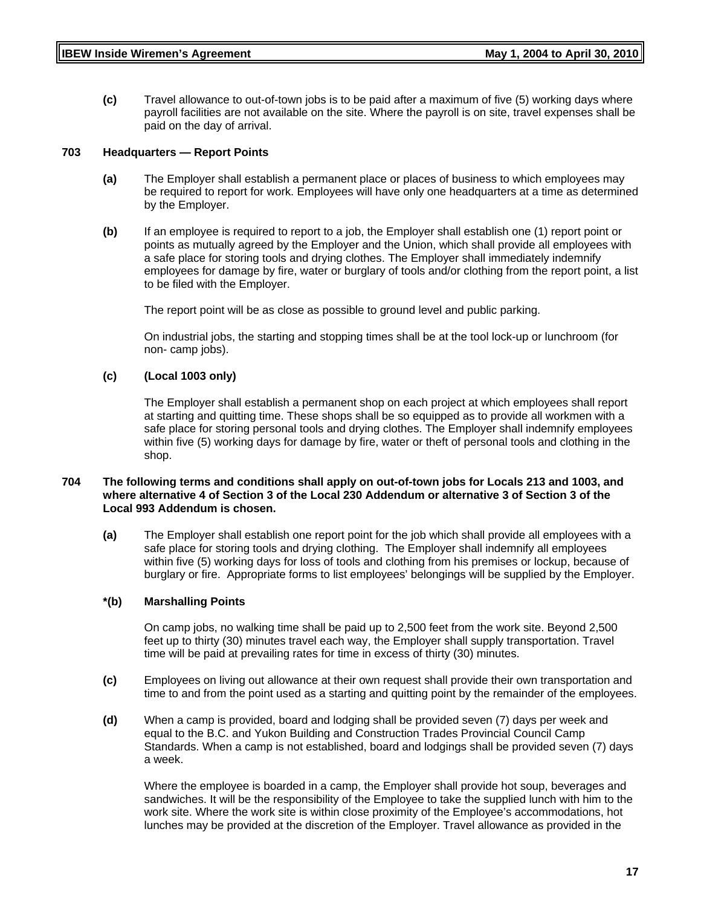**(c)** Travel allowance to out-of-town jobs is to be paid after a maximum of five (5) working days where payroll facilities are not available on the site. Where the payroll is on site, travel expenses shall be paid on the day of arrival.

## 703 Headquarters — Report Points

**(a)** The Employer shall establish a permanent place or places of business to which employees may be required to report for work. Employees will have only one headquarters at a time as determined by the Employer.

**(b)** If an employee is required to report to a job, the Employer shall establish one (1) report point or points as mutually agreed by the Employer and the Union, which shall provide all employees with a safe place for storing tools and drying clothes. The Employer shall immediately indemnify employees for damage by fire, water or burglary of tools and/or clothing from the report point, a list to be filed with the Employer.

The report point will be as close as possible to ground level and public parking.

On industrial jobs, the starting and stopping times shall be at the tool lock-up or lunchroom (for non- camp jobs).

**(c) (Local 1003 only)**

The Employer shall establish a permanent shop on each project at which employees shall report at starting and quitting time. These shops shall be so equipped as to provide all workmen with a safe place for storing personal tools and drying clothes. The Employer shall indemnify employees within five (5) working days for damage by fire, water or theft of personal tools and clothing in the shop.

## 704 The following terms and conditions shall apply on out-of-town jobs for Locals 213 and 1003, and where alternative 4 of Section 3 of the Local 230 Addendum or alternative 3 of Section 3 of the Local 993 Addendum is chosen.

**(a)** The Employer shall establish one report point for the job which shall provide all employees with a safe place for storing tools and drying clothing. The Employer shall indemnify all employees within five (5) working days for loss of tools and clothing from his premises or lockup, because of burglary or fire. Appropriate forms to list employees' belongings will be supplied by the Employer.

**\*(b) Marshalling Points**

On camp jobs, no walking time shall be paid up to 2,500 feet from the work site. Beyond 2,500 feet up to thirty (30) minutes travel each way, the Employer shall supply transportation. Travel time will be paid at prevailing rates for time in excess of thirty (30) minutes.

**(c)** Employees on living out allowance at their own request shall provide their own transportation and time to and from the point used as a starting and quitting point by the remainder of the employees.

**(d)** When a camp is provided, board and lodging shall be provided seven (7) days per week and equal to the B.C. and Yukon Building and Construction Trades Provincial Council Camp Standards. When a camp is not established, board and lodgings shall be provided seven (7) days a week.

Where the employee is boarded in a camp, the Employer shall provide hot soup, beverages and sandwiches. It will be the responsibility of the Employee to take the supplied lunch with him to the work site. Where the work site is within close proximity of the Employee's accommodations, hot lunches may be provided at the discretion of the Employer. Travel allowance as provided in the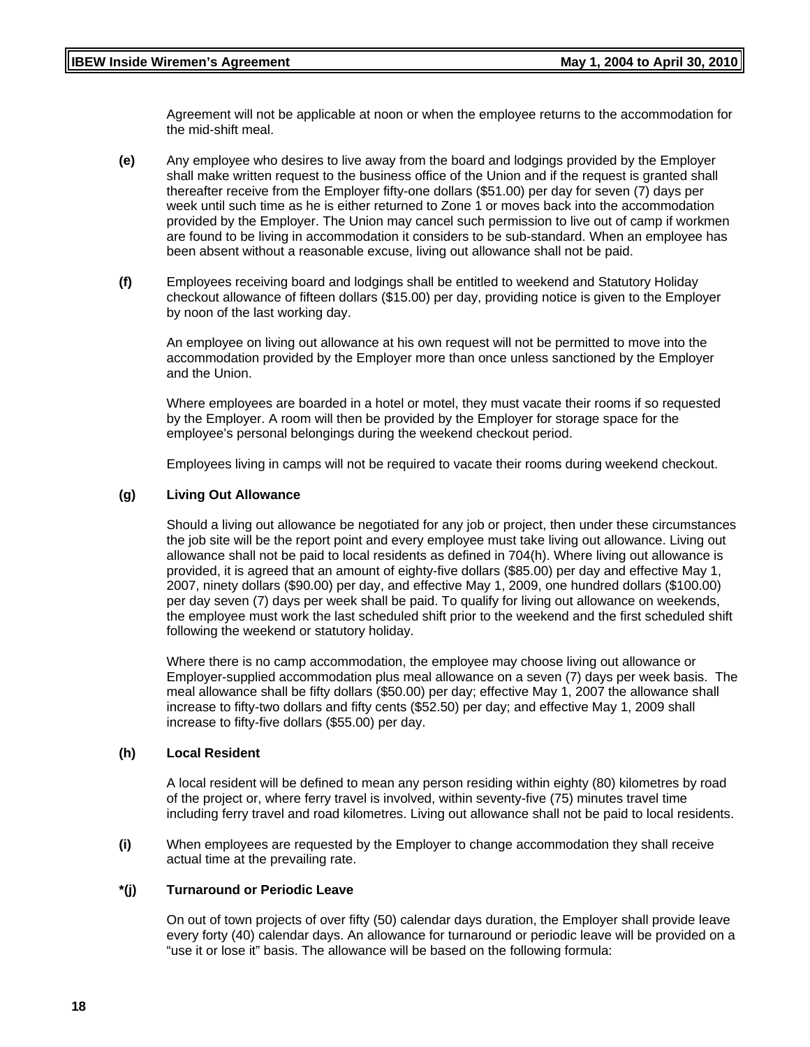Agreement will not be applicable at noon or when the employee returns to the accommodation for the mid-shift meal.

**(e)** Any employee who desires to live away from the board and lodgings provided by the Employer shall make written request to the business office of the Union and if the request is granted shall thereafter receive from the Employer fifty-one dollars ($51.00) per day for seven (7) days per week until such time as he is either returned to Zone 1 or moves back into the accommodation provided by the Employer. The Union may cancel such permission to live out of camp if workmen are found to be living in accommodation it considers to be sub-standard. When an employee has been absent without a reasonable excuse, living out allowance shall not be paid.

**(f)** Employees receiving board and lodgings shall be entitled to weekend and Statutory Holiday checkout allowance of fifteen dollars ($15.00) per day, providing notice is given to the Employer by noon of the last working day.

An employee on living out allowance at his own request will not be permitted to move into the accommodation provided by the Employer more than once unless sanctioned by the Employer and the Union.

Where employees are boarded in a hotel or motel, they must vacate their rooms if so requested by the Employer. A room will then be provided by the Employer for storage space for the employee's personal belongings during the weekend checkout period.

Employees living in camps will not be required to vacate their rooms during weekend checkout.

**(g) Living Out Allowance**

Should a living out allowance be negotiated for any job or project, then under these circumstances the job site will be the report point and every employee must take living out allowance. Living out allowance shall not be paid to local residents as defined in 704(h). Where living out allowance is provided, it is agreed that an amount of eighty-five dollars ($85.00) per day and effective May 1, 2007, ninety dollars ($90.00) per day, and effective May 1, 2009, one hundred dollars ($100.00) per day seven (7) days per week shall be paid. To qualify for living out allowance on weekends, the employee must work the last scheduled shift prior to the weekend and the first scheduled shift following the weekend or statutory holiday.

Where there is no camp accommodation, the employee may choose living out allowance or Employer-supplied accommodation plus meal allowance on a seven (7) days per week basis. The meal allowance shall be fifty dollars ($50.00) per day; effective May 1, 2007 the allowance shall increase to fifty-two dollars and fifty cents ($52.50) per day; and effective May 1, 2009 shall increase to fifty-five dollars ($55.00) per day.

**(h) Local Resident**

A local resident will be defined to mean any person residing within eighty (80) kilometres by road of the project or, where ferry travel is involved, within seventy-five (75) minutes travel time including ferry travel and road kilometres. Living out allowance shall not be paid to local residents.

**(i)** When employees are requested by the Employer to change accommodation they shall receive actual time at the prevailing rate.

**\*(j) Turnaround or Periodic Leave**

On out of town projects of over fifty (50) calendar days duration, the Employer shall provide leave every forty (40) calendar days. An allowance for turnaround or periodic leave will be provided on a "use it or lose it" basis. The allowance will be based on the following formula: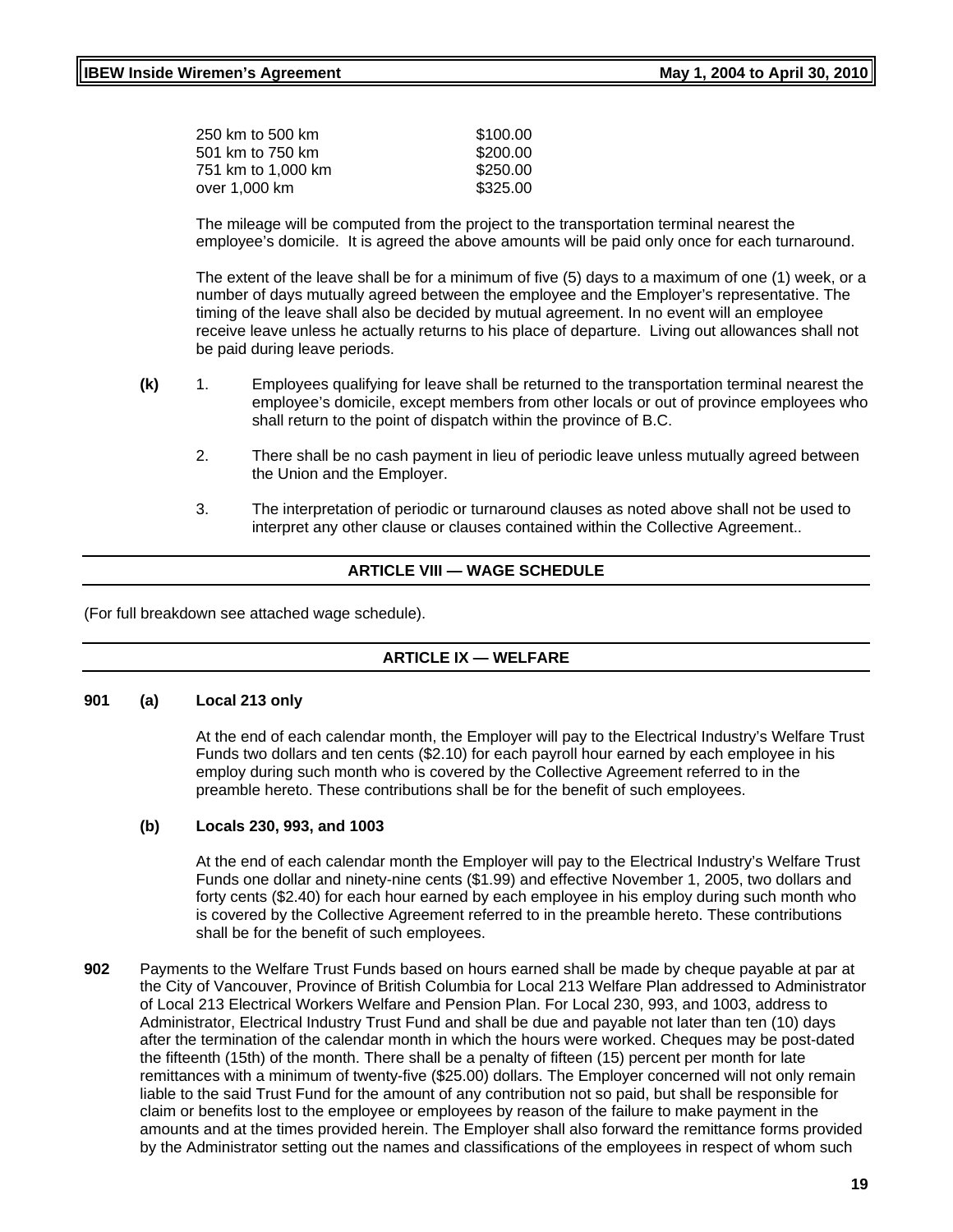| | |
|---|---|
| 250 km to 500 km | $100.00 |
| 501 km to 750 km | $200.00 |
| 751 km to 1,000 km | $250.00 |
| over 1,000 km | $325.00 |

The mileage will be computed from the project to the transportation terminal nearest the employee's domicile. It is agreed the above amounts will be paid only once for each turnaround.

The extent of the leave shall be for a minimum of five (5) days to a maximum of one (1) week, or a number of days mutually agreed between the employee and the Employer's representative. The timing of the leave shall also be decided by mutual agreement. In no event will an employee receive leave unless he actually returns to his place of departure. Living out allowances shall not be paid during leave periods.

**(k)** 1. Employees qualifying for leave shall be returned to the transportation terminal nearest the employee's domicile, except members from other locals or out of province employees who shall return to the point of dispatch within the province of B.C.

2. There shall be no cash payment in lieu of periodic leave unless mutually agreed between the Union and the Employer.

3. The interpretation of periodic or turnaround clauses as noted above shall not be used to interpret any other clause or clauses contained within the Collective Agreement..

## ARTICLE VIII — WAGE SCHEDULE

(For full breakdown see attached wage schedule).

## ARTICLE IX — WELFARE

**901 (a) Local 213 only**

At the end of each calendar month, the Employer will pay to the Electrical Industry's Welfare Trust Funds two dollars and ten cents ($2.10) for each payroll hour earned by each employee in his employ during such month who is covered by the Collective Agreement referred to in the preamble hereto. These contributions shall be for the benefit of such employees.

**(b) Locals 230, 993, and 1003**

At the end of each calendar month the Employer will pay to the Electrical Industry's Welfare Trust Funds one dollar and ninety-nine cents ($1.99) and effective November 1, 2005, two dollars and forty cents ($2.40) for each hour earned by each employee in his employ during such month who is covered by the Collective Agreement referred to in the preamble hereto. These contributions shall be for the benefit of such employees.

**902** Payments to the Welfare Trust Funds based on hours earned shall be made by cheque payable at par at the City of Vancouver, Province of British Columbia for Local 213 Welfare Plan addressed to Administrator of Local 213 Electrical Workers Welfare and Pension Plan. For Local 230, 993, and 1003, address to Administrator, Electrical Industry Trust Fund and shall be due and payable not later than ten (10) days after the termination of the calendar month in which the hours were worked. Cheques may be post-dated the fifteenth (15th) of the month. There shall be a penalty of fifteen (15) percent per month for late remittances with a minimum of twenty-five ($25.00) dollars. The Employer concerned will not only remain liable to the said Trust Fund for the amount of any contribution not so paid, but shall be responsible for claim or benefits lost to the employee or employees by reason of the failure to make payment in the amounts and at the times provided herein. The Employer shall also forward the remittance forms provided by the Administrator setting out the names and classifications of the employees in respect of whom such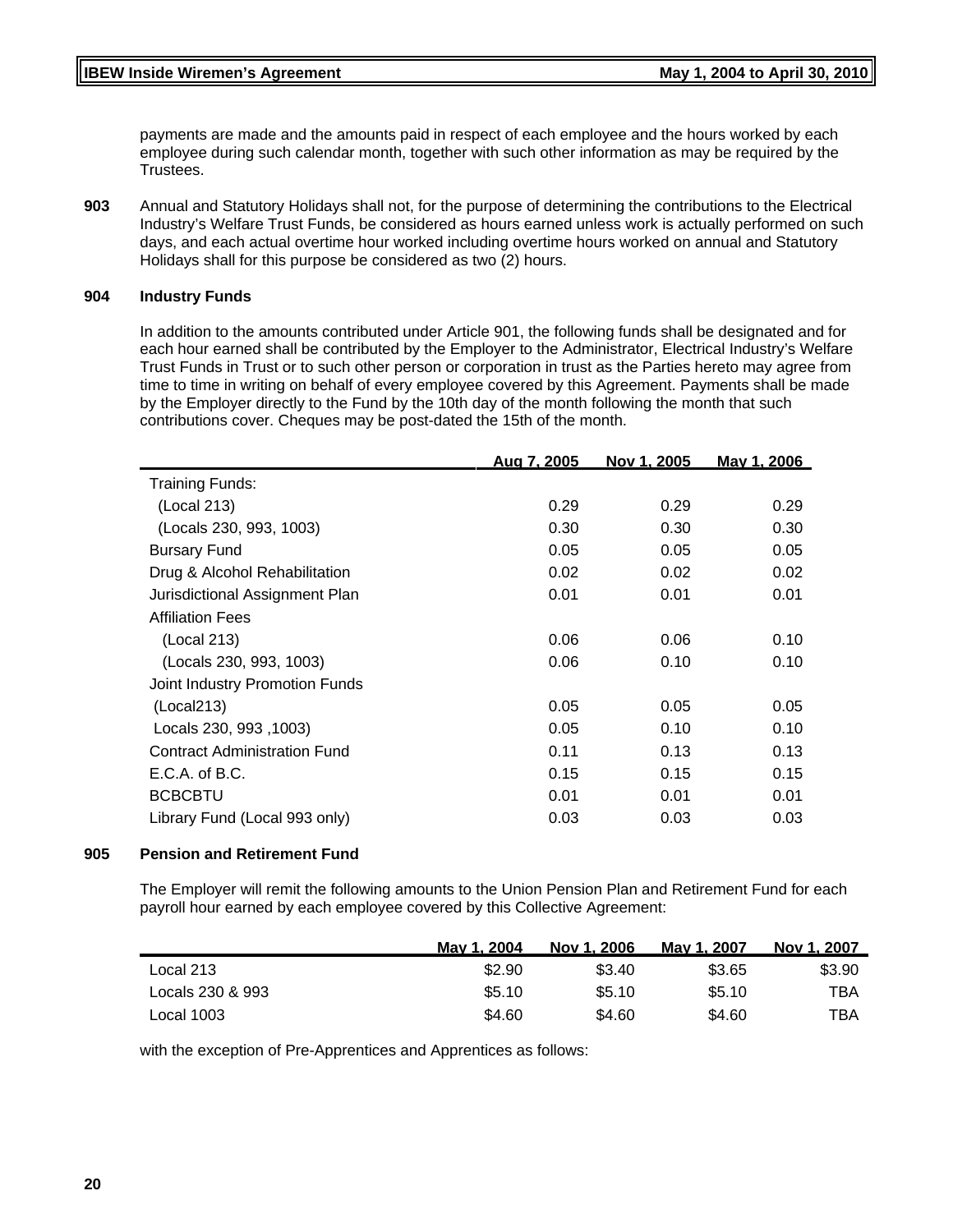payments are made and the amounts paid in respect of each employee and the hours worked by each employee during such calendar month, together with such other information as may be required by the Trustees.

**903** Annual and Statutory Holidays shall not, for the purpose of determining the contributions to the Electrical Industry's Welfare Trust Funds, be considered as hours earned unless work is actually performed on such days, and each actual overtime hour worked including overtime hours worked on annual and Statutory Holidays shall for this purpose be considered as two (2) hours.

**904 Industry Funds**

In addition to the amounts contributed under Article 901, the following funds shall be designated and for each hour earned shall be contributed by the Employer to the Administrator, Electrical Industry's Welfare Trust Funds in Trust or to such other person or corporation in trust as the Parties hereto may agree from time to time in writing on behalf of every employee covered by this Agreement. Payments shall be made by the Employer directly to the Fund by the 10th day of the month following the month that such contributions cover. Cheques may be post-dated the 15th of the month.

| | Aug 7, 2005 | Nov 1, 2005 | May 1, 2006 |
|---|---|---|---|
| Training Funds: | | | |
| (Local 213) | 0.29 | 0.29 | 0.29 |
| (Locals 230, 993, 1003) | 0.30 | 0.30 | 0.30 |
| Bursary Fund | 0.05 | 0.05 | 0.05 |
| Drug & Alcohol Rehabilitation | 0.02 | 0.02 | 0.02 |
| Jurisdictional Assignment Plan | 0.01 | 0.01 | 0.01 |
| Affiliation Fees | | | |
| (Local 213) | 0.06 | 0.06 | 0.10 |
| (Locals 230, 993, 1003) | 0.06 | 0.10 | 0.10 |
| Joint Industry Promotion Funds | | | |
| (Local213) | 0.05 | 0.05 | 0.05 |
| Locals 230, 993 ,1003) | 0.05 | 0.10 | 0.10 |
| Contract Administration Fund | 0.11 | 0.13 | 0.13 |
| E.C.A. of B.C. | 0.15 | 0.15 | 0.15 |
| BCBCBTU | 0.01 | 0.01 | 0.01 |
| Library Fund (Local 993 only) | 0.03 | 0.03 | 0.03 |

**905 Pension and Retirement Fund**

The Employer will remit the following amounts to the Union Pension Plan and Retirement Fund for each payroll hour earned by each employee covered by this Collective Agreement:

| | May 1, 2004 | Nov 1, 2006 | May 1, 2007 | Nov 1, 2007 |
|---|---|---|---|---|
| Local 213 | $2.90 | $3.40 | $3.65 | $3.90 |
| Locals 230 & 993 | $5.10 | $5.10 | $5.10 | TBA |
| Local 1003 | $4.60 | $4.60 | $4.60 | TBA |

with the exception of Pre-Apprentices and Apprentices as follows: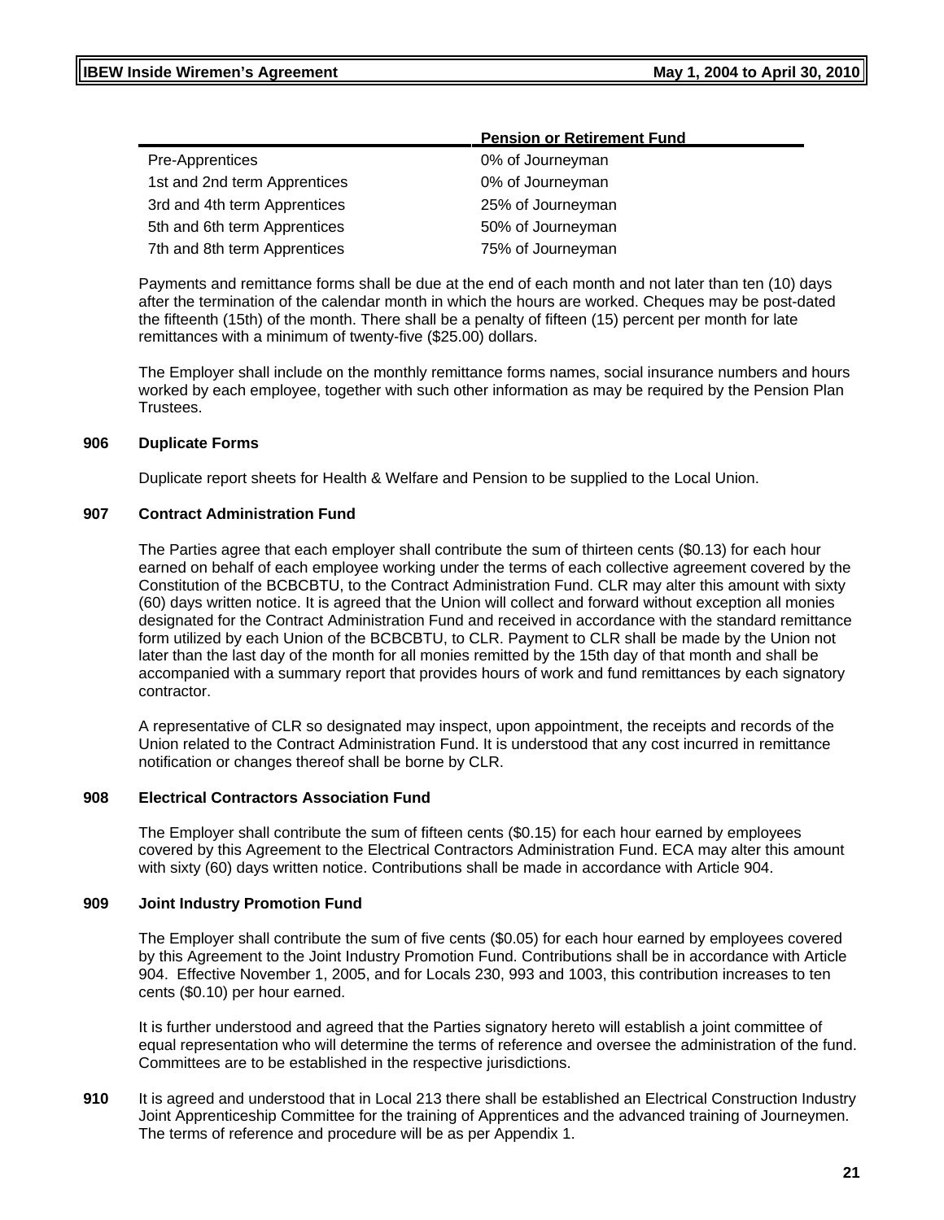| | Pension or Retirement Fund |
|---|---|
| Pre-Apprentices | 0% of Journeyman |
| 1st and 2nd term Apprentices | 0% of Journeyman |
| 3rd and 4th term Apprentices | 25% of Journeyman |
| 5th and 6th term Apprentices | 50% of Journeyman |
| 7th and 8th term Apprentices | 75% of Journeyman |

Payments and remittance forms shall be due at the end of each month and not later than ten (10) days after the termination of the calendar month in which the hours are worked. Cheques may be post-dated the fifteenth (15th) of the month. There shall be a penalty of fifteen (15) percent per month for late remittances with a minimum of twenty-five ($25.00) dollars.

The Employer shall include on the monthly remittance forms names, social insurance numbers and hours worked by each employee, together with such other information as may be required by the Pension Plan Trustees.

**906 Duplicate Forms**

Duplicate report sheets for Health & Welfare and Pension to be supplied to the Local Union.

**907 Contract Administration Fund**

The Parties agree that each employer shall contribute the sum of thirteen cents ($0.13) for each hour earned on behalf of each employee working under the terms of each collective agreement covered by the Constitution of the BCBCBTU, to the Contract Administration Fund. CLR may alter this amount with sixty (60) days written notice. It is agreed that the Union will collect and forward without exception all monies designated for the Contract Administration Fund and received in accordance with the standard remittance form utilized by each Union of the BCBCBTU, to CLR. Payment to CLR shall be made by the Union not later than the last day of the month for all monies remitted by the 15th day of that month and shall be accompanied with a summary report that provides hours of work and fund remittances by each signatory contractor.

A representative of CLR so designated may inspect, upon appointment, the receipts and records of the Union related to the Contract Administration Fund. It is understood that any cost incurred in remittance notification or changes thereof shall be borne by CLR.

**908 Electrical Contractors Association Fund**

The Employer shall contribute the sum of fifteen cents ($0.15) for each hour earned by employees covered by this Agreement to the Electrical Contractors Administration Fund. ECA may alter this amount with sixty (60) days written notice. Contributions shall be made in accordance with Article 904.

**909 Joint Industry Promotion Fund**

The Employer shall contribute the sum of five cents ($0.05) for each hour earned by employees covered by this Agreement to the Joint Industry Promotion Fund. Contributions shall be in accordance with Article 904. Effective November 1, 2005, and for Locals 230, 993 and 1003, this contribution increases to ten cents ($0.10) per hour earned.

It is further understood and agreed that the Parties signatory hereto will establish a joint committee of equal representation who will determine the terms of reference and oversee the administration of the fund. Committees are to be established in the respective jurisdictions.

**910** It is agreed and understood that in Local 213 there shall be established an Electrical Construction Industry Joint Apprenticeship Committee for the training of Apprentices and the advanced training of Journeymen. The terms of reference and procedure will be as per Appendix 1.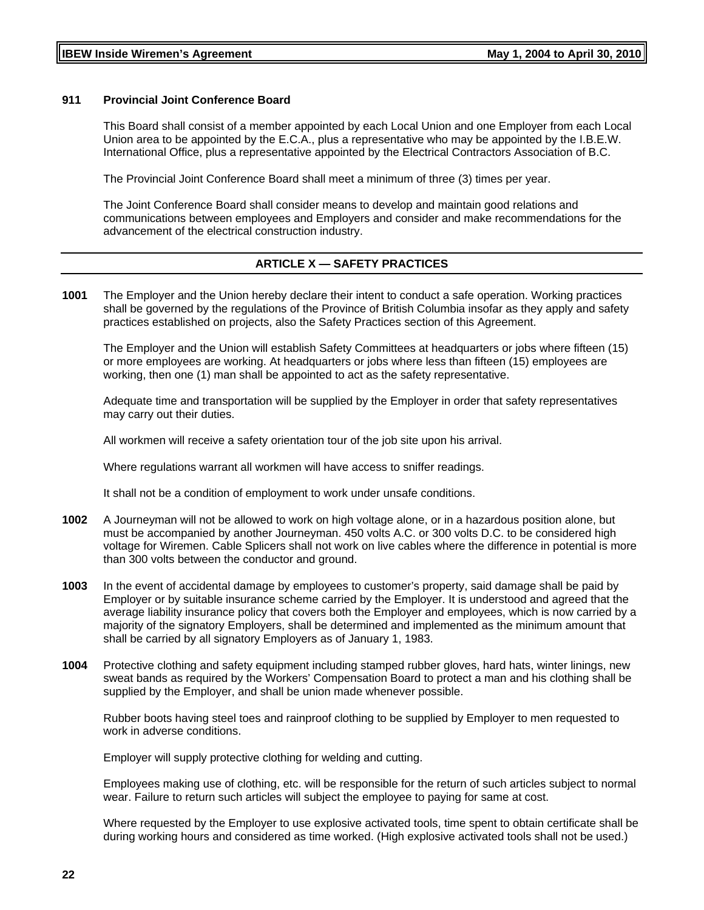**911 Provincial Joint Conference Board**

This Board shall consist of a member appointed by each Local Union and one Employer from each Local Union area to be appointed by the E.C.A., plus a representative who may be appointed by the I.B.E.W. International Office, plus a representative appointed by the Electrical Contractors Association of B.C.

The Provincial Joint Conference Board shall meet a minimum of three (3) times per year.

The Joint Conference Board shall consider means to develop and maintain good relations and communications between employees and Employers and consider and make recommendations for the advancement of the electrical construction industry.

## ARTICLE X — SAFETY PRACTICES

**1001** The Employer and the Union hereby declare their intent to conduct a safe operation. Working practices shall be governed by the regulations of the Province of British Columbia insofar as they apply and safety practices established on projects, also the Safety Practices section of this Agreement.

The Employer and the Union will establish Safety Committees at headquarters or jobs where fifteen (15) or more employees are working. At headquarters or jobs where less than fifteen (15) employees are working, then one (1) man shall be appointed to act as the safety representative.

Adequate time and transportation will be supplied by the Employer in order that safety representatives may carry out their duties.

All workmen will receive a safety orientation tour of the job site upon his arrival.

Where regulations warrant all workmen will have access to sniffer readings.

It shall not be a condition of employment to work under unsafe conditions.

**1002** A Journeyman will not be allowed to work on high voltage alone, or in a hazardous position alone, but must be accompanied by another Journeyman. 450 volts A.C. or 300 volts D.C. to be considered high voltage for Wiremen. Cable Splicers shall not work on live cables where the difference in potential is more than 300 volts between the conductor and ground.

**1003** In the event of accidental damage by employees to customer's property, said damage shall be paid by Employer or by suitable insurance scheme carried by the Employer. It is understood and agreed that the average liability insurance policy that covers both the Employer and employees, which is now carried by a majority of the signatory Employers, shall be determined and implemented as the minimum amount that shall be carried by all signatory Employers as of January 1, 1983.

**1004** Protective clothing and safety equipment including stamped rubber gloves, hard hats, winter linings, new sweat bands as required by the Workers' Compensation Board to protect a man and his clothing shall be supplied by the Employer, and shall be union made whenever possible.

Rubber boots having steel toes and rainproof clothing to be supplied by Employer to men requested to work in adverse conditions.

Employer will supply protective clothing for welding and cutting.

Employees making use of clothing, etc. will be responsible for the return of such articles subject to normal wear. Failure to return such articles will subject the employee to paying for same at cost.

Where requested by the Employer to use explosive activated tools, time spent to obtain certificate shall be during working hours and considered as time worked. (High explosive activated tools shall not be used.)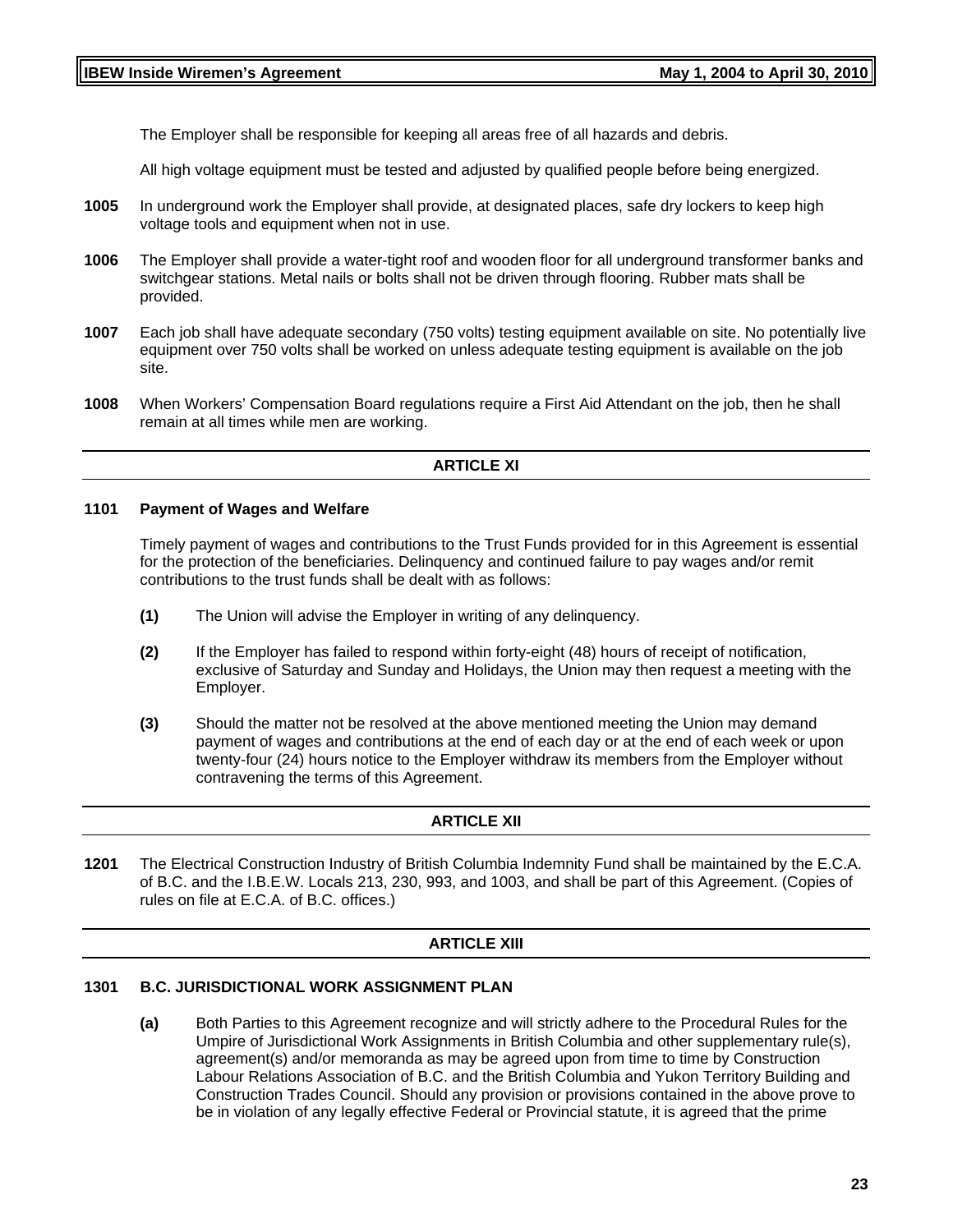The Employer shall be responsible for keeping all areas free of all hazards and debris.

All high voltage equipment must be tested and adjusted by qualified people before being energized.

**1005** In underground work the Employer shall provide, at designated places, safe dry lockers to keep high voltage tools and equipment when not in use.

**1006** The Employer shall provide a water-tight roof and wooden floor for all underground transformer banks and switchgear stations. Metal nails or bolts shall not be driven through flooring. Rubber mats shall be provided.

**1007** Each job shall have adequate secondary (750 volts) testing equipment available on site. No potentially live equipment over 750 volts shall be worked on unless adequate testing equipment is available on the job site.

**1008** When Workers' Compensation Board regulations require a First Aid Attendant on the job, then he shall remain at all times while men are working.

## ARTICLE XI

### 1101 Payment of Wages and Welfare

Timely payment of wages and contributions to the Trust Funds provided for in this Agreement is essential for the protection of the beneficiaries. Delinquency and continued failure to pay wages and/or remit contributions to the trust funds shall be dealt with as follows:

**(1)** The Union will advise the Employer in writing of any delinquency.

**(2)** If the Employer has failed to respond within forty-eight (48) hours of receipt of notification, exclusive of Saturday and Sunday and Holidays, the Union may then request a meeting with the Employer.

**(3)** Should the matter not be resolved at the above mentioned meeting the Union may demand payment of wages and contributions at the end of each day or at the end of each week or upon twenty-four (24) hours notice to the Employer withdraw its members from the Employer without contravening the terms of this Agreement.

## ARTICLE XII

**1201** The Electrical Construction Industry of British Columbia Indemnity Fund shall be maintained by the E.C.A. of B.C. and the I.B.E.W. Locals 213, 230, 993, and 1003, and shall be part of this Agreement. (Copies of rules on file at E.C.A. of B.C. offices.)

## ARTICLE XIII

### 1301 B.C. JURISDICTIONAL WORK ASSIGNMENT PLAN

**(a)** Both Parties to this Agreement recognize and will strictly adhere to the Procedural Rules for the Umpire of Jurisdictional Work Assignments in British Columbia and other supplementary rule(s), agreement(s) and/or memoranda as may be agreed upon from time to time by Construction Labour Relations Association of B.C. and the British Columbia and Yukon Territory Building and Construction Trades Council. Should any provision or provisions contained in the above prove to be in violation of any legally effective Federal or Provincial statute, it is agreed that the prime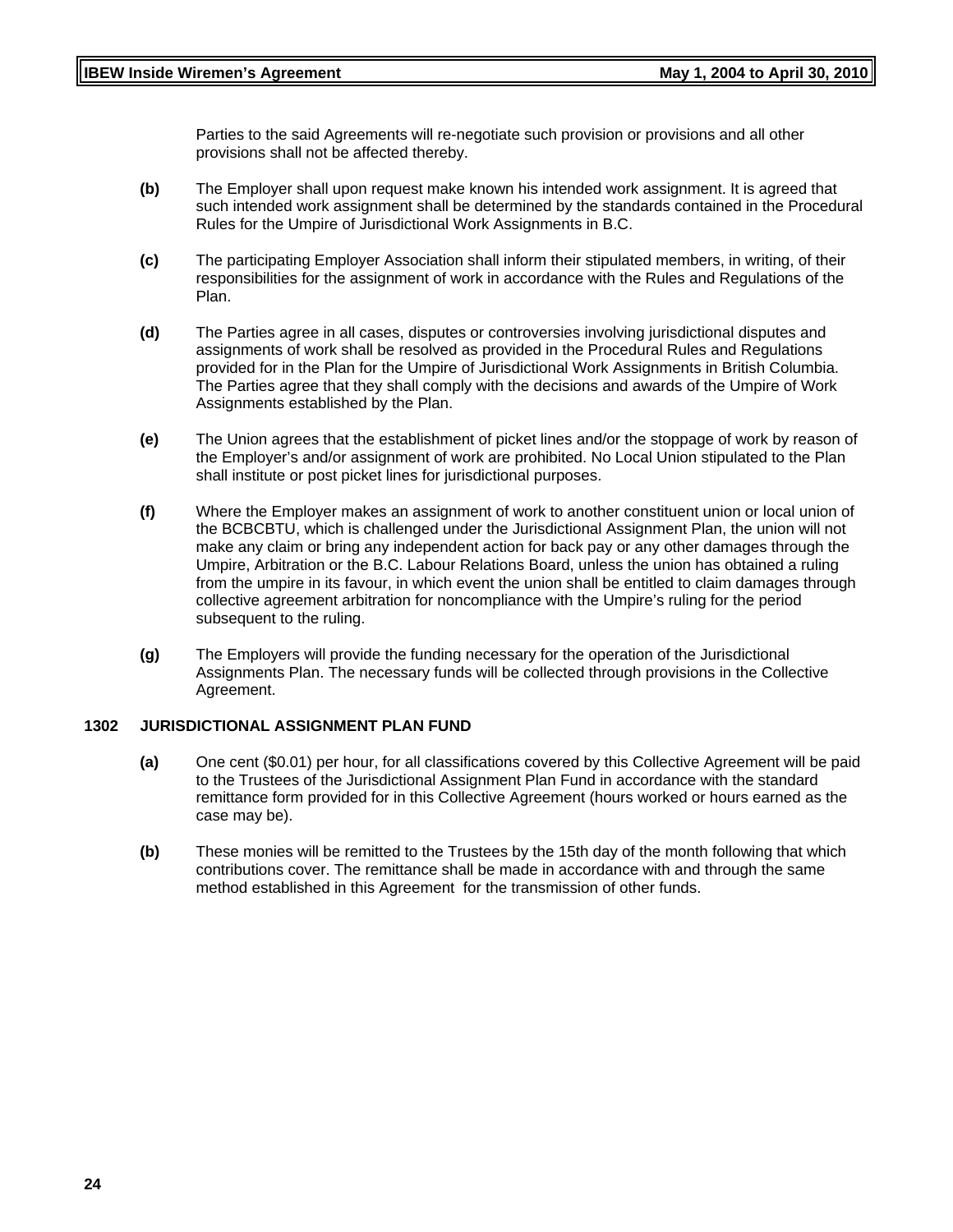Parties to the said Agreements will re-negotiate such provision or provisions and all other provisions shall not be affected thereby.

**(b)** The Employer shall upon request make known his intended work assignment. It is agreed that such intended work assignment shall be determined by the standards contained in the Procedural Rules for the Umpire of Jurisdictional Work Assignments in B.C.

**(c)** The participating Employer Association shall inform their stipulated members, in writing, of their responsibilities for the assignment of work in accordance with the Rules and Regulations of the Plan.

**(d)** The Parties agree in all cases, disputes or controversies involving jurisdictional disputes and assignments of work shall be resolved as provided in the Procedural Rules and Regulations provided for in the Plan for the Umpire of Jurisdictional Work Assignments in British Columbia. The Parties agree that they shall comply with the decisions and awards of the Umpire of Work Assignments established by the Plan.

**(e)** The Union agrees that the establishment of picket lines and/or the stoppage of work by reason of the Employer's and/or assignment of work are prohibited. No Local Union stipulated to the Plan shall institute or post picket lines for jurisdictional purposes.

**(f)** Where the Employer makes an assignment of work to another constituent union or local union of the BCBCBTU, which is challenged under the Jurisdictional Assignment Plan, the union will not make any claim or bring any independent action for back pay or any other damages through the Umpire, Arbitration or the B.C. Labour Relations Board, unless the union has obtained a ruling from the umpire in its favour, in which event the union shall be entitled to claim damages through collective agreement arbitration for noncompliance with the Umpire's ruling for the period subsequent to the ruling.

**(g)** The Employers will provide the funding necessary for the operation of the Jurisdictional Assignments Plan. The necessary funds will be collected through provisions in the Collective Agreement.

## 1302 JURISDICTIONAL ASSIGNMENT PLAN FUND

**(a)** One cent ($0.01) per hour, for all classifications covered by this Collective Agreement will be paid to the Trustees of the Jurisdictional Assignment Plan Fund in accordance with the standard remittance form provided for in this Collective Agreement (hours worked or hours earned as the case may be).

**(b)** These monies will be remitted to the Trustees by the 15th day of the month following that which contributions cover. The remittance shall be made in accordance with and through the same method established in this Agreement for the transmission of other funds.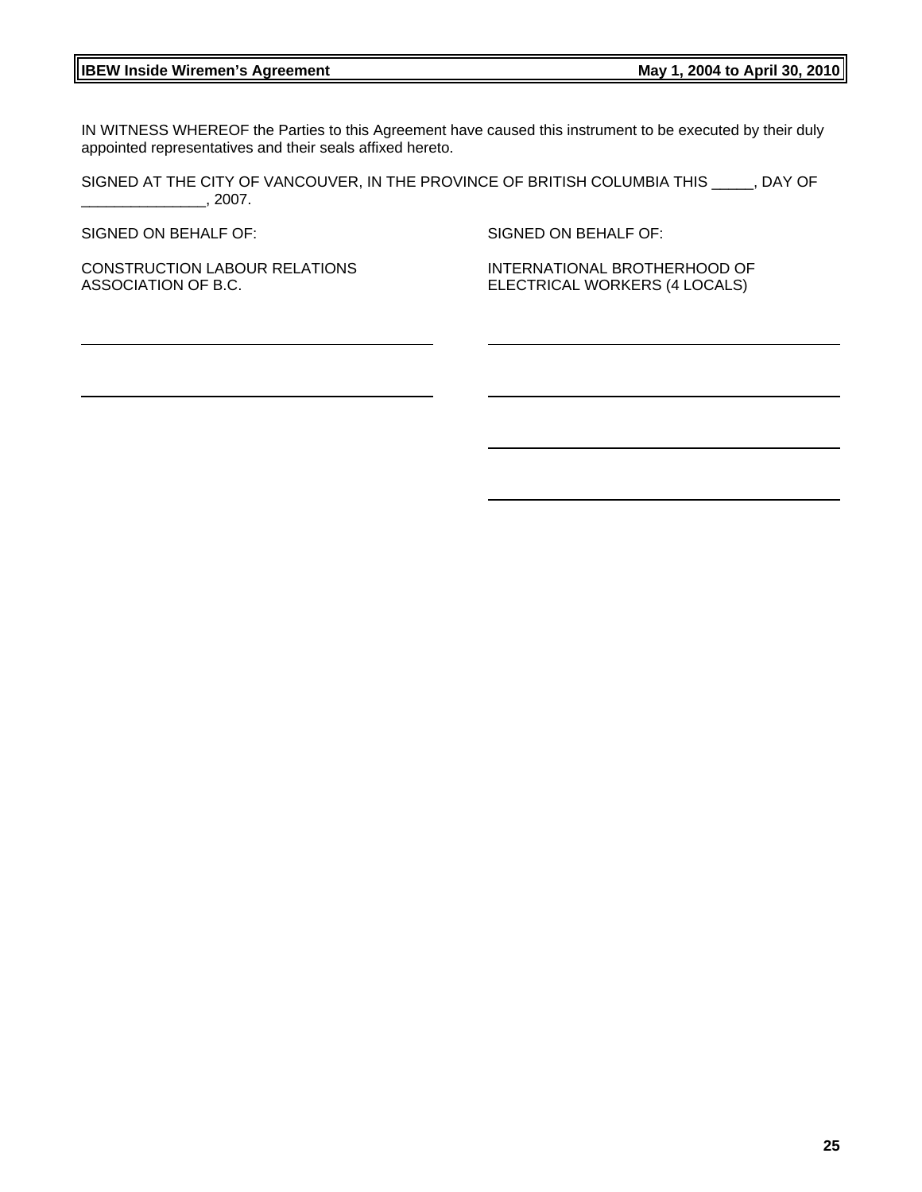IN WITNESS WHEREOF the Parties to this Agreement have caused this instrument to be executed by their duly appointed representatives and their seals affixed hereto.

SIGNED AT THE CITY OF VANCOUVER, IN THE PROVINCE OF BRITISH COLUMBIA THIS _____, DAY OF _______________, 2007.

| SIGNED ON BEHALF OF: | SIGNED ON BEHALF OF: |
| --- | --- |
| CONSTRUCTION LABOUR RELATIONS ASSOCIATION OF B.C. | INTERNATIONAL BROTHERHOOD OF ELECTRICAL WORKERS (4 LOCALS) |
| ____________________________________ | ____________________________________ |
| ____________________________________ | ____________________________________ |
| | ____________________________________ |
| | ____________________________________ |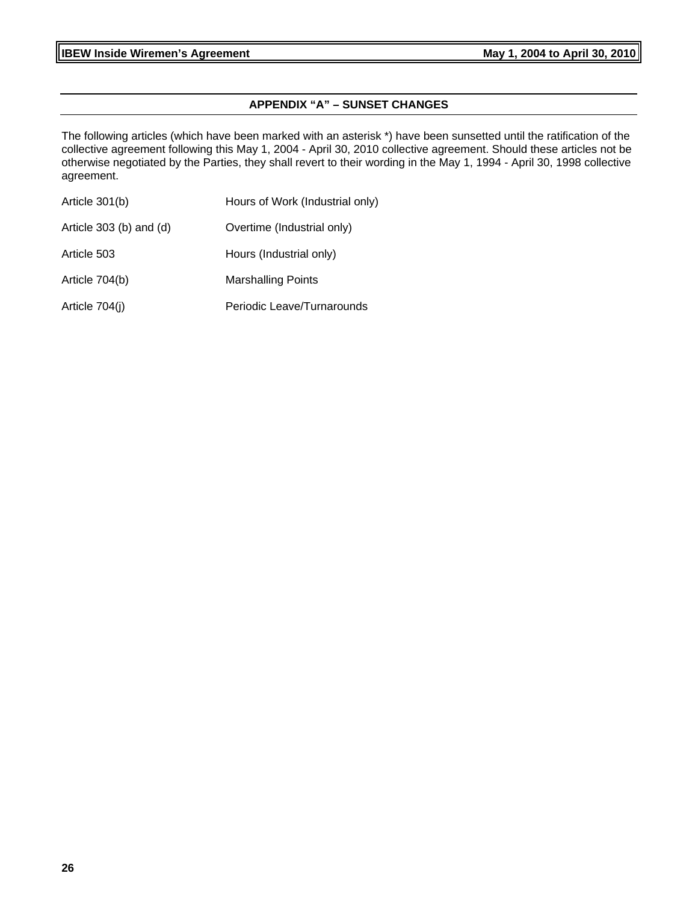## APPENDIX "A" – SUNSET CHANGES

The following articles (which have been marked with an asterisk *) have been sunsetted until the ratification of the collective agreement following this May 1, 2004 - April 30, 2010 collective agreement. Should these articles not be otherwise negotiated by the Parties, they shall revert to their wording in the May 1, 1994 - April 30, 1998 collective agreement.

| | |
|---|---|
| Article 301(b) | Hours of Work (Industrial only) |
| Article 303 (b) and (d) | Overtime (Industrial only) |
| Article 503 | Hours (Industrial only) |
| Article 704(b) | Marshalling Points |
| Article 704(j) | Periodic Leave/Turnarounds |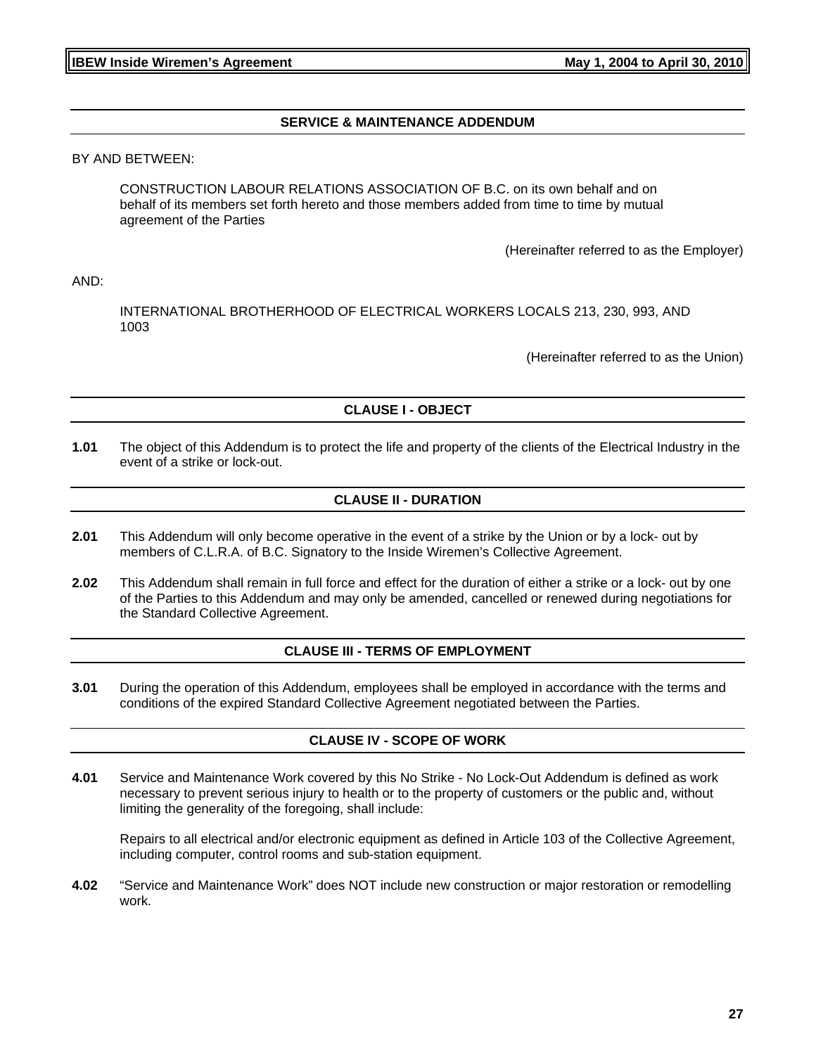## SERVICE & MAINTENANCE ADDENDUM

BY AND BETWEEN:

CONSTRUCTION LABOUR RELATIONS ASSOCIATION OF B.C. on its own behalf and on behalf of its members set forth hereto and those members added from time to time by mutual agreement of the Parties

(Hereinafter referred to as the Employer)

AND:

INTERNATIONAL BROTHERHOOD OF ELECTRICAL WORKERS LOCALS 213, 230, 993, AND 1003

(Hereinafter referred to as the Union)

## CLAUSE I - OBJECT

**1.01** The object of this Addendum is to protect the life and property of the clients of the Electrical Industry in the event of a strike or lock-out.

## CLAUSE II - DURATION

**2.01** This Addendum will only become operative in the event of a strike by the Union or by a lock- out by members of C.L.R.A. of B.C. Signatory to the Inside Wiremen's Collective Agreement.

**2.02** This Addendum shall remain in full force and effect for the duration of either a strike or a lock- out by one of the Parties to this Addendum and may only be amended, cancelled or renewed during negotiations for the Standard Collective Agreement.

## CLAUSE III - TERMS OF EMPLOYMENT

**3.01** During the operation of this Addendum, employees shall be employed in accordance with the terms and conditions of the expired Standard Collective Agreement negotiated between the Parties.

## CLAUSE IV - SCOPE OF WORK

**4.01** Service and Maintenance Work covered by this No Strike - No Lock-Out Addendum is defined as work necessary to prevent serious injury to health or to the property of customers or the public and, without limiting the generality of the foregoing, shall include:

Repairs to all electrical and/or electronic equipment as defined in Article 103 of the Collective Agreement, including computer, control rooms and sub-station equipment.

**4.02** "Service and Maintenance Work" does NOT include new construction or major restoration or remodelling work.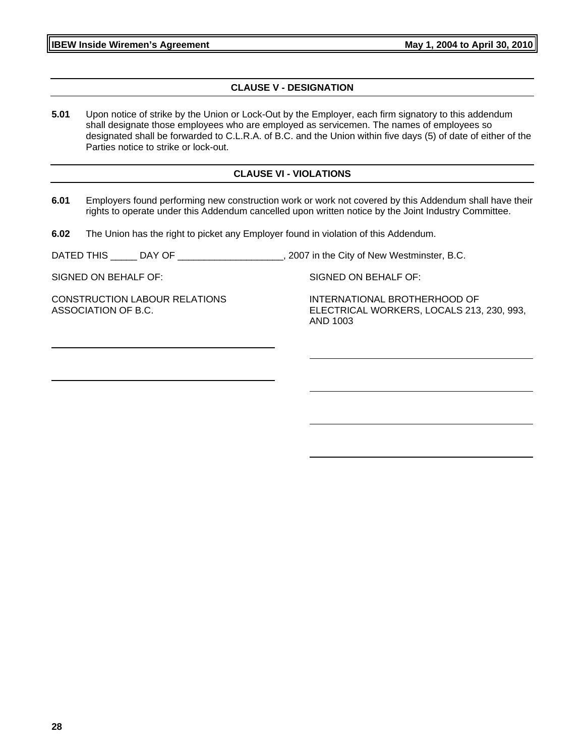## CLAUSE V - DESIGNATION

**5.01** Upon notice of strike by the Union or Lock-Out by the Employer, each firm signatory to this addendum shall designate those employees who are employed as servicemen. The names of employees so designated shall be forwarded to C.L.R.A. of B.C. and the Union within five days (5) of date of either of the Parties notice to strike or lock-out.

## CLAUSE VI - VIOLATIONS

**6.01** Employers found performing new construction work or work not covered by this Addendum shall have their rights to operate under this Addendum cancelled upon written notice by the Joint Industry Committee.

**6.02** The Union has the right to picket any Employer found in violation of this Addendum.

DATED THIS _____ DAY OF ____________________, 2007 in the City of New Westminster, B.C.

SIGNED ON BEHALF OF:

CONSTRUCTION LABOUR RELATIONS ASSOCIATION OF B.C.

_______________________________________

_______________________________________

SIGNED ON BEHALF OF:

INTERNATIONAL BROTHERHOOD OF ELECTRICAL WORKERS, LOCALS 213, 230, 993, AND 1003

_______________________________________

_______________________________________

_______________________________________

_______________________________________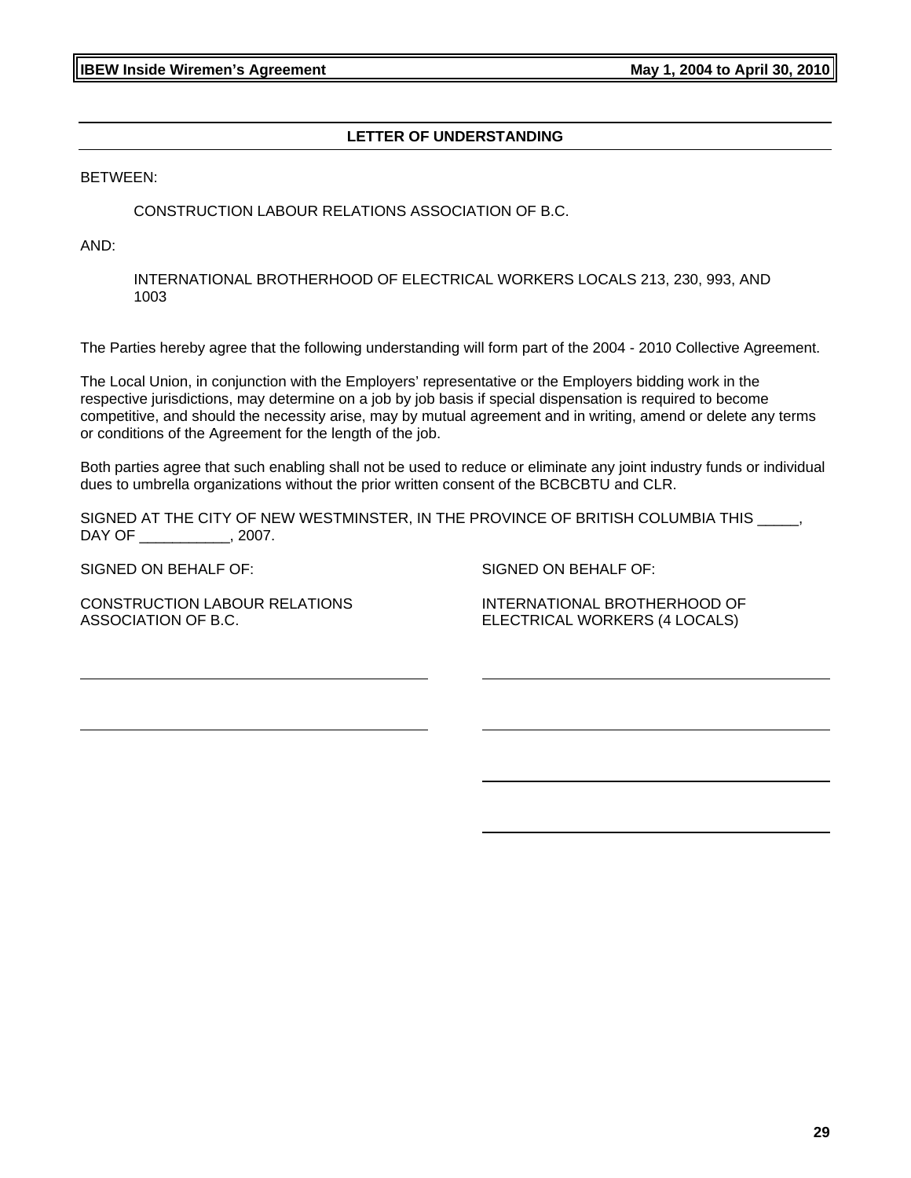## LETTER OF UNDERSTANDING

BETWEEN:

CONSTRUCTION LABOUR RELATIONS ASSOCIATION OF B.C.

AND:

INTERNATIONAL BROTHERHOOD OF ELECTRICAL WORKERS LOCALS 213, 230, 993, AND 1003

The Parties hereby agree that the following understanding will form part of the 2004 - 2010 Collective Agreement.

The Local Union, in conjunction with the Employers' representative or the Employers bidding work in the respective jurisdictions, may determine on a job by job basis if special dispensation is required to become competitive, and should the necessity arise, may by mutual agreement and in writing, amend or delete any terms or conditions of the Agreement for the length of the job.

Both parties agree that such enabling shall not be used to reduce or eliminate any joint industry funds or individual dues to umbrella organizations without the prior written consent of the BCBCBTU and CLR.

SIGNED AT THE CITY OF NEW WESTMINSTER, IN THE PROVINCE OF BRITISH COLUMBIA THIS _____, DAY OF ___________, 2007.

SIGNED ON BEHALF OF:

CONSTRUCTION LABOUR RELATIONS ASSOCIATION OF B.C.

_______________________________

_______________________________

SIGNED ON BEHALF OF:

INTERNATIONAL BROTHERHOOD OF ELECTRICAL WORKERS (4 LOCALS)

_______________________________

_______________________________

_______________________________

_______________________________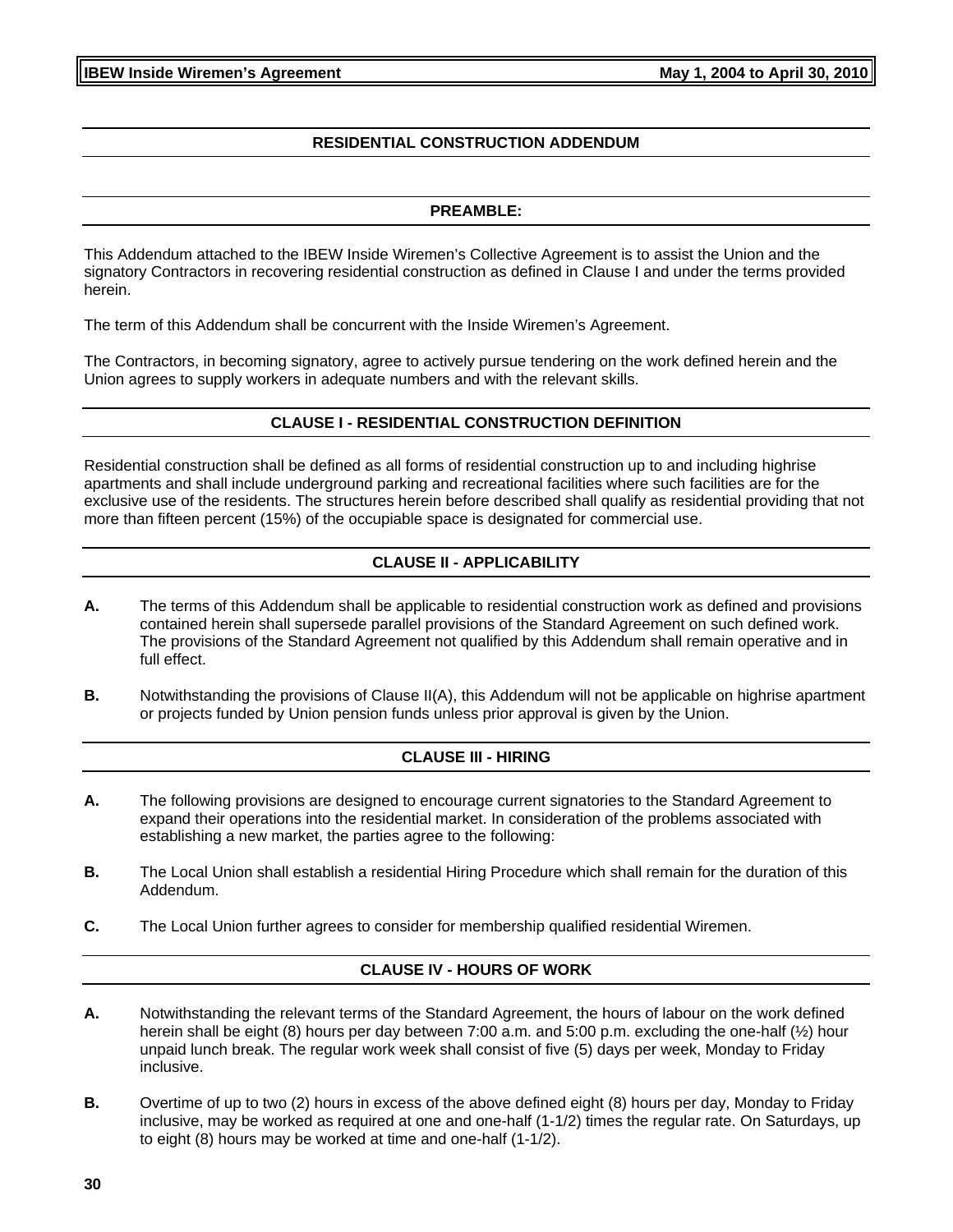## RESIDENTIAL CONSTRUCTION ADDENDUM

### PREAMBLE:

This Addendum attached to the IBEW Inside Wiremen's Collective Agreement is to assist the Union and the signatory Contractors in recovering residential construction as defined in Clause I and under the terms provided herein.

The term of this Addendum shall be concurrent with the Inside Wiremen's Agreement.

The Contractors, in becoming signatory, agree to actively pursue tendering on the work defined herein and the Union agrees to supply workers in adequate numbers and with the relevant skills.

### CLAUSE I - RESIDENTIAL CONSTRUCTION DEFINITION

Residential construction shall be defined as all forms of residential construction up to and including highrise apartments and shall include underground parking and recreational facilities where such facilities are for the exclusive use of the residents. The structures herein before described shall qualify as residential providing that not more than fifteen percent (15%) of the occupiable space is designated for commercial use.

### CLAUSE II - APPLICABILITY

**A.** The terms of this Addendum shall be applicable to residential construction work as defined and provisions contained herein shall supersede parallel provisions of the Standard Agreement on such defined work. The provisions of the Standard Agreement not qualified by this Addendum shall remain operative and in full effect.

**B.** Notwithstanding the provisions of Clause II(A), this Addendum will not be applicable on highrise apartment or projects funded by Union pension funds unless prior approval is given by the Union.

### CLAUSE III - HIRING

**A.** The following provisions are designed to encourage current signatories to the Standard Agreement to expand their operations into the residential market. In consideration of the problems associated with establishing a new market, the parties agree to the following:

**B.** The Local Union shall establish a residential Hiring Procedure which shall remain for the duration of this Addendum.

**C.** The Local Union further agrees to consider for membership qualified residential Wiremen.

### CLAUSE IV - HOURS OF WORK

**A.** Notwithstanding the relevant terms of the Standard Agreement, the hours of labour on the work defined herein shall be eight (8) hours per day between 7:00 a.m. and 5:00 p.m. excluding the one-half (½) hour unpaid lunch break. The regular work week shall consist of five (5) days per week, Monday to Friday inclusive.

**B.** Overtime of up to two (2) hours in excess of the above defined eight (8) hours per day, Monday to Friday inclusive, may be worked as required at one and one-half (1-1/2) times the regular rate. On Saturdays, up to eight (8) hours may be worked at time and one-half (1-1/2).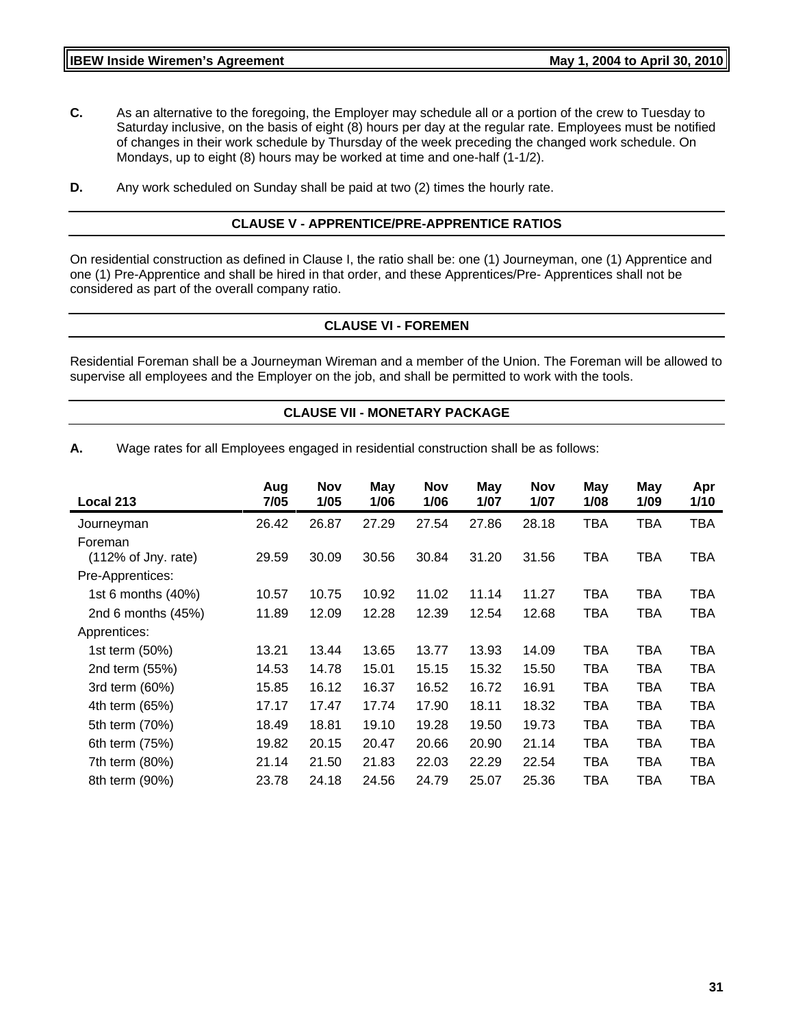**C.** As an alternative to the foregoing, the Employer may schedule all or a portion of the crew to Tuesday to Saturday inclusive, on the basis of eight (8) hours per day at the regular rate. Employees must be notified of changes in their work schedule by Thursday of the week preceding the changed work schedule. On Mondays, up to eight (8) hours may be worked at time and one-half (1-1/2).

**D.** Any work scheduled on Sunday shall be paid at two (2) times the hourly rate.

## CLAUSE V - APPRENTICE/PRE-APPRENTICE RATIOS

On residential construction as defined in Clause I, the ratio shall be: one (1) Journeyman, one (1) Apprentice and one (1) Pre-Apprentice and shall be hired in that order, and these Apprentices/Pre- Apprentices shall not be considered as part of the overall company ratio.

## CLAUSE VI - FOREMEN

Residential Foreman shall be a Journeyman Wireman and a member of the Union. The Foreman will be allowed to supervise all employees and the Employer on the job, and shall be permitted to work with the tools.

## CLAUSE VII - MONETARY PACKAGE

**A.** Wage rates for all Employees engaged in residential construction shall be as follows:

| Local 213 | Aug 7/05 | Nov 1/05 | May 1/06 | Nov 1/06 | May 1/07 | Nov 1/07 | May 1/08 | May 1/09 | Apr 1/10 |
|---|---|---|---|---|---|---|---|---|---|
| Journeyman | 26.42 | 26.87 | 27.29 | 27.54 | 27.86 | 28.18 | TBA | TBA | TBA |
| Foreman (112% of Jny. rate) | 29.59 | 30.09 | 30.56 | 30.84 | 31.20 | 31.56 | TBA | TBA | TBA |
| Pre-Apprentices: | | | | | | | | | |
| 1st 6 months (40%) | 10.57 | 10.75 | 10.92 | 11.02 | 11.14 | 11.27 | TBA | TBA | TBA |
| 2nd 6 months (45%) | 11.89 | 12.09 | 12.28 | 12.39 | 12.54 | 12.68 | TBA | TBA | TBA |
| Apprentices: | | | | | | | | | |
| 1st term (50%) | 13.21 | 13.44 | 13.65 | 13.77 | 13.93 | 14.09 | TBA | TBA | TBA |
| 2nd term (55%) | 14.53 | 14.78 | 15.01 | 15.15 | 15.32 | 15.50 | TBA | TBA | TBA |
| 3rd term (60%) | 15.85 | 16.12 | 16.37 | 16.52 | 16.72 | 16.91 | TBA | TBA | TBA |
| 4th term (65%) | 17.17 | 17.47 | 17.74 | 17.90 | 18.11 | 18.32 | TBA | TBA | TBA |
| 5th term (70%) | 18.49 | 18.81 | 19.10 | 19.28 | 19.50 | 19.73 | TBA | TBA | TBA |
| 6th term (75%) | 19.82 | 20.15 | 20.47 | 20.66 | 20.90 | 21.14 | TBA | TBA | TBA |
| 7th term (80%) | 21.14 | 21.50 | 21.83 | 22.03 | 22.29 | 22.54 | TBA | TBA | TBA |
| 8th term (90%) | 23.78 | 24.18 | 24.56 | 24.79 | 25.07 | 25.36 | TBA | TBA | TBA |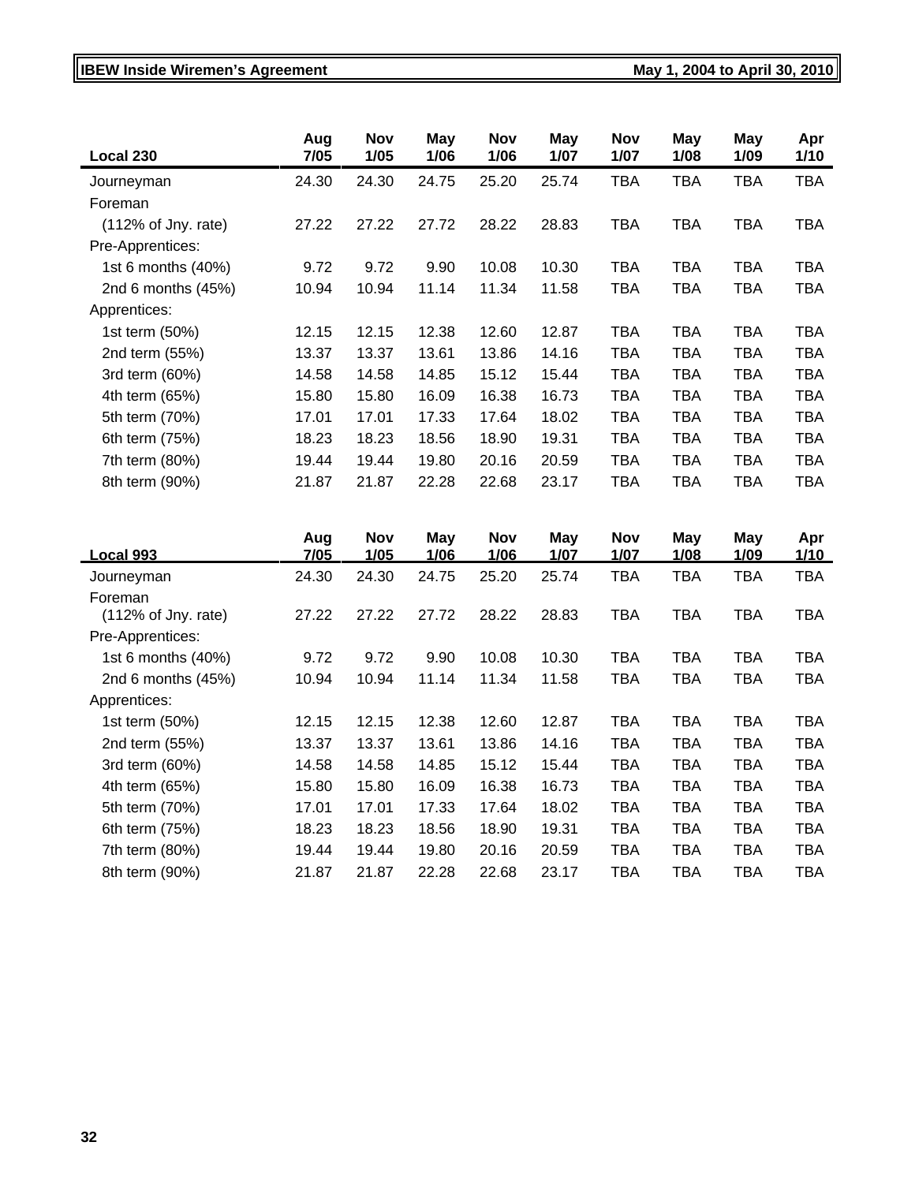| Local 230 | Aug 7/05 | Nov 1/05 | May 1/06 | Nov 1/06 | May 1/07 | Nov 1/07 | May 1/08 | May 1/09 | Apr 1/10 |
|---|---|---|---|---|---|---|---|---|---|
| Journeyman | 24.30 | 24.30 | 24.75 | 25.20 | 25.74 | TBA | TBA | TBA | TBA |
| Foreman | | | | | | | | | |
| (112% of Jny. rate) | 27.22 | 27.22 | 27.72 | 28.22 | 28.83 | TBA | TBA | TBA | TBA |
| Pre-Apprentices: | | | | | | | | | |
| 1st 6 months (40%) | 9.72 | 9.72 | 9.90 | 10.08 | 10.30 | TBA | TBA | TBA | TBA |
| 2nd 6 months (45%) | 10.94 | 10.94 | 11.14 | 11.34 | 11.58 | TBA | TBA | TBA | TBA |
| Apprentices: | | | | | | | | | |
| 1st term (50%) | 12.15 | 12.15 | 12.38 | 12.60 | 12.87 | TBA | TBA | TBA | TBA |
| 2nd term (55%) | 13.37 | 13.37 | 13.61 | 13.86 | 14.16 | TBA | TBA | TBA | TBA |
| 3rd term (60%) | 14.58 | 14.58 | 14.85 | 15.12 | 15.44 | TBA | TBA | TBA | TBA |
| 4th term (65%) | 15.80 | 15.80 | 16.09 | 16.38 | 16.73 | TBA | TBA | TBA | TBA |
| 5th term (70%) | 17.01 | 17.01 | 17.33 | 17.64 | 18.02 | TBA | TBA | TBA | TBA |
| 6th term (75%) | 18.23 | 18.23 | 18.56 | 18.90 | 19.31 | TBA | TBA | TBA | TBA |
| 7th term (80%) | 19.44 | 19.44 | 19.80 | 20.16 | 20.59 | TBA | TBA | TBA | TBA |
| 8th term (90%) | 21.87 | 21.87 | 22.28 | 22.68 | 23.17 | TBA | TBA | TBA | TBA |

| Local 993 | Aug 7/05 | Nov 1/05 | May 1/06 | Nov 1/06 | May 1/07 | Nov 1/07 | May 1/08 | May 1/09 | Apr 1/10 |
|---|---|---|---|---|---|---|---|---|---|
| Journeyman | 24.30 | 24.30 | 24.75 | 25.20 | 25.74 | TBA | TBA | TBA | TBA |
| Foreman (112% of Jny. rate) | 27.22 | 27.22 | 27.72 | 28.22 | 28.83 | TBA | TBA | TBA | TBA |
| Pre-Apprentices: | | | | | | | | | |
| 1st 6 months (40%) | 9.72 | 9.72 | 9.90 | 10.08 | 10.30 | TBA | TBA | TBA | TBA |
| 2nd 6 months (45%) | 10.94 | 10.94 | 11.14 | 11.34 | 11.58 | TBA | TBA | TBA | TBA |
| Apprentices: | | | | | | | | | |
| 1st term (50%) | 12.15 | 12.15 | 12.38 | 12.60 | 12.87 | TBA | TBA | TBA | TBA |
| 2nd term (55%) | 13.37 | 13.37 | 13.61 | 13.86 | 14.16 | TBA | TBA | TBA | TBA |
| 3rd term (60%) | 14.58 | 14.58 | 14.85 | 15.12 | 15.44 | TBA | TBA | TBA | TBA |
| 4th term (65%) | 15.80 | 15.80 | 16.09 | 16.38 | 16.73 | TBA | TBA | TBA | TBA |
| 5th term (70%) | 17.01 | 17.01 | 17.33 | 17.64 | 18.02 | TBA | TBA | TBA | TBA |
| 6th term (75%) | 18.23 | 18.23 | 18.56 | 18.90 | 19.31 | TBA | TBA | TBA | TBA |
| 7th term (80%) | 19.44 | 19.44 | 19.80 | 20.16 | 20.59 | TBA | TBA | TBA | TBA |
| 8th term (90%) | 21.87 | 21.87 | 22.28 | 22.68 | 23.17 | TBA | TBA | TBA | TBA |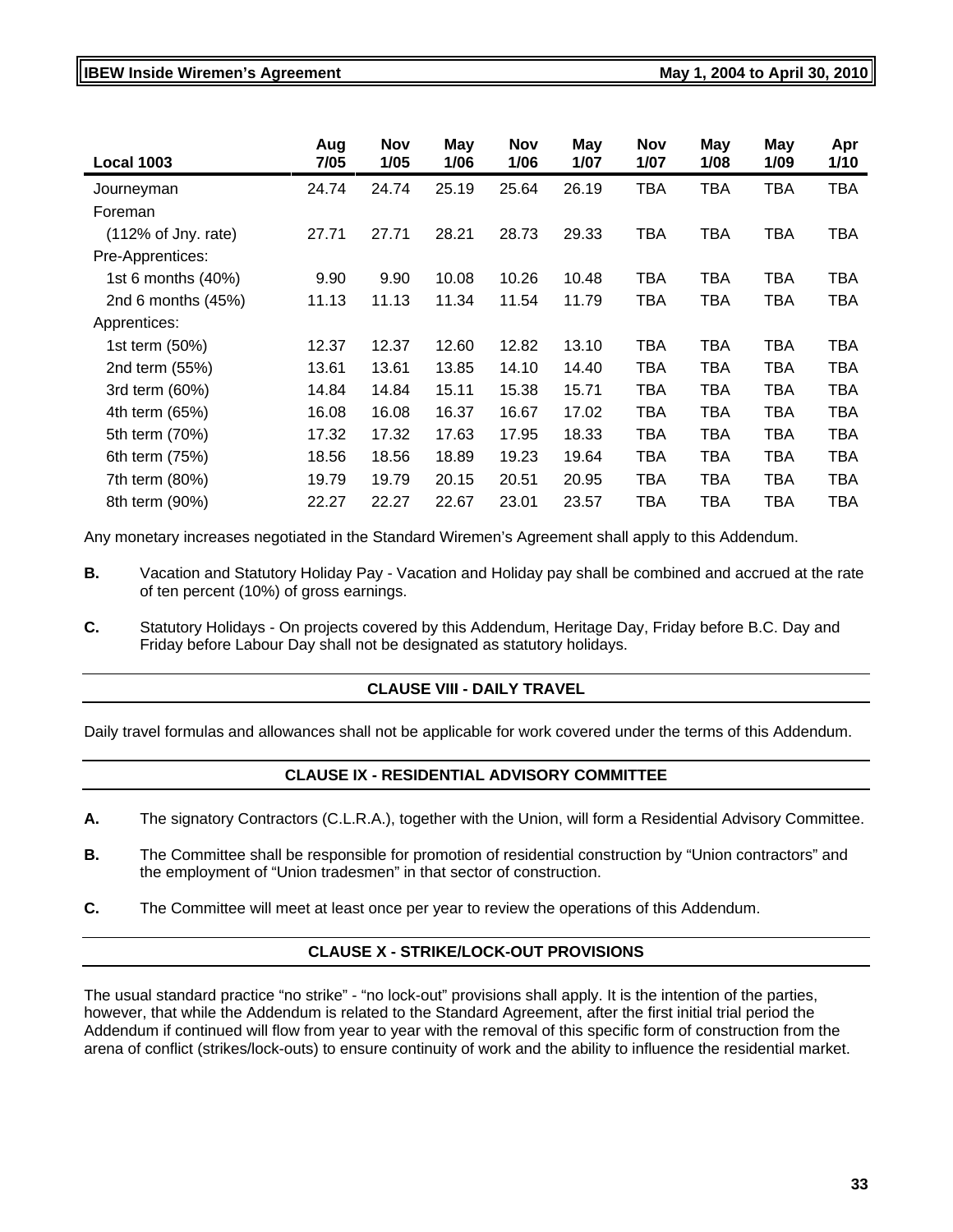| Local 1003 | Aug 7/05 | Nov 1/05 | May 1/06 | Nov 1/06 | May 1/07 | Nov 1/07 | May 1/08 | May 1/09 | Apr 1/10 |
|---|---|---|---|---|---|---|---|---|---|
| Journeyman | 24.74 | 24.74 | 25.19 | 25.64 | 26.19 | TBA | TBA | TBA | TBA |
| Foreman | | | | | | | | | |
| (112% of Jny. rate) | 27.71 | 27.71 | 28.21 | 28.73 | 29.33 | TBA | TBA | TBA | TBA |
| Pre-Apprentices: | | | | | | | | | |
| 1st 6 months (40%) | 9.90 | 9.90 | 10.08 | 10.26 | 10.48 | TBA | TBA | TBA | TBA |
| 2nd 6 months (45%) | 11.13 | 11.13 | 11.34 | 11.54 | 11.79 | TBA | TBA | TBA | TBA |
| Apprentices: | | | | | | | | | |
| 1st term (50%) | 12.37 | 12.37 | 12.60 | 12.82 | 13.10 | TBA | TBA | TBA | TBA |
| 2nd term (55%) | 13.61 | 13.61 | 13.85 | 14.10 | 14.40 | TBA | TBA | TBA | TBA |
| 3rd term (60%) | 14.84 | 14.84 | 15.11 | 15.38 | 15.71 | TBA | TBA | TBA | TBA |
| 4th term (65%) | 16.08 | 16.08 | 16.37 | 16.67 | 17.02 | TBA | TBA | TBA | TBA |
| 5th term (70%) | 17.32 | 17.32 | 17.63 | 17.95 | 18.33 | TBA | TBA | TBA | TBA |
| 6th term (75%) | 18.56 | 18.56 | 18.89 | 19.23 | 19.64 | TBA | TBA | TBA | TBA |
| 7th term (80%) | 19.79 | 19.79 | 20.15 | 20.51 | 20.95 | TBA | TBA | TBA | TBA |
| 8th term (90%) | 22.27 | 22.27 | 22.67 | 23.01 | 23.57 | TBA | TBA | TBA | TBA |

Any monetary increases negotiated in the Standard Wiremen's Agreement shall apply to this Addendum.

**B.** Vacation and Statutory Holiday Pay - Vacation and Holiday pay shall be combined and accrued at the rate of ten percent (10%) of gross earnings.

**C.** Statutory Holidays - On projects covered by this Addendum, Heritage Day, Friday before B.C. Day and Friday before Labour Day shall not be designated as statutory holidays.

## CLAUSE VIII - DAILY TRAVEL

Daily travel formulas and allowances shall not be applicable for work covered under the terms of this Addendum.

## CLAUSE IX - RESIDENTIAL ADVISORY COMMITTEE

**A.** The signatory Contractors (C.L.R.A.), together with the Union, will form a Residential Advisory Committee.

**B.** The Committee shall be responsible for promotion of residential construction by "Union contractors" and the employment of "Union tradesmen" in that sector of construction.

**C.** The Committee will meet at least once per year to review the operations of this Addendum.

## CLAUSE X - STRIKE/LOCK-OUT PROVISIONS

The usual standard practice "no strike" - "no lock-out" provisions shall apply. It is the intention of the parties, however, that while the Addendum is related to the Standard Agreement, after the first initial trial period the Addendum if continued will flow from year to year with the removal of this specific form of construction from the arena of conflict (strikes/lock-outs) to ensure continuity of work and the ability to influence the residential market.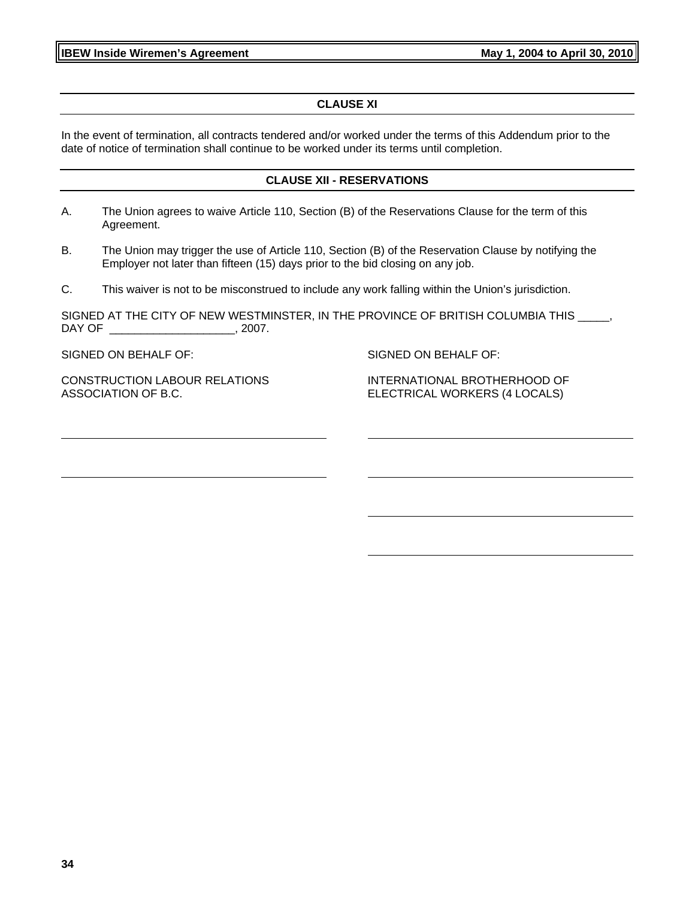## CLAUSE XI

In the event of termination, all contracts tendered and/or worked under the terms of this Addendum prior to the date of notice of termination shall continue to be worked under its terms until completion.

## CLAUSE XII - RESERVATIONS

A. The Union agrees to waive Article 110, Section (B) of the Reservations Clause for the term of this Agreement.

B. The Union may trigger the use of Article 110, Section (B) of the Reservation Clause by notifying the Employer not later than fifteen (15) days prior to the bid closing on any job.

C. This waiver is not to be misconstrued to include any work falling within the Union's jurisdiction.

SIGNED AT THE CITY OF NEW WESTMINSTER, IN THE PROVINCE OF BRITISH COLUMBIA THIS _____, DAY OF ____________________, 2007.

SIGNED ON BEHALF OF:

CONSTRUCTION LABOUR RELATIONS ASSOCIATION OF B.C.

_____________________________________

_____________________________________

SIGNED ON BEHALF OF:

INTERNATIONAL BROTHERHOOD OF ELECTRICAL WORKERS (4 LOCALS)

_____________________________________

_____________________________________

_____________________________________

_____________________________________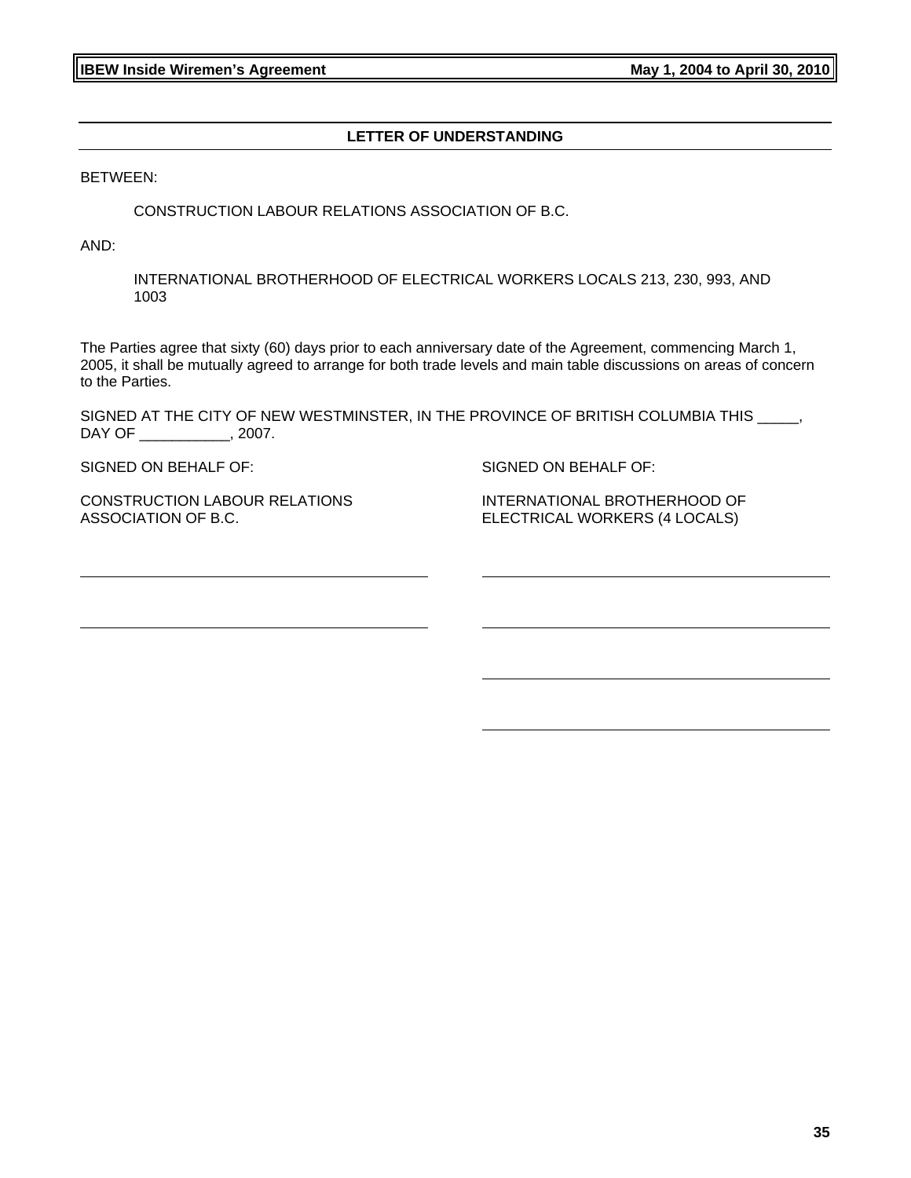## LETTER OF UNDERSTANDING

BETWEEN:

CONSTRUCTION LABOUR RELATIONS ASSOCIATION OF B.C.

AND:

INTERNATIONAL BROTHERHOOD OF ELECTRICAL WORKERS LOCALS 213, 230, 993, AND 1003

The Parties agree that sixty (60) days prior to each anniversary date of the Agreement, commencing March 1, 2005, it shall be mutually agreed to arrange for both trade levels and main table discussions on areas of concern to the Parties.

SIGNED AT THE CITY OF NEW WESTMINSTER, IN THE PROVINCE OF BRITISH COLUMBIA THIS _____, DAY OF ___________, 2007.

SIGNED ON BEHALF OF:

CONSTRUCTION LABOUR RELATIONS ASSOCIATION OF B.C.

______________________________

______________________________

SIGNED ON BEHALF OF:

INTERNATIONAL BROTHERHOOD OF ELECTRICAL WORKERS (4 LOCALS)

______________________________

______________________________

______________________________

______________________________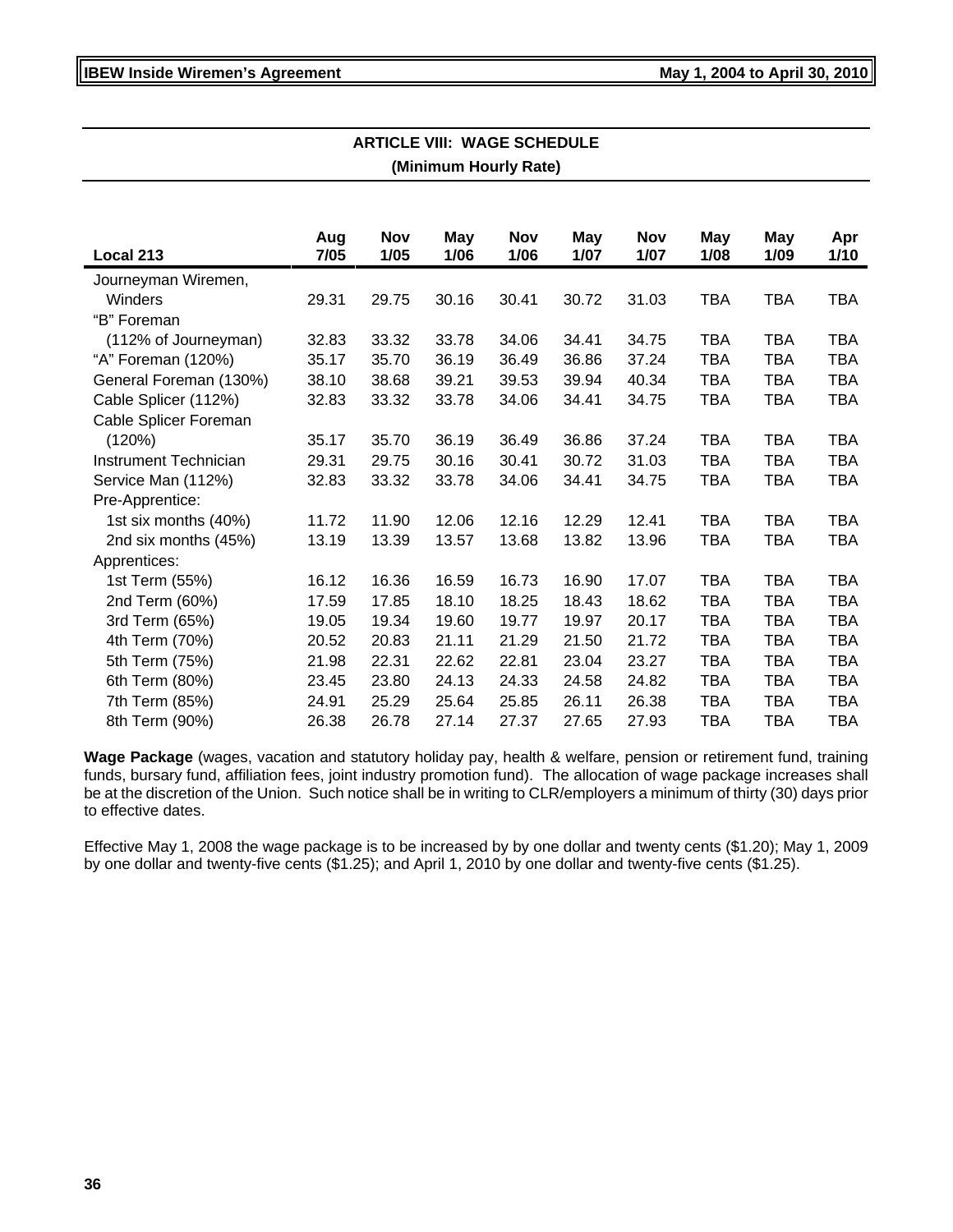## ARTICLE VIII: WAGE SCHEDULE

**(Minimum Hourly Rate)**

| Local 213 | Aug 7/05 | Nov 1/05 | May 1/06 | Nov 1/06 | May 1/07 | Nov 1/07 | May 1/08 | May 1/09 | Apr 1/10 |
|---|---|---|---|---|---|---|---|---|---|
| Journeyman Wiremen, Winders | 29.31 | 29.75 | 30.16 | 30.41 | 30.72 | 31.03 | TBA | TBA | TBA |
| "B" Foreman (112% of Journeyman) | 32.83 | 33.32 | 33.78 | 34.06 | 34.41 | 34.75 | TBA | TBA | TBA |
| "A" Foreman (120%) | 35.17 | 35.70 | 36.19 | 36.49 | 36.86 | 37.24 | TBA | TBA | TBA |
| General Foreman (130%) | 38.10 | 38.68 | 39.21 | 39.53 | 39.94 | 40.34 | TBA | TBA | TBA |
| Cable Splicer (112%) | 32.83 | 33.32 | 33.78 | 34.06 | 34.41 | 34.75 | TBA | TBA | TBA |
| Cable Splicer Foreman (120%) | 35.17 | 35.70 | 36.19 | 36.49 | 36.86 | 37.24 | TBA | TBA | TBA |
| Instrument Technician | 29.31 | 29.75 | 30.16 | 30.41 | 30.72 | 31.03 | TBA | TBA | TBA |
| Service Man (112%) | 32.83 | 33.32 | 33.78 | 34.06 | 34.41 | 34.75 | TBA | TBA | TBA |
| Pre-Apprentice: | | | | | | | | | |
| 1st six months (40%) | 11.72 | 11.90 | 12.06 | 12.16 | 12.29 | 12.41 | TBA | TBA | TBA |
| 2nd six months (45%) | 13.19 | 13.39 | 13.57 | 13.68 | 13.82 | 13.96 | TBA | TBA | TBA |
| Apprentices: | | | | | | | | | |
| 1st Term (55%) | 16.12 | 16.36 | 16.59 | 16.73 | 16.90 | 17.07 | TBA | TBA | TBA |
| 2nd Term (60%) | 17.59 | 17.85 | 18.10 | 18.25 | 18.43 | 18.62 | TBA | TBA | TBA |
| 3rd Term (65%) | 19.05 | 19.34 | 19.60 | 19.77 | 19.97 | 20.17 | TBA | TBA | TBA |
| 4th Term (70%) | 20.52 | 20.83 | 21.11 | 21.29 | 21.50 | 21.72 | TBA | TBA | TBA |
| 5th Term (75%) | 21.98 | 22.31 | 22.62 | 22.81 | 23.04 | 23.27 | TBA | TBA | TBA |
| 6th Term (80%) | 23.45 | 23.80 | 24.13 | 24.33 | 24.58 | 24.82 | TBA | TBA | TBA |
| 7th Term (85%) | 24.91 | 25.29 | 25.64 | 25.85 | 26.11 | 26.38 | TBA | TBA | TBA |
| 8th Term (90%) | 26.38 | 26.78 | 27.14 | 27.37 | 27.65 | 27.93 | TBA | TBA | TBA |

**Wage Package** (wages, vacation and statutory holiday pay, health & welfare, pension or retirement fund, training funds, bursary fund, affiliation fees, joint industry promotion fund). The allocation of wage package increases shall be at the discretion of the Union. Such notice shall be in writing to CLR/employers a minimum of thirty (30) days prior to effective dates.

Effective May 1, 2008 the wage package is to be increased by by one dollar and twenty cents ($1.20); May 1, 2009 by one dollar and twenty-five cents ($1.25); and April 1, 2010 by one dollar and twenty-five cents ($1.25).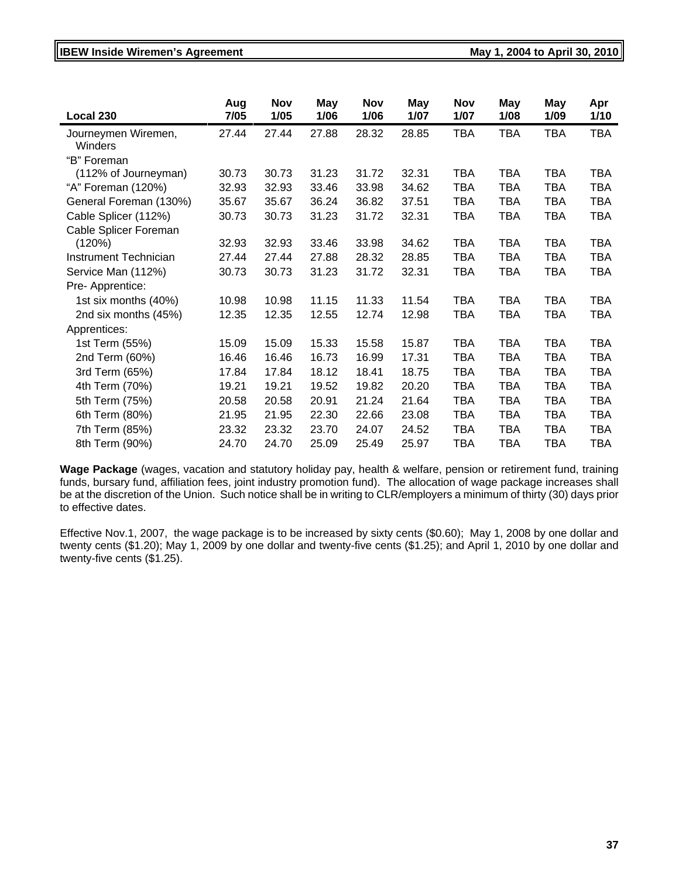| Local 230 | Aug 7/05 | Nov 1/05 | May 1/06 | Nov 1/06 | May 1/07 | Nov 1/07 | May 1/08 | May 1/09 | Apr 1/10 |
|---|---|---|---|---|---|---|---|---|---|
| Journeymen Wiremen, Winders | 27.44 | 27.44 | 27.88 | 28.32 | 28.85 | TBA | TBA | TBA | TBA |
| "B" Foreman (112% of Journeyman) | 30.73 | 30.73 | 31.23 | 31.72 | 32.31 | TBA | TBA | TBA | TBA |
| "A" Foreman (120%) | 32.93 | 32.93 | 33.46 | 33.98 | 34.62 | TBA | TBA | TBA | TBA |
| General Foreman (130%) | 35.67 | 35.67 | 36.24 | 36.82 | 37.51 | TBA | TBA | TBA | TBA |
| Cable Splicer (112%) | 30.73 | 30.73 | 31.23 | 31.72 | 32.31 | TBA | TBA | TBA | TBA |
| Cable Splicer Foreman (120%) | 32.93 | 32.93 | 33.46 | 33.98 | 34.62 | TBA | TBA | TBA | TBA |
| Instrument Technician | 27.44 | 27.44 | 27.88 | 28.32 | 28.85 | TBA | TBA | TBA | TBA |
| Service Man (112%) | 30.73 | 30.73 | 31.23 | 31.72 | 32.31 | TBA | TBA | TBA | TBA |
| Pre- Apprentice: | | | | | | | | | |
| 1st six months (40%) | 10.98 | 10.98 | 11.15 | 11.33 | 11.54 | TBA | TBA | TBA | TBA |
| 2nd six months (45%) | 12.35 | 12.35 | 12.55 | 12.74 | 12.98 | TBA | TBA | TBA | TBA |
| Apprentices: | | | | | | | | | |
| 1st Term (55%) | 15.09 | 15.09 | 15.33 | 15.58 | 15.87 | TBA | TBA | TBA | TBA |
| 2nd Term (60%) | 16.46 | 16.46 | 16.73 | 16.99 | 17.31 | TBA | TBA | TBA | TBA |
| 3rd Term (65%) | 17.84 | 17.84 | 18.12 | 18.41 | 18.75 | TBA | TBA | TBA | TBA |
| 4th Term (70%) | 19.21 | 19.21 | 19.52 | 19.82 | 20.20 | TBA | TBA | TBA | TBA |
| 5th Term (75%) | 20.58 | 20.58 | 20.91 | 21.24 | 21.64 | TBA | TBA | TBA | TBA |
| 6th Term (80%) | 21.95 | 21.95 | 22.30 | 22.66 | 23.08 | TBA | TBA | TBA | TBA |
| 7th Term (85%) | 23.32 | 23.32 | 23.70 | 24.07 | 24.52 | TBA | TBA | TBA | TBA |
| 8th Term (90%) | 24.70 | 24.70 | 25.09 | 25.49 | 25.97 | TBA | TBA | TBA | TBA |

**Wage Package** (wages, vacation and statutory holiday pay, health & welfare, pension or retirement fund, training funds, bursary fund, affiliation fees, joint industry promotion fund). The allocation of wage package increases shall be at the discretion of the Union. Such notice shall be in writing to CLR/employers a minimum of thirty (30) days prior to effective dates.

Effective Nov.1, 2007, the wage package is to be increased by sixty cents ($0.60); May 1, 2008 by one dollar and twenty cents ($1.20); May 1, 2009 by one dollar and twenty-five cents ($1.25); and April 1, 2010 by one dollar and twenty-five cents ($1.25).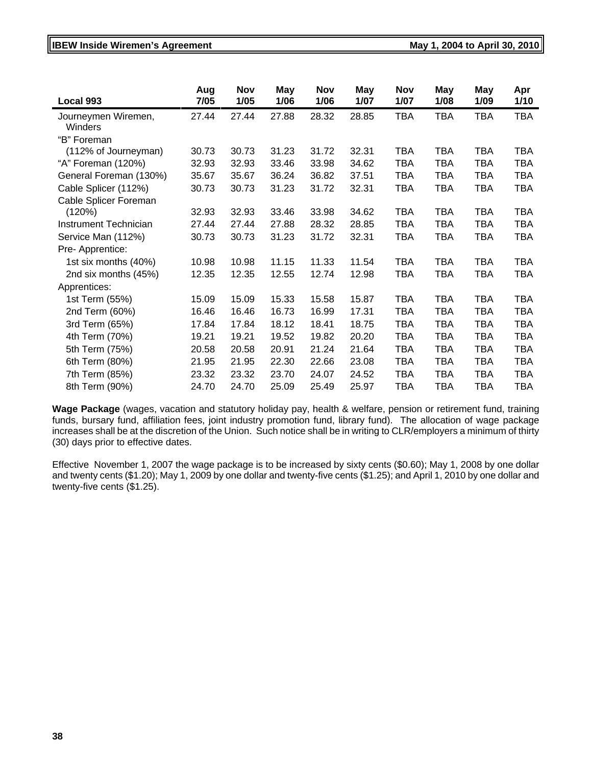| Local 993 | Aug 7/05 | Nov 1/05 | May 1/06 | Nov 1/06 | May 1/07 | Nov 1/07 | May 1/08 | May 1/09 | Apr 1/10 |
|---|---|---|---|---|---|---|---|---|---|
| Journeymen Wiremen, Winders | 27.44 | 27.44 | 27.88 | 28.32 | 28.85 | TBA | TBA | TBA | TBA |
| "B" Foreman (112% of Journeyman) | 30.73 | 30.73 | 31.23 | 31.72 | 32.31 | TBA | TBA | TBA | TBA |
| "A" Foreman (120%) | 32.93 | 32.93 | 33.46 | 33.98 | 34.62 | TBA | TBA | TBA | TBA |
| General Foreman (130%) | 35.67 | 35.67 | 36.24 | 36.82 | 37.51 | TBA | TBA | TBA | TBA |
| Cable Splicer (112%) | 30.73 | 30.73 | 31.23 | 31.72 | 32.31 | TBA | TBA | TBA | TBA |
| Cable Splicer Foreman (120%) | 32.93 | 32.93 | 33.46 | 33.98 | 34.62 | TBA | TBA | TBA | TBA |
| Instrument Technician | 27.44 | 27.44 | 27.88 | 28.32 | 28.85 | TBA | TBA | TBA | TBA |
| Service Man (112%) | 30.73 | 30.73 | 31.23 | 31.72 | 32.31 | TBA | TBA | TBA | TBA |
| Pre- Apprentice: | | | | | | | | | |
| 1st six months (40%) | 10.98 | 10.98 | 11.15 | 11.33 | 11.54 | TBA | TBA | TBA | TBA |
| 2nd six months (45%) | 12.35 | 12.35 | 12.55 | 12.74 | 12.98 | TBA | TBA | TBA | TBA |
| Apprentices: | | | | | | | | | |
| 1st Term (55%) | 15.09 | 15.09 | 15.33 | 15.58 | 15.87 | TBA | TBA | TBA | TBA |
| 2nd Term (60%) | 16.46 | 16.46 | 16.73 | 16.99 | 17.31 | TBA | TBA | TBA | TBA |
| 3rd Term (65%) | 17.84 | 17.84 | 18.12 | 18.41 | 18.75 | TBA | TBA | TBA | TBA |
| 4th Term (70%) | 19.21 | 19.21 | 19.52 | 19.82 | 20.20 | TBA | TBA | TBA | TBA |
| 5th Term (75%) | 20.58 | 20.58 | 20.91 | 21.24 | 21.64 | TBA | TBA | TBA | TBA |
| 6th Term (80%) | 21.95 | 21.95 | 22.30 | 22.66 | 23.08 | TBA | TBA | TBA | TBA |
| 7th Term (85%) | 23.32 | 23.32 | 23.70 | 24.07 | 24.52 | TBA | TBA | TBA | TBA |
| 8th Term (90%) | 24.70 | 24.70 | 25.09 | 25.49 | 25.97 | TBA | TBA | TBA | TBA |

**Wage Package** (wages, vacation and statutory holiday pay, health & welfare, pension or retirement fund, training funds, bursary fund, affiliation fees, joint industry promotion fund, library fund). The allocation of wage package increases shall be at the discretion of the Union. Such notice shall be in writing to CLR/employers a minimum of thirty (30) days prior to effective dates.

Effective November 1, 2007 the wage package is to be increased by sixty cents ($0.60); May 1, 2008 by one dollar and twenty cents ($1.20); May 1, 2009 by one dollar and twenty-five cents ($1.25); and April 1, 2010 by one dollar and twenty-five cents ($1.25).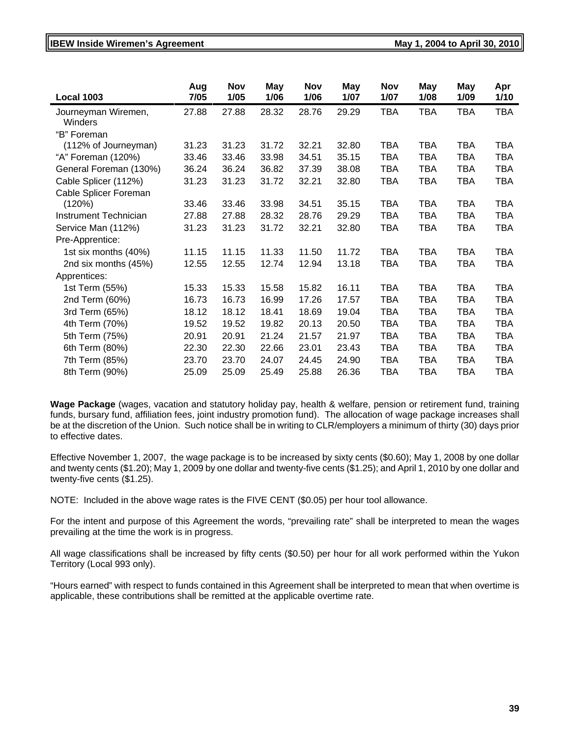| Local 1003 | Aug 7/05 | Nov 1/05 | May 1/06 | Nov 1/06 | May 1/07 | Nov 1/07 | May 1/08 | May 1/09 | Apr 1/10 |
|---|---|---|---|---|---|---|---|---|---|
| Journeyman Wiremen, Winders | 27.88 | 27.88 | 28.32 | 28.76 | 29.29 | TBA | TBA | TBA | TBA |
| "B" Foreman (112% of Journeyman) | 31.23 | 31.23 | 31.72 | 32.21 | 32.80 | TBA | TBA | TBA | TBA |
| "A" Foreman (120%) | 33.46 | 33.46 | 33.98 | 34.51 | 35.15 | TBA | TBA | TBA | TBA |
| General Foreman (130%) | 36.24 | 36.24 | 36.82 | 37.39 | 38.08 | TBA | TBA | TBA | TBA |
| Cable Splicer (112%) | 31.23 | 31.23 | 31.72 | 32.21 | 32.80 | TBA | TBA | TBA | TBA |
| Cable Splicer Foreman (120%) | 33.46 | 33.46 | 33.98 | 34.51 | 35.15 | TBA | TBA | TBA | TBA |
| Instrument Technician | 27.88 | 27.88 | 28.32 | 28.76 | 29.29 | TBA | TBA | TBA | TBA |
| Service Man (112%) | 31.23 | 31.23 | 31.72 | 32.21 | 32.80 | TBA | TBA | TBA | TBA |
| Pre-Apprentice: | | | | | | | | | |
| 1st six months (40%) | 11.15 | 11.15 | 11.33 | 11.50 | 11.72 | TBA | TBA | TBA | TBA |
| 2nd six months (45%) | 12.55 | 12.55 | 12.74 | 12.94 | 13.18 | TBA | TBA | TBA | TBA |
| Apprentices: | | | | | | | | | |
| 1st Term (55%) | 15.33 | 15.33 | 15.58 | 15.82 | 16.11 | TBA | TBA | TBA | TBA |
| 2nd Term (60%) | 16.73 | 16.73 | 16.99 | 17.26 | 17.57 | TBA | TBA | TBA | TBA |
| 3rd Term (65%) | 18.12 | 18.12 | 18.41 | 18.69 | 19.04 | TBA | TBA | TBA | TBA |
| 4th Term (70%) | 19.52 | 19.52 | 19.82 | 20.13 | 20.50 | TBA | TBA | TBA | TBA |
| 5th Term (75%) | 20.91 | 20.91 | 21.24 | 21.57 | 21.97 | TBA | TBA | TBA | TBA |
| 6th Term (80%) | 22.30 | 22.30 | 22.66 | 23.01 | 23.43 | TBA | TBA | TBA | TBA |
| 7th Term (85%) | 23.70 | 23.70 | 24.07 | 24.45 | 24.90 | TBA | TBA | TBA | TBA |
| 8th Term (90%) | 25.09 | 25.09 | 25.49 | 25.88 | 26.36 | TBA | TBA | TBA | TBA |

**Wage Package** (wages, vacation and statutory holiday pay, health & welfare, pension or retirement fund, training funds, bursary fund, affiliation fees, joint industry promotion fund). The allocation of wage package increases shall be at the discretion of the Union. Such notice shall be in writing to CLR/employers a minimum of thirty (30) days prior to effective dates.

Effective November 1, 2007, the wage package is to be increased by sixty cents ($0.60); May 1, 2008 by one dollar and twenty cents ($1.20); May 1, 2009 by one dollar and twenty-five cents ($1.25); and April 1, 2010 by one dollar and twenty-five cents ($1.25).

NOTE: Included in the above wage rates is the FIVE CENT ($0.05) per hour tool allowance.

For the intent and purpose of this Agreement the words, "prevailing rate" shall be interpreted to mean the wages prevailing at the time the work is in progress.

All wage classifications shall be increased by fifty cents ($0.50) per hour for all work performed within the Yukon Territory (Local 993 only).

"Hours earned" with respect to funds contained in this Agreement shall be interpreted to mean that when overtime is applicable, these contributions shall be remitted at the applicable overtime rate.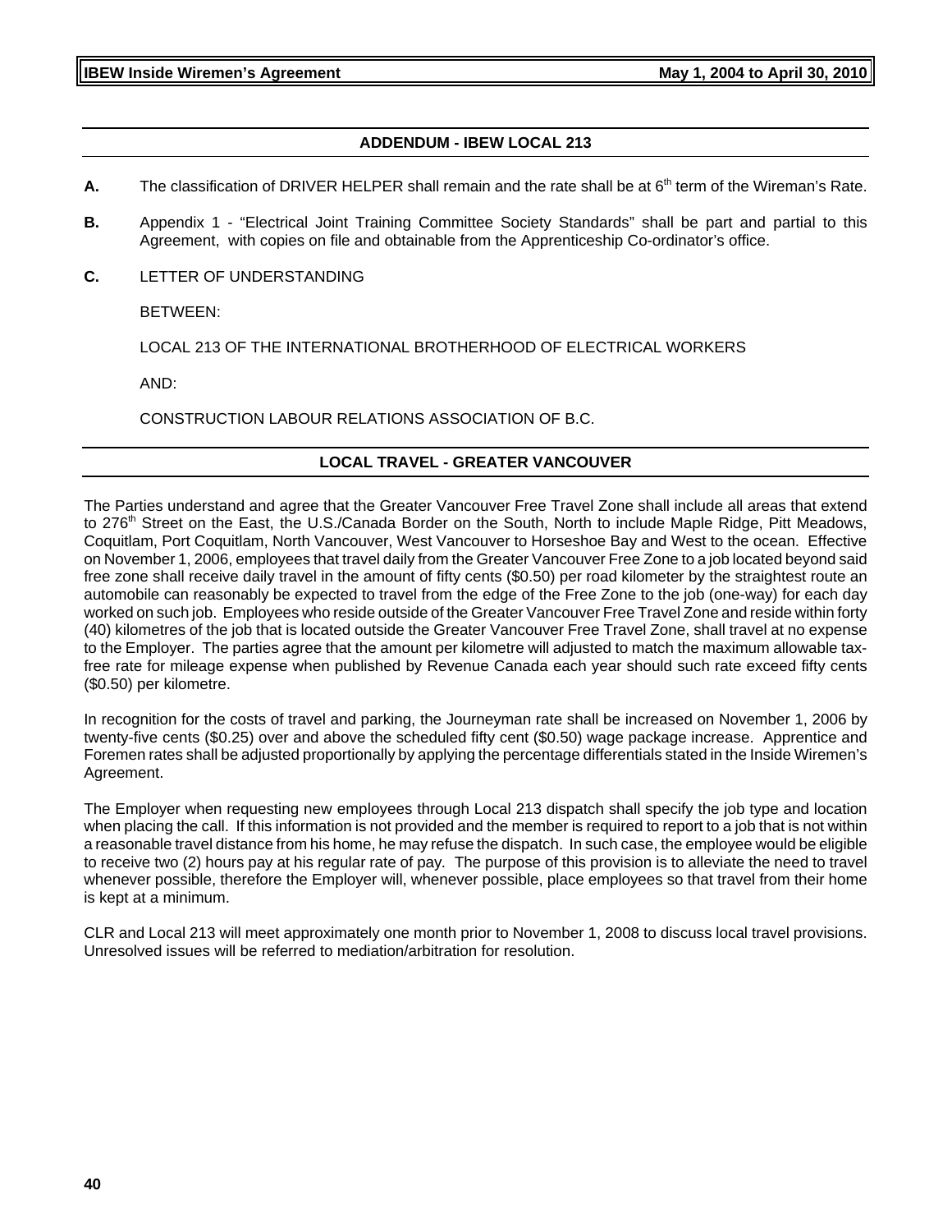## ADDENDUM - IBEW LOCAL 213

**A.** The classification of DRIVER HELPER shall remain and the rate shall be at 6th term of the Wireman's Rate.

**B.** Appendix 1 - "Electrical Joint Training Committee Society Standards" shall be part and partial to this Agreement, with copies on file and obtainable from the Apprenticeship Co-ordinator's office.

**C.** LETTER OF UNDERSTANDING

BETWEEN:

LOCAL 213 OF THE INTERNATIONAL BROTHERHOOD OF ELECTRICAL WORKERS

AND:

CONSTRUCTION LABOUR RELATIONS ASSOCIATION OF B.C.

## LOCAL TRAVEL - GREATER VANCOUVER

The Parties understand and agree that the Greater Vancouver Free Travel Zone shall include all areas that extend to 276th Street on the East, the U.S./Canada Border on the South, North to include Maple Ridge, Pitt Meadows, Coquitlam, Port Coquitlam, North Vancouver, West Vancouver to Horseshoe Bay and West to the ocean. Effective on November 1, 2006, employees that travel daily from the Greater Vancouver Free Zone to a job located beyond said free zone shall receive daily travel in the amount of fifty cents ($0.50) per road kilometer by the straightest route an automobile can reasonably be expected to travel from the edge of the Free Zone to the job (one-way) for each day worked on such job. Employees who reside outside of the Greater Vancouver Free Travel Zone and reside within forty (40) kilometres of the job that is located outside the Greater Vancouver Free Travel Zone, shall travel at no expense to the Employer. The parties agree that the amount per kilometre will adjusted to match the maximum allowable tax-free rate for mileage expense when published by Revenue Canada each year should such rate exceed fifty cents ($0.50) per kilometre.

In recognition for the costs of travel and parking, the Journeyman rate shall be increased on November 1, 2006 by twenty-five cents ($0.25) over and above the scheduled fifty cent ($0.50) wage package increase. Apprentice and Foremen rates shall be adjusted proportionally by applying the percentage differentials stated in the Inside Wiremen's Agreement.

The Employer when requesting new employees through Local 213 dispatch shall specify the job type and location when placing the call. If this information is not provided and the member is required to report to a job that is not within a reasonable travel distance from his home, he may refuse the dispatch. In such case, the employee would be eligible to receive two (2) hours pay at his regular rate of pay. The purpose of this provision is to alleviate the need to travel whenever possible, therefore the Employer will, whenever possible, place employees so that travel from their home is kept at a minimum.

CLR and Local 213 will meet approximately one month prior to November 1, 2008 to discuss local travel provisions. Unresolved issues will be referred to mediation/arbitration for resolution.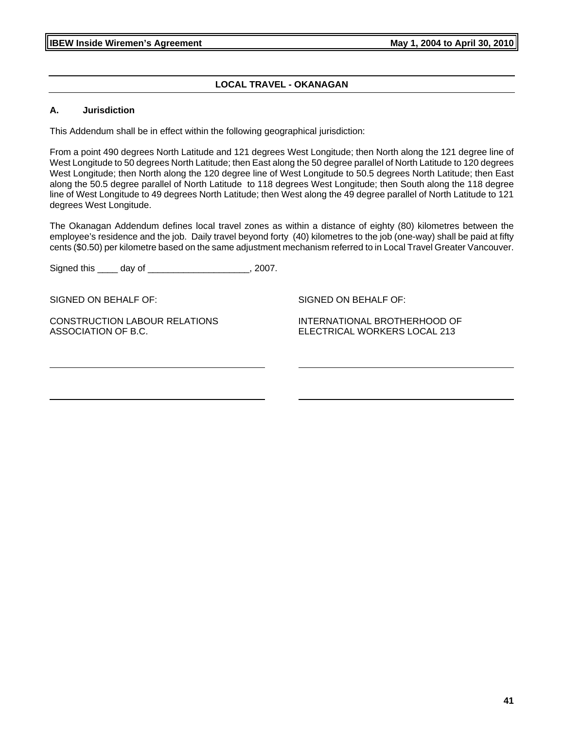## LOCAL TRAVEL - OKANAGAN

### A. Jurisdiction

This Addendum shall be in effect within the following geographical jurisdiction:

From a point 490 degrees North Latitude and 121 degrees West Longitude; then North along the 121 degree line of West Longitude to 50 degrees North Latitude; then East along the 50 degree parallel of North Latitude to 120 degrees West Longitude; then North along the 120 degree line of West Longitude to 50.5 degrees North Latitude; then East along the 50.5 degree parallel of North Latitude to 118 degrees West Longitude; then South along the 118 degree line of West Longitude to 49 degrees North Latitude; then West along the 49 degree parallel of North Latitude to 121 degrees West Longitude.

The Okanagan Addendum defines local travel zones as within a distance of eighty (80) kilometres between the employee's residence and the job. Daily travel beyond forty (40) kilometres to the job (one-way) shall be paid at fifty cents ($0.50) per kilometre based on the same adjustment mechanism referred to in Local Travel Greater Vancouver.

Signed this ____ day of ____________________, 2007.

SIGNED ON BEHALF OF:

CONSTRUCTION LABOUR RELATIONS ASSOCIATION OF B.C.

______________________________________

______________________________________

SIGNED ON BEHALF OF:

INTERNATIONAL BROTHERHOOD OF ELECTRICAL WORKERS LOCAL 213

______________________________________

______________________________________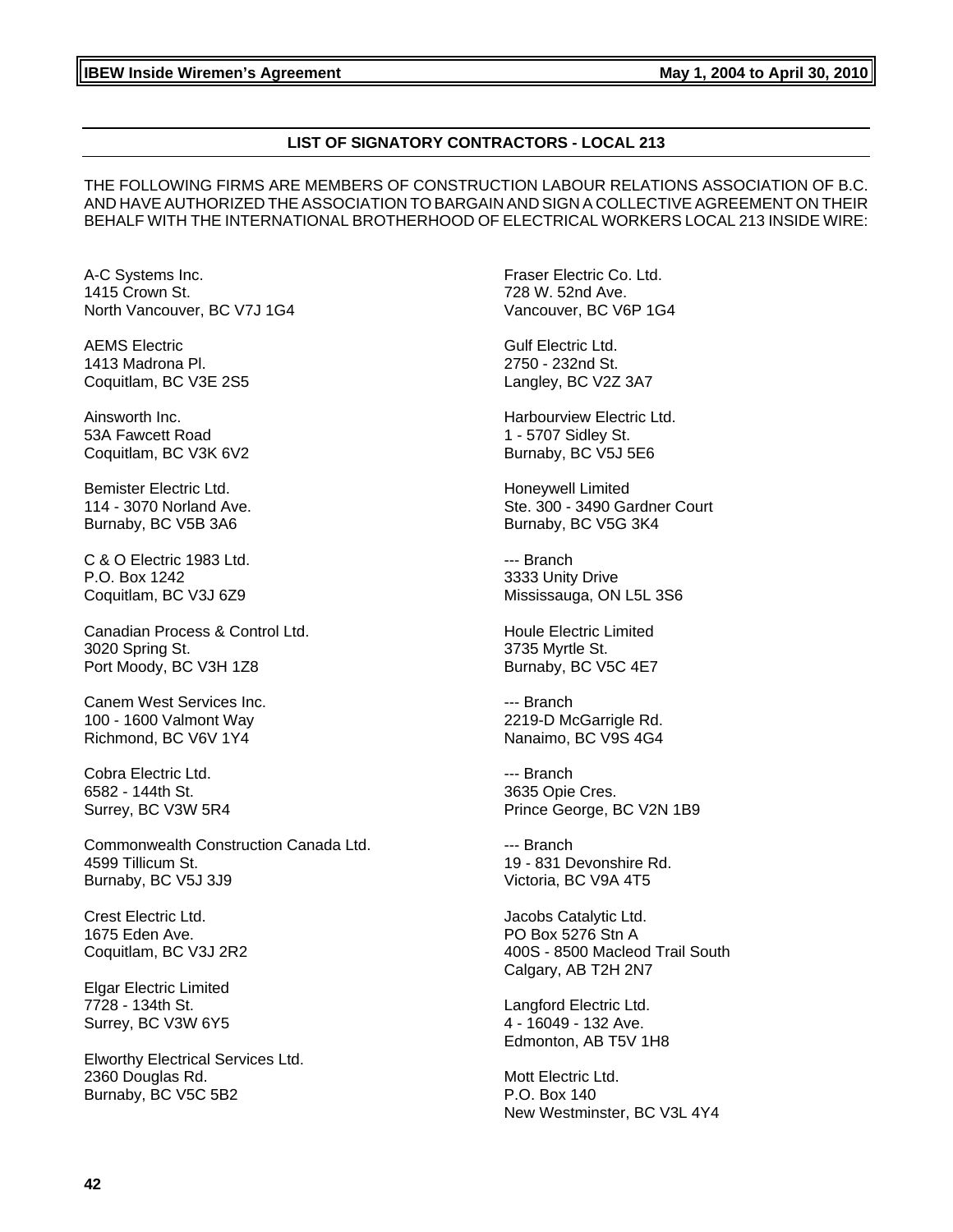## LIST OF SIGNATORY CONTRACTORS - LOCAL 213

THE FOLLOWING FIRMS ARE MEMBERS OF CONSTRUCTION LABOUR RELATIONS ASSOCIATION OF B.C. AND HAVE AUTHORIZED THE ASSOCIATION TO BARGAIN AND SIGN A COLLECTIVE AGREEMENT ON THEIR BEHALF WITH THE INTERNATIONAL BROTHERHOOD OF ELECTRICAL WORKERS LOCAL 213 INSIDE WIRE:

A-C Systems Inc.
1415 Crown St.
North Vancouver, BC V7J 1G4

AEMS Electric
1413 Madrona Pl.
Coquitlam, BC V3E 2S5

Ainsworth Inc.
53A Fawcett Road
Coquitlam, BC V3K 6V2

Bemister Electric Ltd.
114 - 3070 Norland Ave.
Burnaby, BC V5B 3A6

C & O Electric 1983 Ltd.
P.O. Box 1242
Coquitlam, BC V3J 6Z9

Canadian Process & Control Ltd.
3020 Spring St.
Port Moody, BC V3H 1Z8

Canem West Services Inc.
100 - 1600 Valmont Way
Richmond, BC V6V 1Y4

Cobra Electric Ltd.
6582 - 144th St.
Surrey, BC V3W 5R4

Commonwealth Construction Canada Ltd.
4599 Tillicum St.
Burnaby, BC V5J 3J9

Crest Electric Ltd.
1675 Eden Ave.
Coquitlam, BC V3J 2R2

Elgar Electric Limited
7728 - 134th St.
Surrey, BC V3W 6Y5

Elworthy Electrical Services Ltd.
2360 Douglas Rd.
Burnaby, BC V5C 5B2

Fraser Electric Co. Ltd.
728 W. 52nd Ave.
Vancouver, BC V6P 1G4

Gulf Electric Ltd.
2750 - 232nd St.
Langley, BC V2Z 3A7

Harbourview Electric Ltd.
1 - 5707 Sidley St.
Burnaby, BC V5J 5E6

Honeywell Limited
Ste. 300 - 3490 Gardner Court
Burnaby, BC V5G 3K4

--- Branch
3333 Unity Drive
Mississauga, ON L5L 3S6

Houle Electric Limited
3735 Myrtle St.
Burnaby, BC V5C 4E7

--- Branch
2219-D McGarrigle Rd.
Nanaimo, BC V9S 4G4

--- Branch
3635 Opie Cres.
Prince George, BC V2N 1B9

--- Branch
19 - 831 Devonshire Rd.
Victoria, BC V9A 4T5

Jacobs Catalytic Ltd.
PO Box 5276 Stn A
400S - 8500 Macleod Trail South
Calgary, AB T2H 2N7

Langford Electric Ltd.
4 - 16049 - 132 Ave.
Edmonton, AB T5V 1H8

Mott Electric Ltd.
P.O. Box 140
New Westminster, BC V3L 4Y4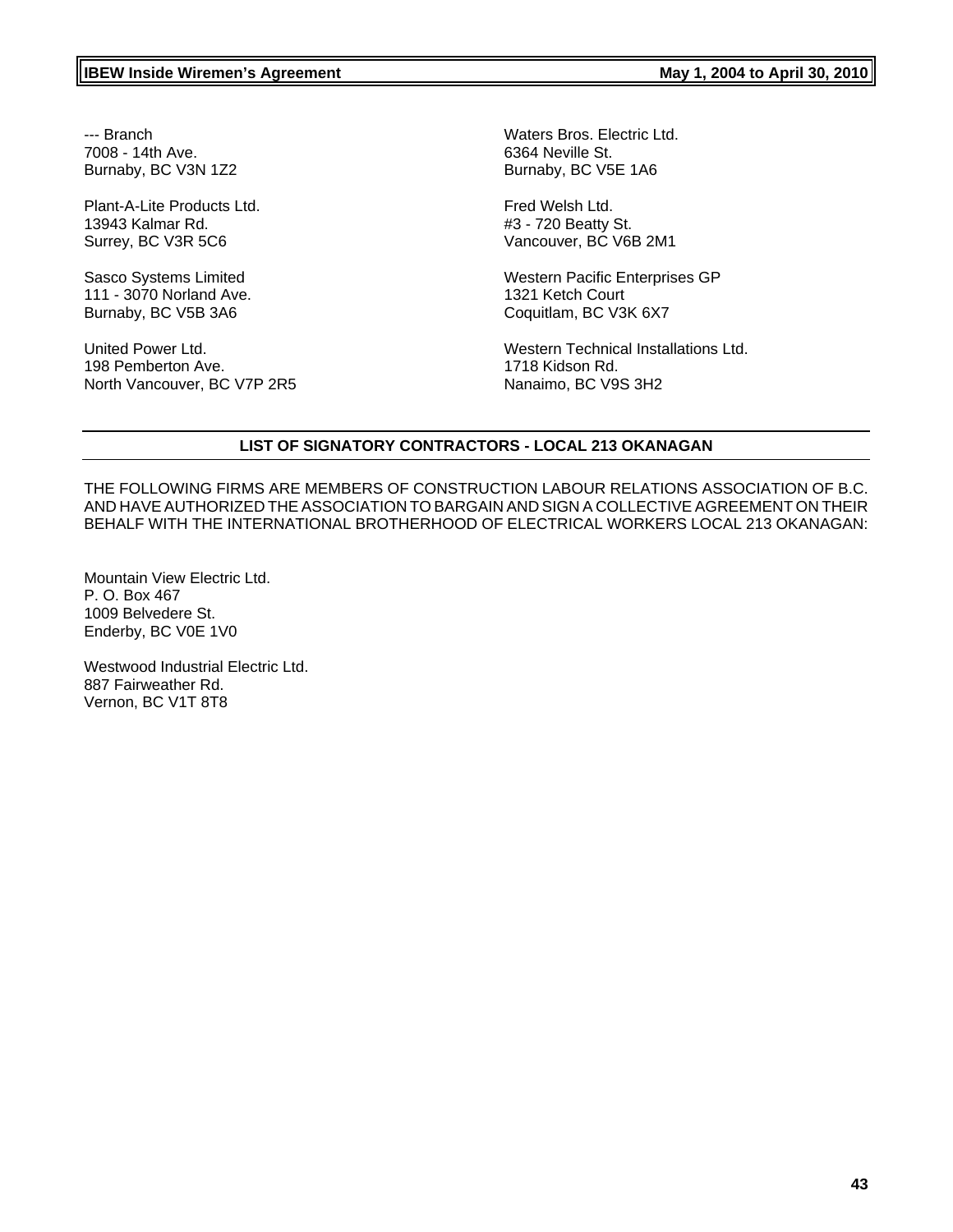--- Branch
7008 - 14th Ave.
Burnaby, BC V3N 1Z2

Plant-A-Lite Products Ltd.
13943 Kalmar Rd.
Surrey, BC V3R 5C6

Sasco Systems Limited
111 - 3070 Norland Ave.
Burnaby, BC V5B 3A6

United Power Ltd.
198 Pemberton Ave.
North Vancouver, BC V7P 2R5

Waters Bros. Electric Ltd.
6364 Neville St.
Burnaby, BC V5E 1A6

Fred Welsh Ltd.
#3 - 720 Beatty St.
Vancouver, BC V6B 2M1

Western Pacific Enterprises GP
1321 Ketch Court
Coquitlam, BC V3K 6X7

Western Technical Installations Ltd.
1718 Kidson Rd.
Nanaimo, BC V9S 3H2

## LIST OF SIGNATORY CONTRACTORS - LOCAL 213 OKANAGAN

THE FOLLOWING FIRMS ARE MEMBERS OF CONSTRUCTION LABOUR RELATIONS ASSOCIATION OF B.C. AND HAVE AUTHORIZED THE ASSOCIATION TO BARGAIN AND SIGN A COLLECTIVE AGREEMENT ON THEIR BEHALF WITH THE INTERNATIONAL BROTHERHOOD OF ELECTRICAL WORKERS LOCAL 213 OKANAGAN:

Mountain View Electric Ltd.
P. O. Box 467
1009 Belvedere St.
Enderby, BC V0E 1V0

Westwood Industrial Electric Ltd.
887 Fairweather Rd.
Vernon, BC V1T 8T8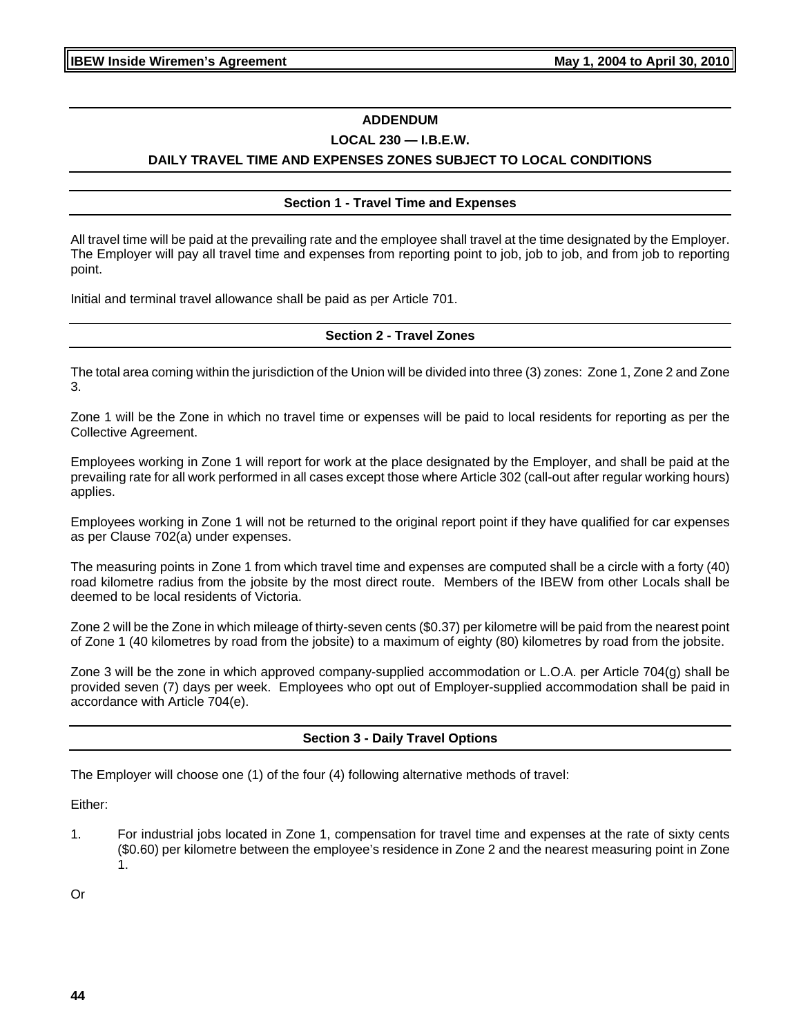## ADDENDUM

## LOCAL 230 — I.B.E.W.

## DAILY TRAVEL TIME AND EXPENSES ZONES SUBJECT TO LOCAL CONDITIONS

### Section 1 - Travel Time and Expenses

All travel time will be paid at the prevailing rate and the employee shall travel at the time designated by the Employer. The Employer will pay all travel time and expenses from reporting point to job, job to job, and from job to reporting point.

Initial and terminal travel allowance shall be paid as per Article 701.

### Section 2 - Travel Zones

The total area coming within the jurisdiction of the Union will be divided into three (3) zones: Zone 1, Zone 2 and Zone 3.

Zone 1 will be the Zone in which no travel time or expenses will be paid to local residents for reporting as per the Collective Agreement.

Employees working in Zone 1 will report for work at the place designated by the Employer, and shall be paid at the prevailing rate for all work performed in all cases except those where Article 302 (call-out after regular working hours) applies.

Employees working in Zone 1 will not be returned to the original report point if they have qualified for car expenses as per Clause 702(a) under expenses.

The measuring points in Zone 1 from which travel time and expenses are computed shall be a circle with a forty (40) road kilometre radius from the jobsite by the most direct route. Members of the IBEW from other Locals shall be deemed to be local residents of Victoria.

Zone 2 will be the Zone in which mileage of thirty-seven cents ($0.37) per kilometre will be paid from the nearest point of Zone 1 (40 kilometres by road from the jobsite) to a maximum of eighty (80) kilometres by road from the jobsite.

Zone 3 will be the zone in which approved company-supplied accommodation or L.O.A. per Article 704(g) shall be provided seven (7) days per week. Employees who opt out of Employer-supplied accommodation shall be paid in accordance with Article 704(e).

### Section 3 - Daily Travel Options

The Employer will choose one (1) of the four (4) following alternative methods of travel:

Either:

1. For industrial jobs located in Zone 1, compensation for travel time and expenses at the rate of sixty cents ($0.60) per kilometre between the employee's residence in Zone 2 and the nearest measuring point in Zone 1.

Or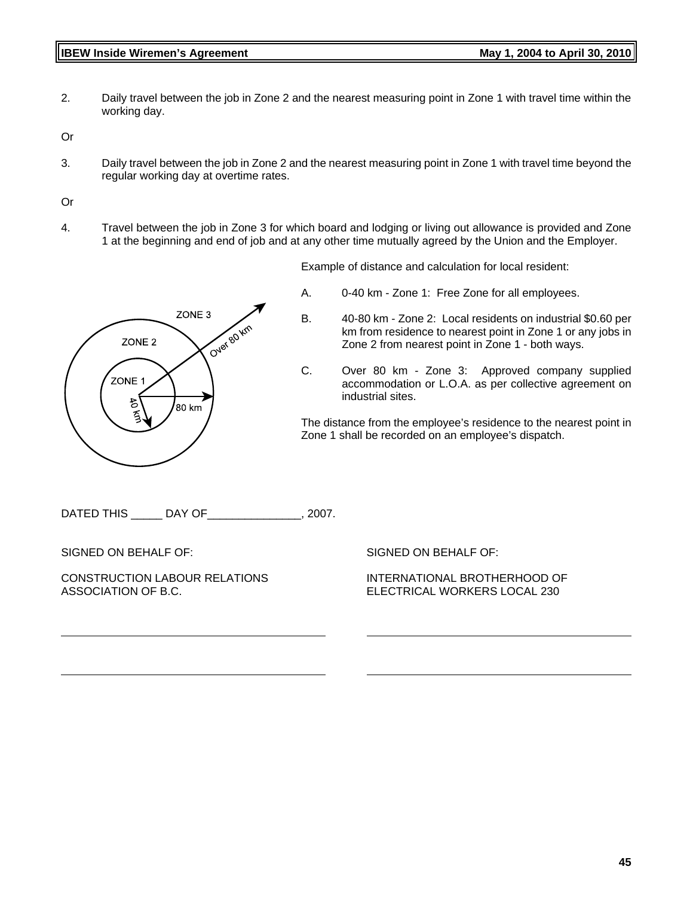2. Daily travel between the job in Zone 2 and the nearest measuring point in Zone 1 with travel time within the working day.

Or

3. Daily travel between the job in Zone 2 and the nearest measuring point in Zone 1 with travel time beyond the regular working day at overtime rates.

Or

4. Travel between the job in Zone 3 for which board and lodging or living out allowance is provided and Zone 1 at the beginning and end of job and at any other time mutually agreed by the Union and the Employer.

Example of distance and calculation for local resident:

A. 0-40 km - Zone 1: Free Zone for all employees.

B. 40-80 km - Zone 2: Local residents on industrial $0.60 per km from residence to nearest point in Zone 1 or any jobs in Zone 2 from nearest point in Zone 1 - both ways.

C. Over 80 km - Zone 3: Approved company supplied accommodation or L.O.A. as per collective agreement on industrial sites.

The distance from the employee's residence to the nearest point in Zone 1 shall be recorded on an employee's dispatch.

DATED THIS _____ DAY OF_______________, 2007.

SIGNED ON BEHALF OF:

CONSTRUCTION LABOUR RELATIONS ASSOCIATION OF B.C.

SIGNED ON BEHALF OF:

INTERNATIONAL BROTHERHOOD OF ELECTRICAL WORKERS LOCAL 230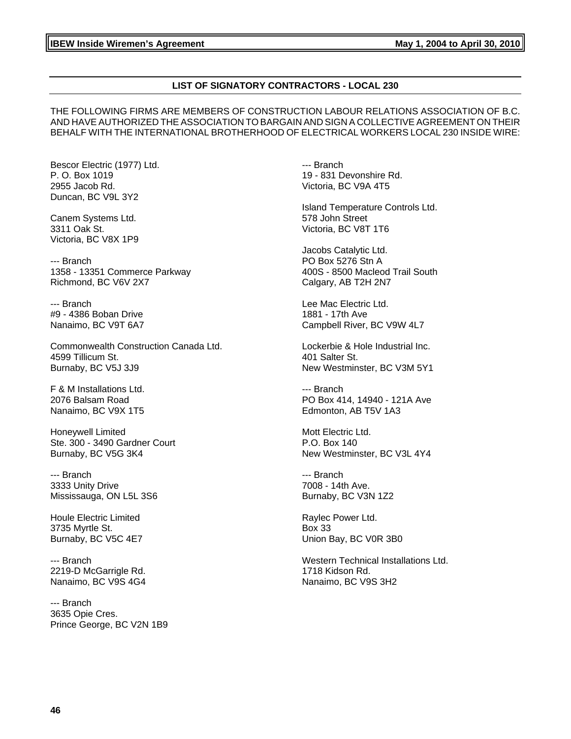## LIST OF SIGNATORY CONTRACTORS - LOCAL 230

THE FOLLOWING FIRMS ARE MEMBERS OF CONSTRUCTION LABOUR RELATIONS ASSOCIATION OF B.C. AND HAVE AUTHORIZED THE ASSOCIATION TO BARGAIN AND SIGN A COLLECTIVE AGREEMENT ON THEIR BEHALF WITH THE INTERNATIONAL BROTHERHOOD OF ELECTRICAL WORKERS LOCAL 230 INSIDE WIRE:

Bescor Electric (1977) Ltd.  
P. O. Box 1019  
2955 Jacob Rd.  
Duncan, BC V9L 3Y2

Canem Systems Ltd.  
3311 Oak St.  
Victoria, BC V8X 1P9

--- Branch  
1358 - 13351 Commerce Parkway  
Richmond, BC V6V 2X7

--- Branch  
#9 - 4386 Boban Drive  
Nanaimo, BC V9T 6A7

Commonwealth Construction Canada Ltd.  
4599 Tillicum St.  
Burnaby, BC V5J 3J9

F & M Installations Ltd.  
2076 Balsam Road  
Nanaimo, BC V9X 1T5

Honeywell Limited  
Ste. 300 - 3490 Gardner Court  
Burnaby, BC V5G 3K4

--- Branch  
3333 Unity Drive  
Mississauga, ON L5L 3S6

Houle Electric Limited  
3735 Myrtle St.  
Burnaby, BC V5C 4E7

--- Branch  
2219-D McGarrigle Rd.  
Nanaimo, BC V9S 4G4

--- Branch  
3635 Opie Cres.  
Prince George, BC V2N 1B9

--- Branch  
19 - 831 Devonshire Rd.  
Victoria, BC V9A 4T5

Island Temperature Controls Ltd.  
578 John Street  
Victoria, BC V8T 1T6

Jacobs Catalytic Ltd.  
PO Box 5276 Stn A  
400S - 8500 Macleod Trail South  
Calgary, AB T2H 2N7

Lee Mac Electric Ltd.  
1881 - 17th Ave  
Campbell River, BC V9W 4L7

Lockerbie & Hole Industrial Inc.  
401 Salter St.  
New Westminster, BC V3M 5Y1

--- Branch  
PO Box 414, 14940 - 121A Ave  
Edmonton, AB T5V 1A3

Mott Electric Ltd.  
P.O. Box 140  
New Westminster, BC V3L 4Y4

--- Branch  
7008 - 14th Ave.  
Burnaby, BC V3N 1Z2

Raylec Power Ltd.  
Box 33  
Union Bay, BC V0R 3B0

Western Technical Installations Ltd.  
1718 Kidson Rd.  
Nanaimo, BC V9S 3H2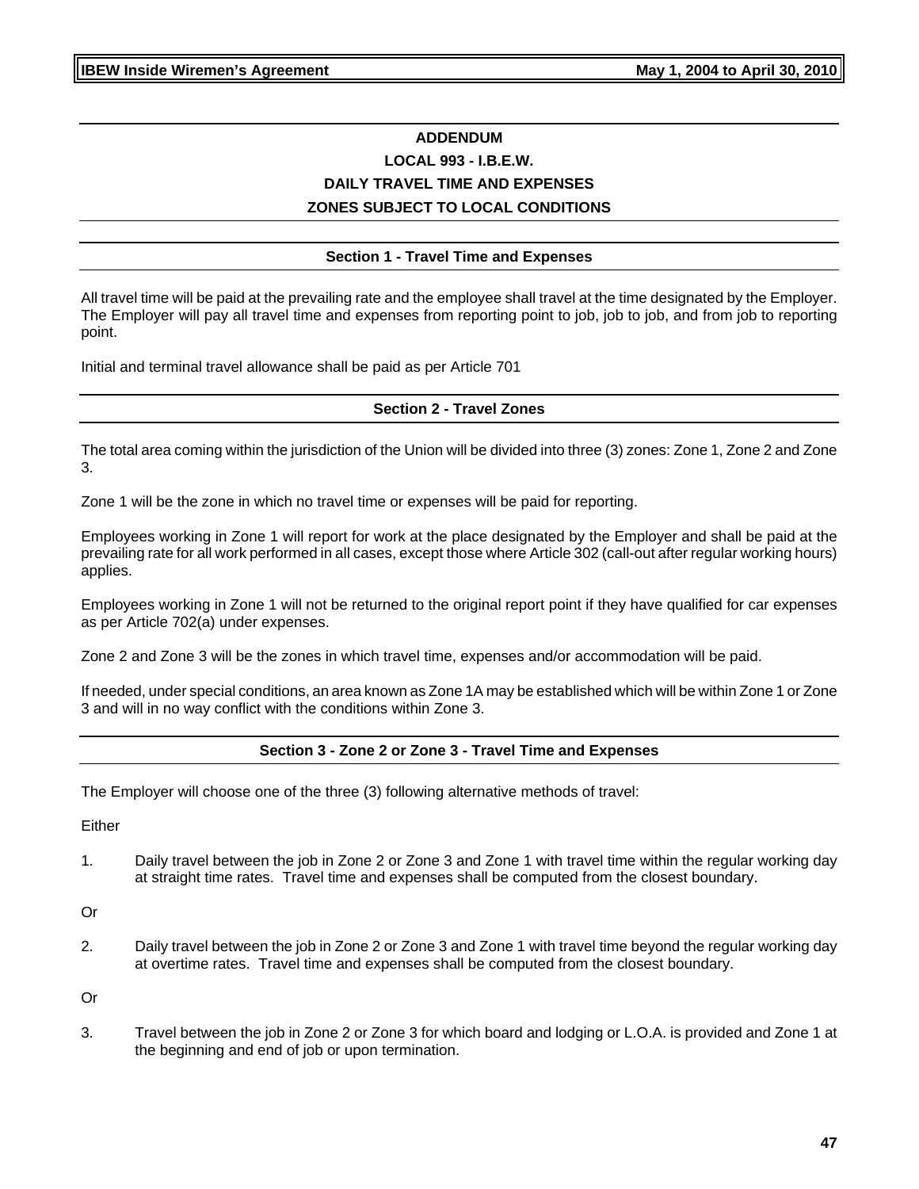# ADDENDUM

# LOCAL 993 - I.B.E.W.

# DAILY TRAVEL TIME AND EXPENSES

# ZONES SUBJECT TO LOCAL CONDITIONS

## Section 1 - Travel Time and Expenses

All travel time will be paid at the prevailing rate and the employee shall travel at the time designated by the Employer. The Employer will pay all travel time and expenses from reporting point to job, job to job, and from job to reporting point.

Initial and terminal travel allowance shall be paid as per Article 701

## Section 2 - Travel Zones

The total area coming within the jurisdiction of the Union will be divided into three (3) zones: Zone 1, Zone 2 and Zone 3.

Zone 1 will be the zone in which no travel time or expenses will be paid for reporting.

Employees working in Zone 1 will report for work at the place designated by the Employer and shall be paid at the prevailing rate for all work performed in all cases, except those where Article 302 (call-out after regular working hours) applies.

Employees working in Zone 1 will not be returned to the original report point if they have qualified for car expenses as per Article 702(a) under expenses.

Zone 2 and Zone 3 will be the zones in which travel time, expenses and/or accommodation will be paid.

If needed, under special conditions, an area known as Zone 1A may be established which will be within Zone 1 or Zone 3 and will in no way conflict with the conditions within Zone 3.

## Section 3 - Zone 2 or Zone 3 - Travel Time and Expenses

The Employer will choose one of the three (3) following alternative methods of travel:

Either

1. Daily travel between the job in Zone 2 or Zone 3 and Zone 1 with travel time within the regular working day at straight time rates. Travel time and expenses shall be computed from the closest boundary.

Or

2. Daily travel between the job in Zone 2 or Zone 3 and Zone 1 with travel time beyond the regular working day at overtime rates. Travel time and expenses shall be computed from the closest boundary.

Or

3. Travel between the job in Zone 2 or Zone 3 for which board and lodging or L.O.A. is provided and Zone 1 at the beginning and end of job or upon termination.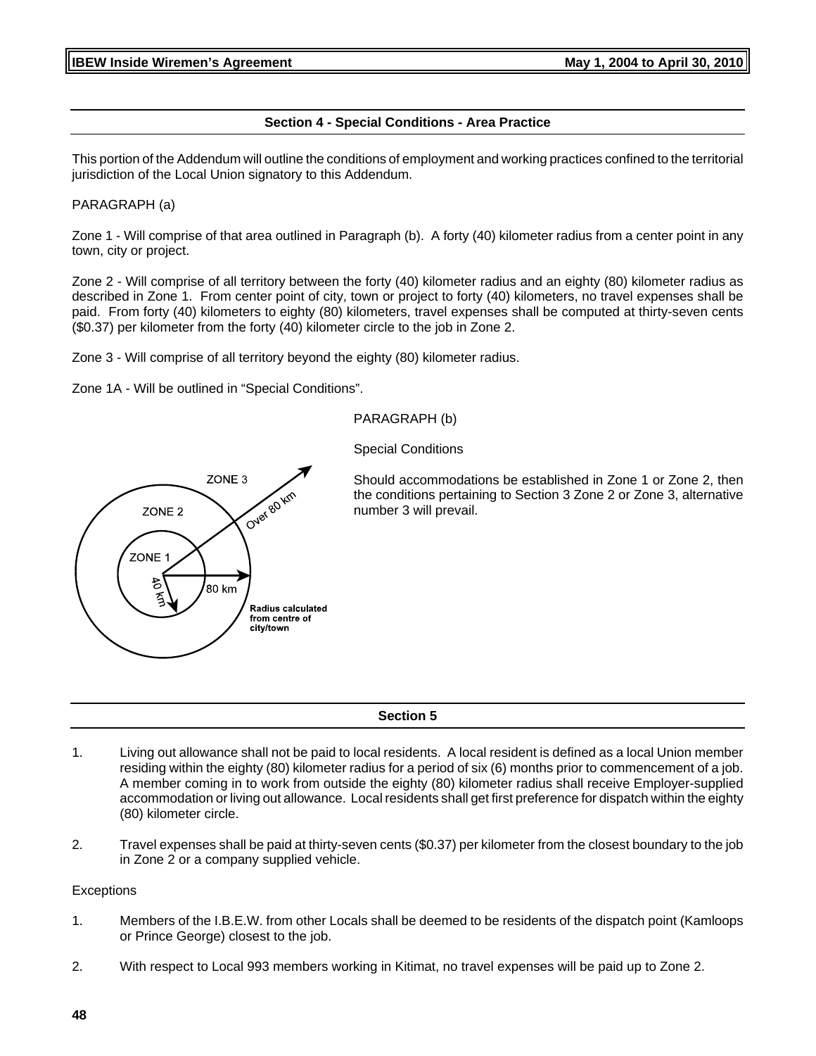## Section 4 - Special Conditions - Area Practice

This portion of the Addendum will outline the conditions of employment and working practices confined to the territorial jurisdiction of the Local Union signatory to this Addendum.

PARAGRAPH (a)

Zone 1 - Will comprise of that area outlined in Paragraph (b). A forty (40) kilometer radius from a center point in any town, city or project.

Zone 2 - Will comprise of all territory between the forty (40) kilometer radius and an eighty (80) kilometer radius as described in Zone 1. From center point of city, town or project to forty (40) kilometers, no travel expenses shall be paid. From forty (40) kilometers to eighty (80) kilometers, travel expenses shall be computed at thirty-seven cents ($0.37) per kilometer from the forty (40) kilometer circle to the job in Zone 2.

Zone 3 - Will comprise of all territory beyond the eighty (80) kilometer radius.

Zone 1A - Will be outlined in "Special Conditions".

ZONE 3

ZONE 2

ZONE 1

Over 80 km

40 km

80 km

Radius calculated from centre of city/town

PARAGRAPH (b)

Special Conditions

Should accommodations be established in Zone 1 or Zone 2, then the conditions pertaining to Section 3 Zone 2 or Zone 3, alternative number 3 will prevail.

## Section 5

1. Living out allowance shall not be paid to local residents. A local resident is defined as a local Union member residing within the eighty (80) kilometer radius for a period of six (6) months prior to commencement of a job. A member coming in to work from outside the eighty (80) kilometer radius shall receive Employer-supplied accommodation or living out allowance. Local residents shall get first preference for dispatch within the eighty (80) kilometer circle.

2. Travel expenses shall be paid at thirty-seven cents ($0.37) per kilometer from the closest boundary to the job in Zone 2 or a company supplied vehicle.

Exceptions

1. Members of the I.B.E.W. from other Locals shall be deemed to be residents of the dispatch point (Kamloops or Prince George) closest to the job.

2. With respect to Local 993 members working in Kitimat, no travel expenses will be paid up to Zone 2.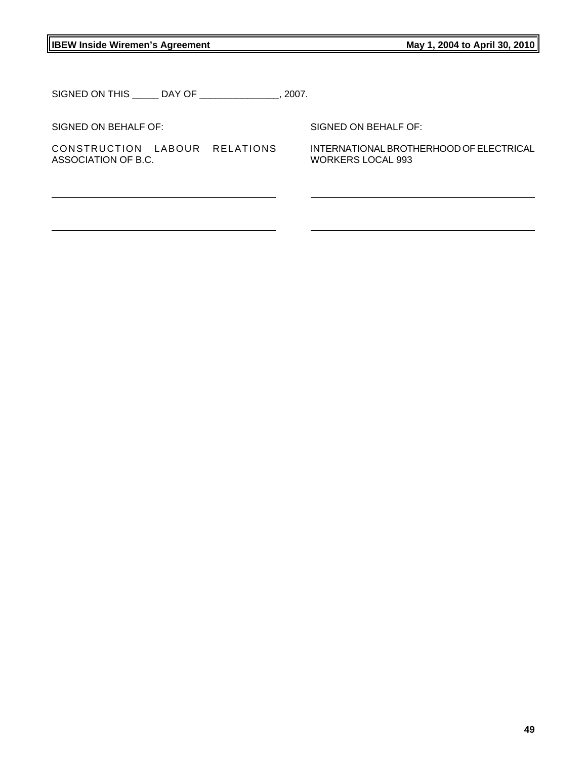SIGNED ON THIS _____ DAY OF _______________, 2007.

SIGNED ON BEHALF OF:

CONSTRUCTION LABOUR RELATIONS ASSOCIATION OF B.C.

_______________________________________________

_______________________________________________

SIGNED ON BEHALF OF:

INTERNATIONAL BROTHERHOOD OF ELECTRICAL WORKERS LOCAL 993

_______________________________________________

_______________________________________________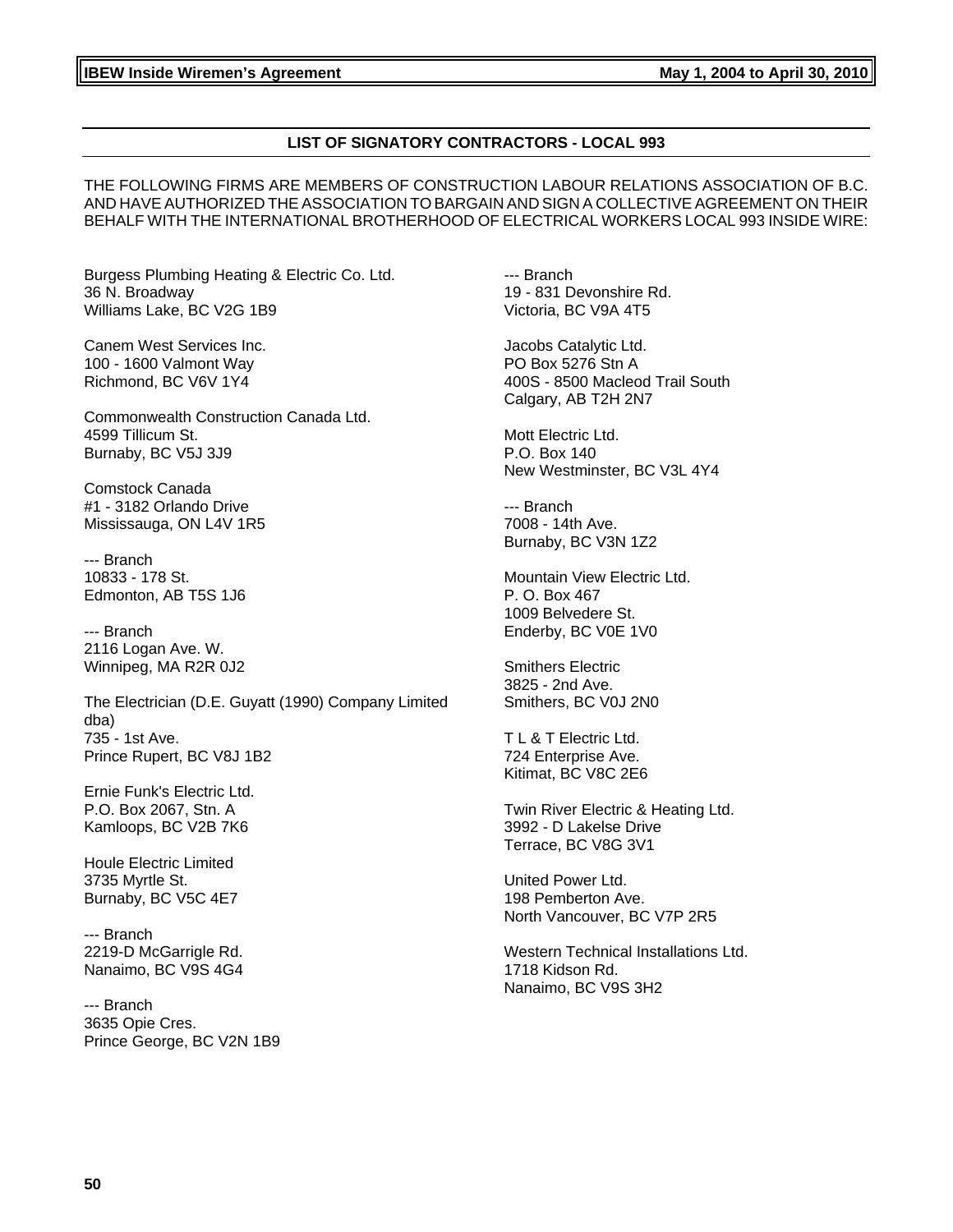## LIST OF SIGNATORY CONTRACTORS - LOCAL 993

THE FOLLOWING FIRMS ARE MEMBERS OF CONSTRUCTION LABOUR RELATIONS ASSOCIATION OF B.C. AND HAVE AUTHORIZED THE ASSOCIATION TO BARGAIN AND SIGN A COLLECTIVE AGREEMENT ON THEIR BEHALF WITH THE INTERNATIONAL BROTHERHOOD OF ELECTRICAL WORKERS LOCAL 993 INSIDE WIRE:

Burgess Plumbing Heating & Electric Co. Ltd.  
36 N. Broadway  
Williams Lake, BC V2G 1B9

Canem West Services Inc.  
100 - 1600 Valmont Way  
Richmond, BC V6V 1Y4

Commonwealth Construction Canada Ltd.  
4599 Tillicum St.  
Burnaby, BC V5J 3J9

Comstock Canada  
#1 - 3182 Orlando Drive  
Mississauga, ON L4V 1R5

--- Branch  
10833 - 178 St.  
Edmonton, AB T5S 1J6

--- Branch  
2116 Logan Ave. W.  
Winnipeg, MA R2R 0J2

The Electrician (D.E. Guyatt (1990) Company Limited dba)  
735 - 1st Ave.  
Prince Rupert, BC V8J 1B2

Ernie Funk's Electric Ltd.  
P.O. Box 2067, Stn. A  
Kamloops, BC V2B 7K6

Houle Electric Limited  
3735 Myrtle St.  
Burnaby, BC V5C 4E7

--- Branch  
2219-D McGarrigle Rd.  
Nanaimo, BC V9S 4G4

--- Branch  
3635 Opie Cres.  
Prince George, BC V2N 1B9

--- Branch  
19 - 831 Devonshire Rd.  
Victoria, BC V9A 4T5

Jacobs Catalytic Ltd.  
PO Box 5276 Stn A  
400S - 8500 Macleod Trail South  
Calgary, AB T2H 2N7

Mott Electric Ltd.  
P.O. Box 140  
New Westminster, BC V3L 4Y4

--- Branch  
7008 - 14th Ave.  
Burnaby, BC V3N 1Z2

Mountain View Electric Ltd.  
P. O. Box 467  
1009 Belvedere St.  
Enderby, BC V0E 1V0

Smithers Electric  
3825 - 2nd Ave.  
Smithers, BC V0J 2N0

T L & T Electric Ltd.  
724 Enterprise Ave.  
Kitimat, BC V8C 2E6

Twin River Electric & Heating Ltd.  
3992 - D Lakelse Drive  
Terrace, BC V8G 3V1

United Power Ltd.  
198 Pemberton Ave.  
North Vancouver, BC V7P 2R5

Western Technical Installations Ltd.  
1718 Kidson Rd.  
Nanaimo, BC V9S 3H2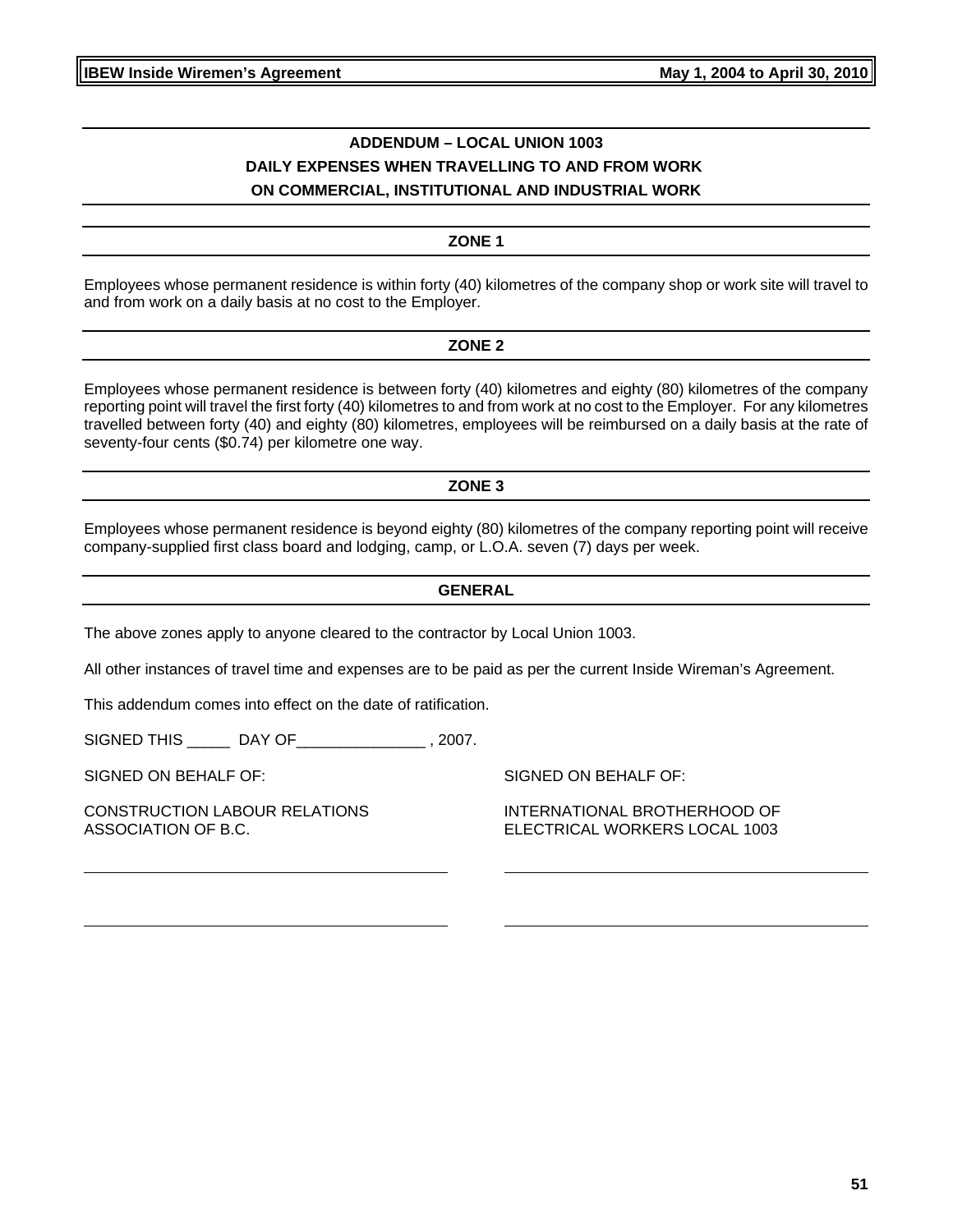## ADDENDUM – LOCAL UNION 1003
## DAILY EXPENSES WHEN TRAVELLING TO AND FROM WORK ON COMMERCIAL, INSTITUTIONAL AND INDUSTRIAL WORK

### ZONE 1

Employees whose permanent residence is within forty (40) kilometres of the company shop or work site will travel to and from work on a daily basis at no cost to the Employer.

### ZONE 2

Employees whose permanent residence is between forty (40) kilometres and eighty (80) kilometres of the company reporting point will travel the first forty (40) kilometres to and from work at no cost to the Employer. For any kilometres travelled between forty (40) and eighty (80) kilometres, employees will be reimbursed on a daily basis at the rate of seventy-four cents ($0.74) per kilometre one way.

### ZONE 3

Employees whose permanent residence is beyond eighty (80) kilometres of the company reporting point will receive company-supplied first class board and lodging, camp, or L.O.A. seven (7) days per week.

### GENERAL

The above zones apply to anyone cleared to the contractor by Local Union 1003.

All other instances of travel time and expenses are to be paid as per the current Inside Wireman's Agreement.

This addendum comes into effect on the date of ratification.

SIGNED THIS _____ DAY OF_______________ , 2007.

SIGNED ON BEHALF OF:

CONSTRUCTION LABOUR RELATIONS ASSOCIATION OF B.C.

_______________________________________

_______________________________________

SIGNED ON BEHALF OF:

INTERNATIONAL BROTHERHOOD OF ELECTRICAL WORKERS LOCAL 1003

_______________________________________

_______________________________________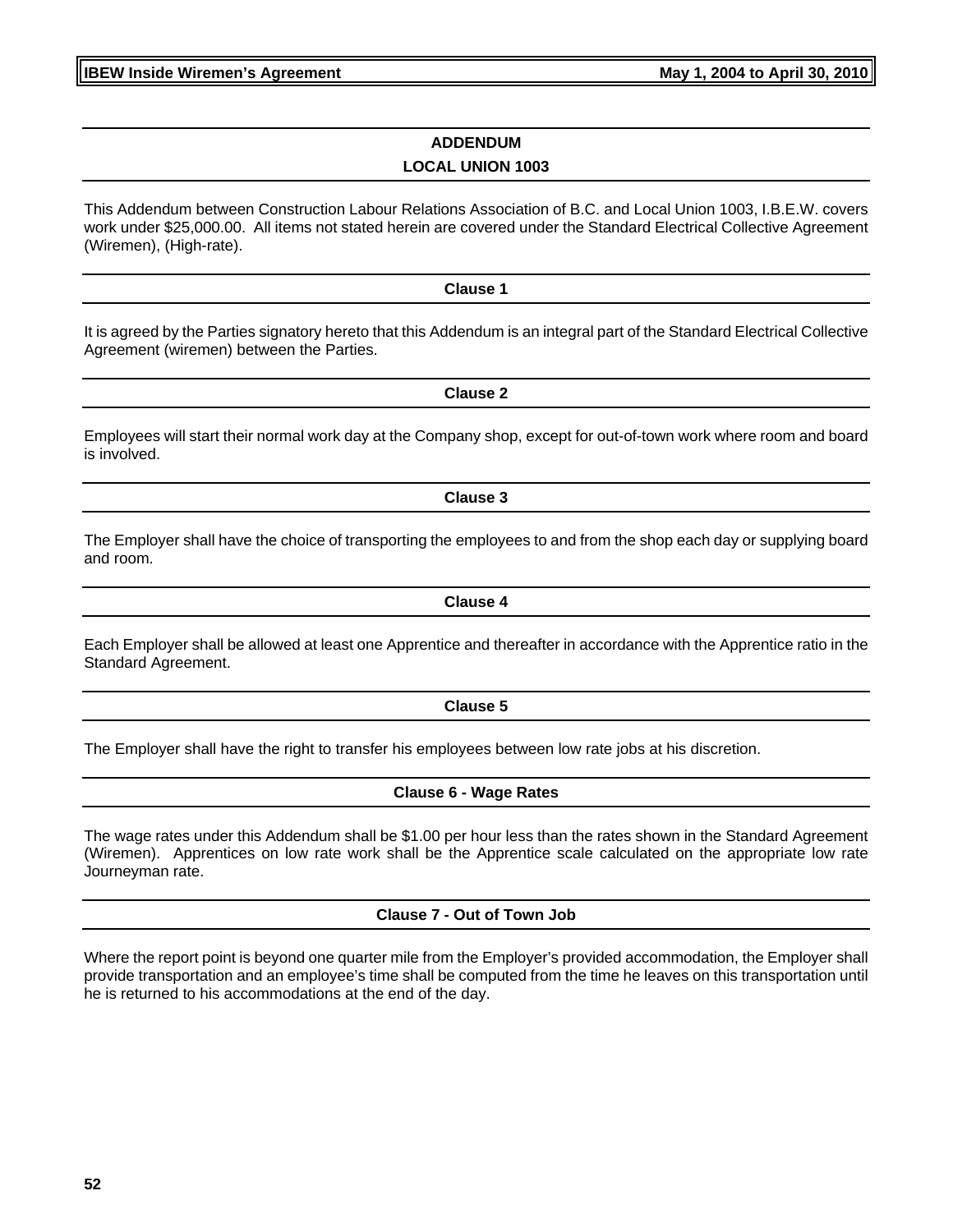## ADDENDUM

## LOCAL UNION 1003

This Addendum between Construction Labour Relations Association of B.C. and Local Union 1003, I.B.E.W. covers work under $25,000.00. All items not stated herein are covered under the Standard Electrical Collective Agreement (Wiremen), (High-rate).

### Clause 1

It is agreed by the Parties signatory hereto that this Addendum is an integral part of the Standard Electrical Collective Agreement (wiremen) between the Parties.

### Clause 2

Employees will start their normal work day at the Company shop, except for out-of-town work where room and board is involved.

### Clause 3

The Employer shall have the choice of transporting the employees to and from the shop each day or supplying board and room.

### Clause 4

Each Employer shall be allowed at least one Apprentice and thereafter in accordance with the Apprentice ratio in the Standard Agreement.

### Clause 5

The Employer shall have the right to transfer his employees between low rate jobs at his discretion.

### Clause 6 - Wage Rates

The wage rates under this Addendum shall be $1.00 per hour less than the rates shown in the Standard Agreement (Wiremen). Apprentices on low rate work shall be the Apprentice scale calculated on the appropriate low rate Journeyman rate.

### Clause 7 - Out of Town Job

Where the report point is beyond one quarter mile from the Employer's provided accommodation, the Employer shall provide transportation and an employee's time shall be computed from the time he leaves on this transportation until he is returned to his accommodations at the end of the day.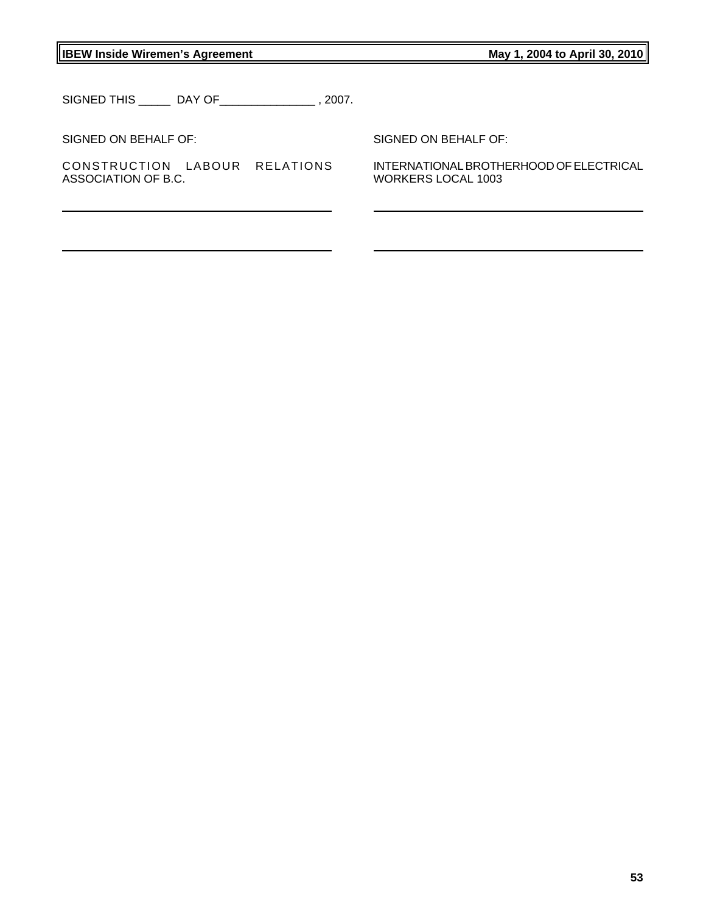SIGNED THIS _____ DAY OF_______________ , 2007.

| SIGNED ON BEHALF OF: | SIGNED ON BEHALF OF: |
|---|---|
| CONSTRUCTION LABOUR RELATIONS ASSOCIATION OF B.C. | INTERNATIONAL BROTHERHOOD OF ELECTRICAL WORKERS LOCAL 1003 |
| ________________________________________ | ________________________________________ |
| ________________________________________ | ________________________________________ |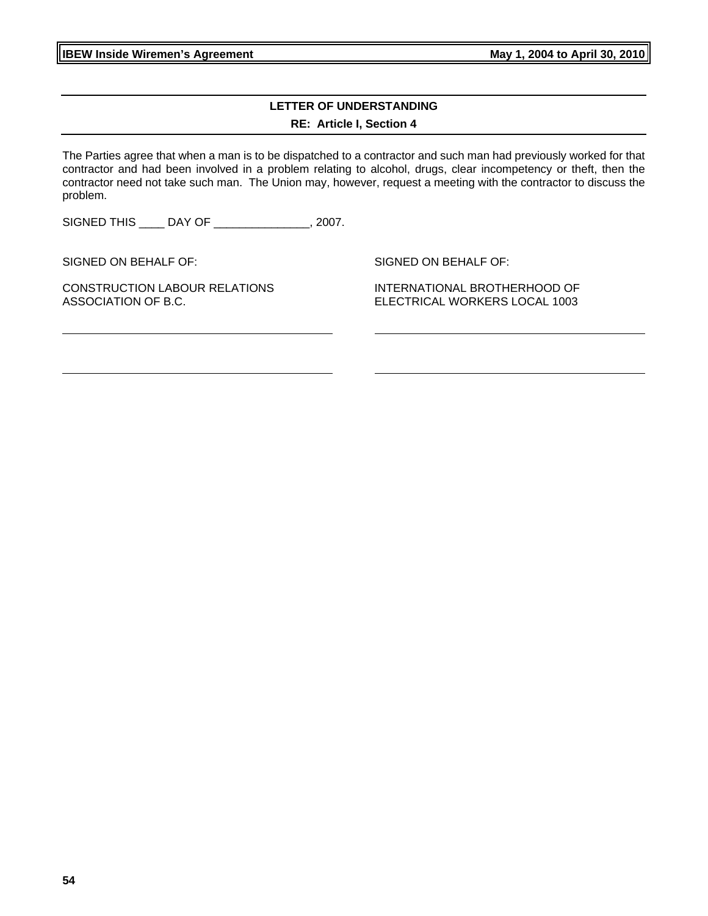## LETTER OF UNDERSTANDING

**RE: Article I, Section 4**

The Parties agree that when a man is to be dispatched to a contractor and such man had previously worked for that contractor and had been involved in a problem relating to alcohol, drugs, clear incompetency or theft, then the contractor need not take such man. The Union may, however, request a meeting with the contractor to discuss the problem.

SIGNED THIS ____ DAY OF _______________, 2007.

SIGNED ON BEHALF OF:

CONSTRUCTION LABOUR RELATIONS ASSOCIATION OF B.C.

_____________________________________

_____________________________________

SIGNED ON BEHALF OF:

INTERNATIONAL BROTHERHOOD OF ELECTRICAL WORKERS LOCAL 1003

_____________________________________

_____________________________________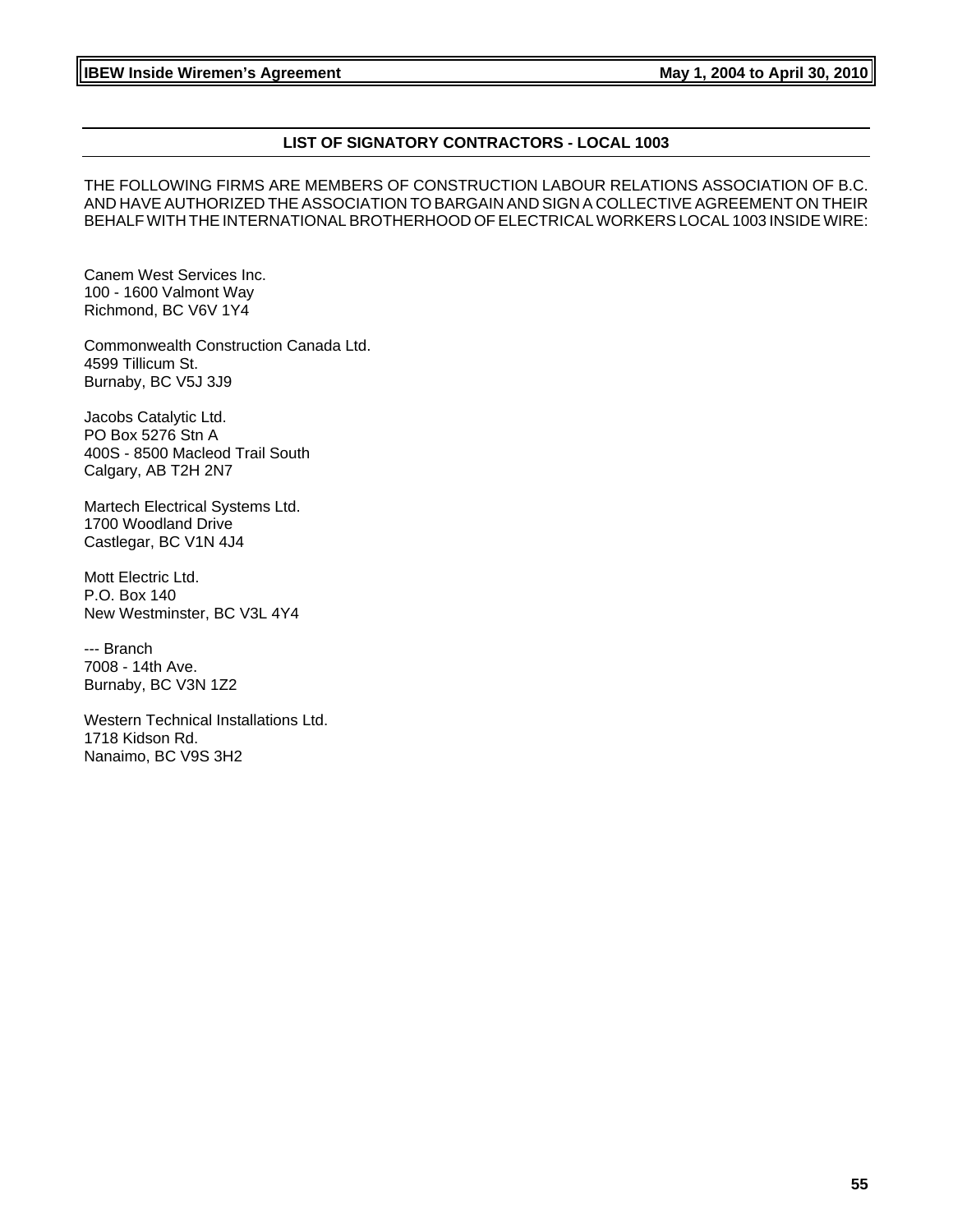## LIST OF SIGNATORY CONTRACTORS - LOCAL 1003

THE FOLLOWING FIRMS ARE MEMBERS OF CONSTRUCTION LABOUR RELATIONS ASSOCIATION OF B.C. AND HAVE AUTHORIZED THE ASSOCIATION TO BARGAIN AND SIGN A COLLECTIVE AGREEMENT ON THEIR BEHALF WITH THE INTERNATIONAL BROTHERHOOD OF ELECTRICAL WORKERS LOCAL 1003 INSIDE WIRE:

Canem West Services Inc.
100 - 1600 Valmont Way
Richmond, BC V6V 1Y4

Commonwealth Construction Canada Ltd.
4599 Tillicum St.
Burnaby, BC V5J 3J9

Jacobs Catalytic Ltd.
PO Box 5276 Stn A
400S - 8500 Macleod Trail South
Calgary, AB T2H 2N7

Martech Electrical Systems Ltd.
1700 Woodland Drive
Castlegar, BC V1N 4J4

Mott Electric Ltd.
P.O. Box 140
New Westminster, BC V3L 4Y4

--- Branch
7008 - 14th Ave.
Burnaby, BC V3N 1Z2

Western Technical Installations Ltd.
1718 Kidson Rd.
Nanaimo, BC V9S 3H2